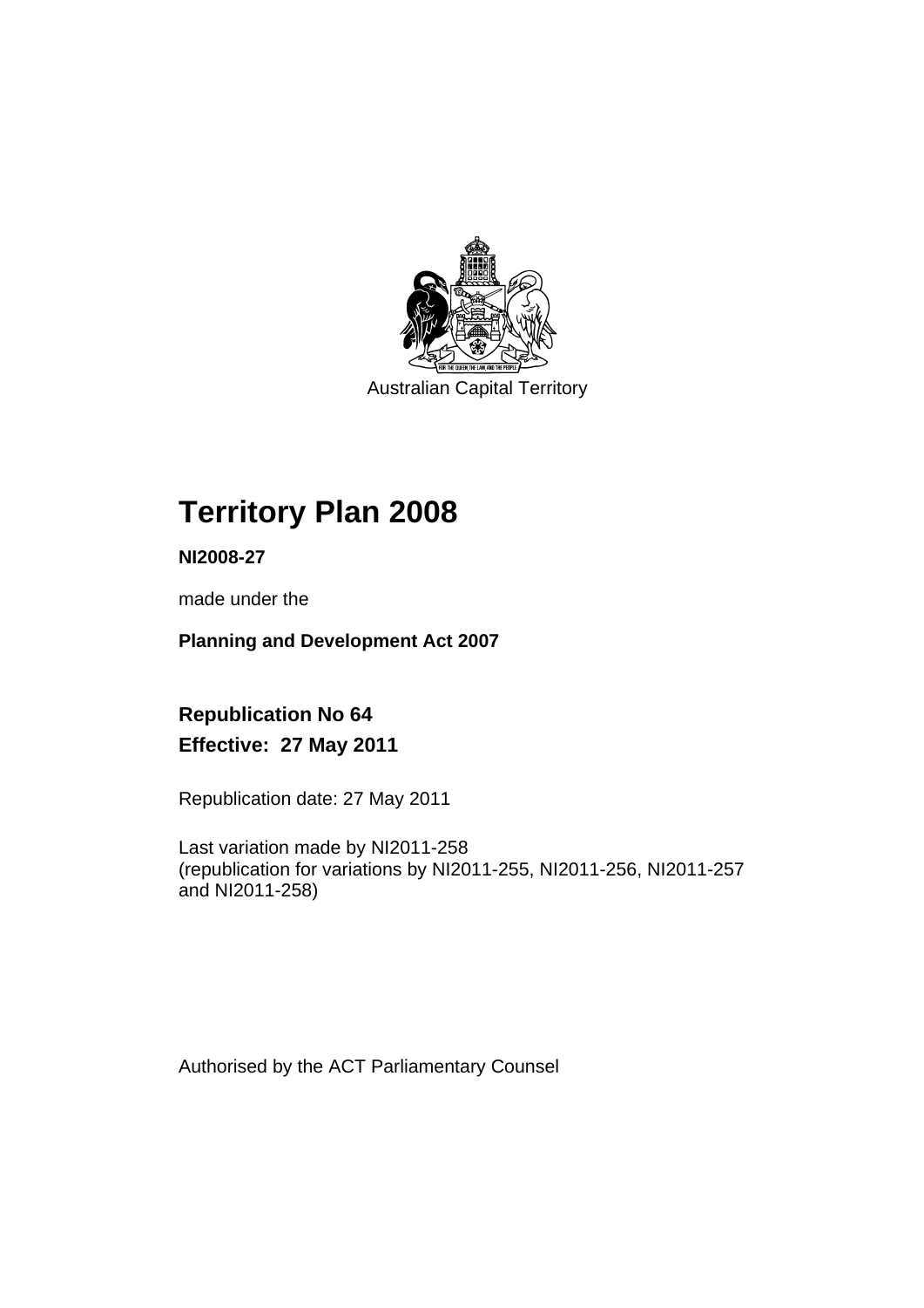Australian Capital Territory

# Territory Plan 2008

**NI2008-27**

made under the

**Planning and Development Act 2007**

**Republication No 64**
**Effective: 27 May 2011**

Republication date: 27 May 2011

Last variation made by NI2011-258
(republication for variations by NI2011-255, NI2011-256, NI2011-257 and NI2011-258)

Authorised by the ACT Parliamentary Counsel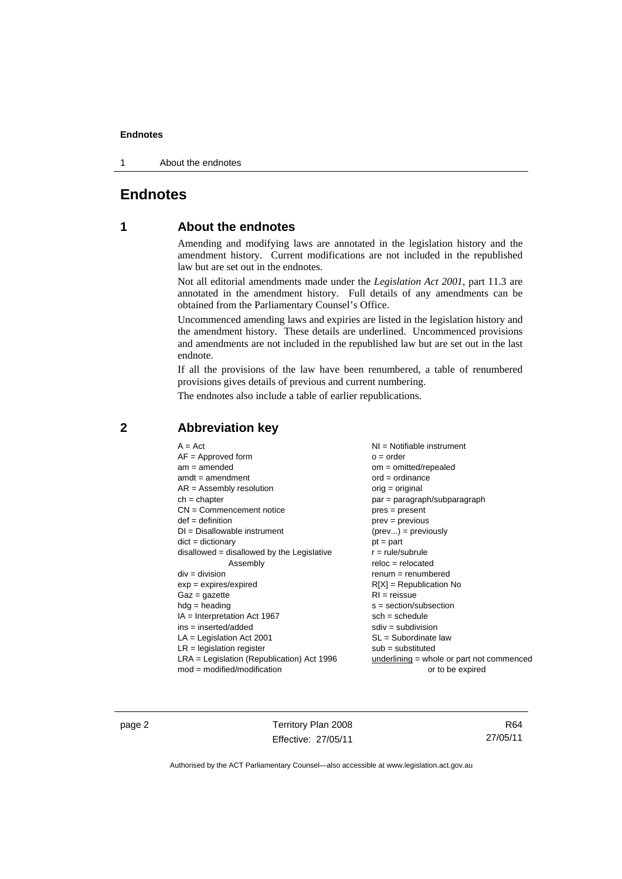# Endnotes

## 1 About the endnotes

Amending and modifying laws are annotated in the legislation history and the amendment history. Current modifications are not included in the republished law but are set out in the endnotes.

Not all editorial amendments made under the *Legislation Act 2001*, part 11.3 are annotated in the amendment history. Full details of any amendments can be obtained from the Parliamentary Counsel's Office.

Uncommenced amending laws and expiries are listed in the legislation history and the amendment history. These details are underlined. Uncommenced provisions and amendments are not included in the republished law but are set out in the last endnote.

If all the provisions of the law have been renumbered, a table of renumbered provisions gives details of previous and current numbering.

The endnotes also include a table of earlier republications.

## 2 Abbreviation key

A = Act
AF = Approved form
am = amended
amdt = amendment
AR = Assembly resolution
ch = chapter
CN = Commencement notice
def = definition
DI = Disallowable instrument
dict = dictionary
disallowed = disallowed by the Legislative Assembly
div = division
exp = expires/expired
Gaz = gazette
hdg = heading
IA = Interpretation Act 1967
ins = inserted/added
LA = Legislation Act 2001
LR = legislation register
LRA = Legislation (Republication) Act 1996
mod = modified/modification
NI = Notifiable instrument
o = order
om = omitted/repealed
ord = ordinance
orig = original
par = paragraph/subparagraph
pres = present
prev = previous
(prev...) = previously
pt = part
r = rule/subrule
reloc = relocated
renum = renumbered
R[X] = Republication No
RI = reissue
s = section/subsection
sch = schedule
sdiv = subdivision
SL = Subordinate law
sub = substituted
underlining = whole or part not commenced or to be expired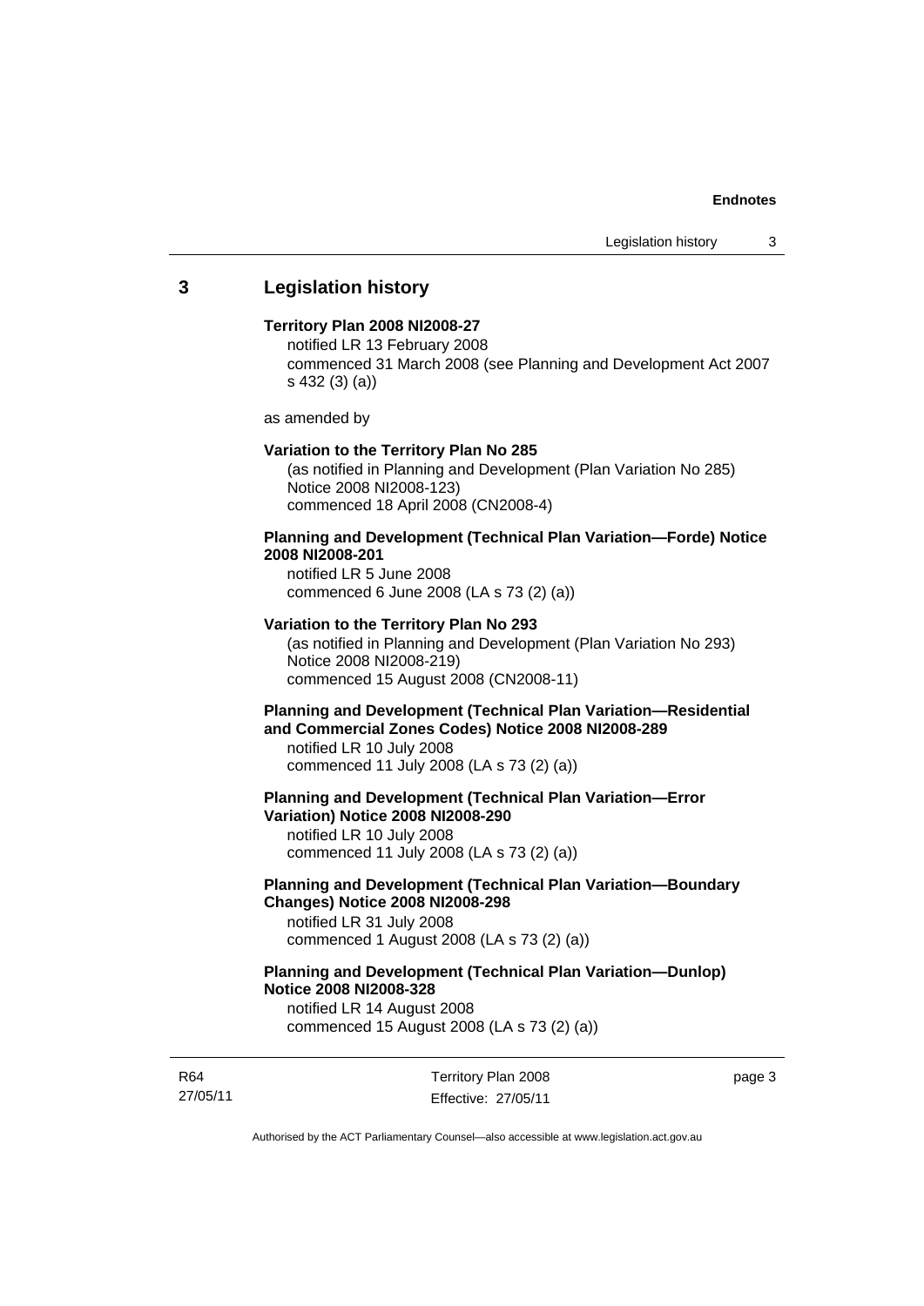## 3 Legislation history

**Territory Plan 2008 NI2008-27**

notified LR 13 February 2008
commenced 31 March 2008 (see Planning and Development Act 2007 s 432 (3) (a))

as amended by

**Variation to the Territory Plan No 285**

(as notified in Planning and Development (Plan Variation No 285) Notice 2008 NI2008-123)
commenced 18 April 2008 (CN2008-4)

**Planning and Development (Technical Plan Variation—Forde) Notice 2008 NI2008-201**

notified LR 5 June 2008
commenced 6 June 2008 (LA s 73 (2) (a))

**Variation to the Territory Plan No 293**

(as notified in Planning and Development (Plan Variation No 293) Notice 2008 NI2008-219)
commenced 15 August 2008 (CN2008-11)

**Planning and Development (Technical Plan Variation—Residential and Commercial Zones Codes) Notice 2008 NI2008-289**

notified LR 10 July 2008
commenced 11 July 2008 (LA s 73 (2) (a))

**Planning and Development (Technical Plan Variation—Error Variation) Notice 2008 NI2008-290**

notified LR 10 July 2008
commenced 11 July 2008 (LA s 73 (2) (a))

**Planning and Development (Technical Plan Variation—Boundary Changes) Notice 2008 NI2008-298**

notified LR 31 July 2008
commenced 1 August 2008 (LA s 73 (2) (a))

**Planning and Development (Technical Plan Variation—Dunlop) Notice 2008 NI2008-328**

notified LR 14 August 2008
commenced 15 August 2008 (LA s 73 (2) (a))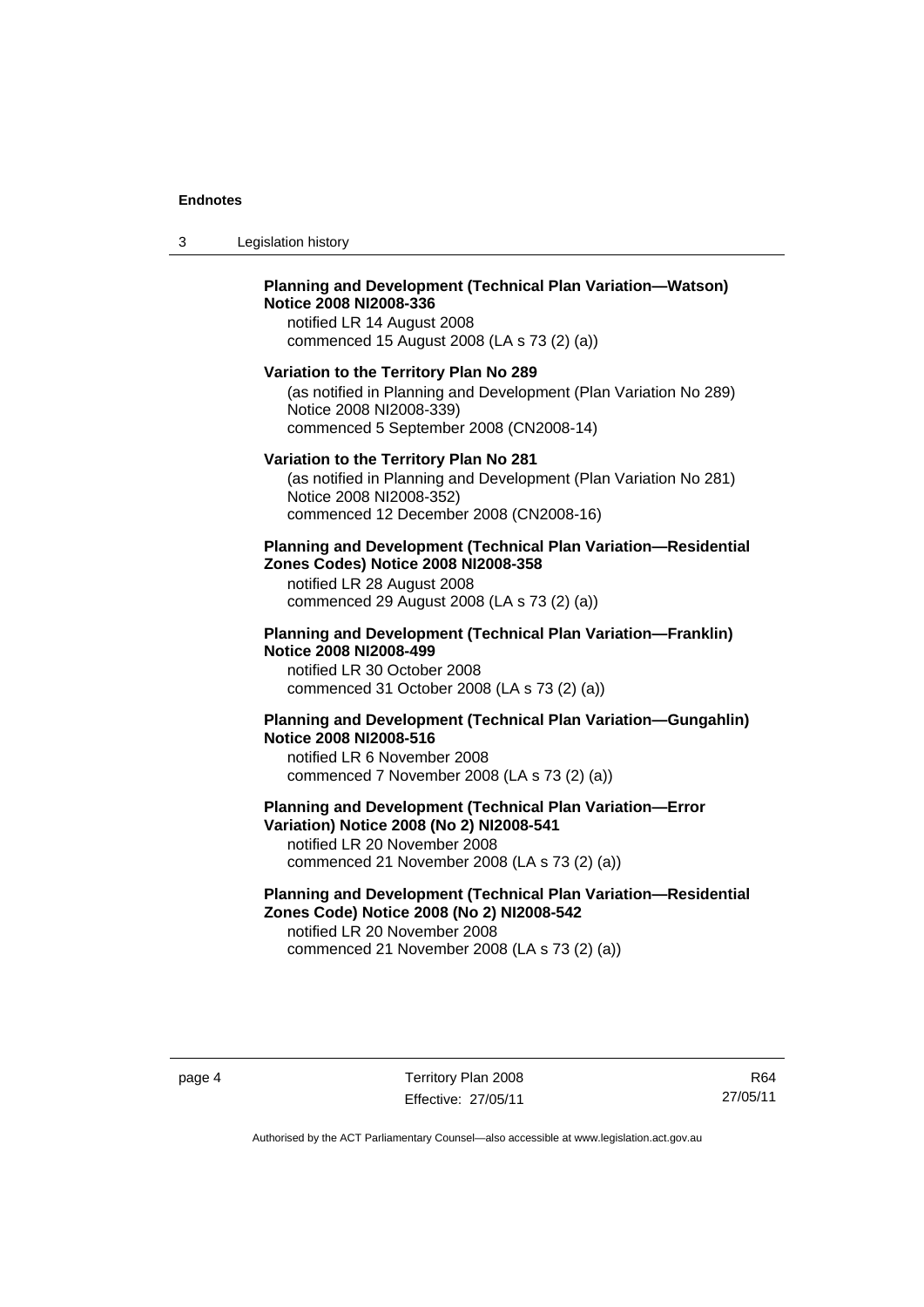**Planning and Development (Technical Plan Variation—Watson) Notice 2008 NI2008-336**
notified LR 14 August 2008
commenced 15 August 2008 (LA s 73 (2) (a))

**Variation to the Territory Plan No 289**
(as notified in Planning and Development (Plan Variation No 289) Notice 2008 NI2008-339)
commenced 5 September 2008 (CN2008-14)

**Variation to the Territory Plan No 281**
(as notified in Planning and Development (Plan Variation No 281) Notice 2008 NI2008-352)
commenced 12 December 2008 (CN2008-16)

**Planning and Development (Technical Plan Variation—Residential Zones Codes) Notice 2008 NI2008-358**
notified LR 28 August 2008
commenced 29 August 2008 (LA s 73 (2) (a))

**Planning and Development (Technical Plan Variation—Franklin) Notice 2008 NI2008-499**
notified LR 30 October 2008
commenced 31 October 2008 (LA s 73 (2) (a))

**Planning and Development (Technical Plan Variation—Gungahlin) Notice 2008 NI2008-516**
notified LR 6 November 2008
commenced 7 November 2008 (LA s 73 (2) (a))

**Planning and Development (Technical Plan Variation—Error Variation) Notice 2008 (No 2) NI2008-541**
notified LR 20 November 2008
commenced 21 November 2008 (LA s 73 (2) (a))

**Planning and Development (Technical Plan Variation—Residential Zones Code) Notice 2008 (No 2) NI2008-542**
notified LR 20 November 2008
commenced 21 November 2008 (LA s 73 (2) (a))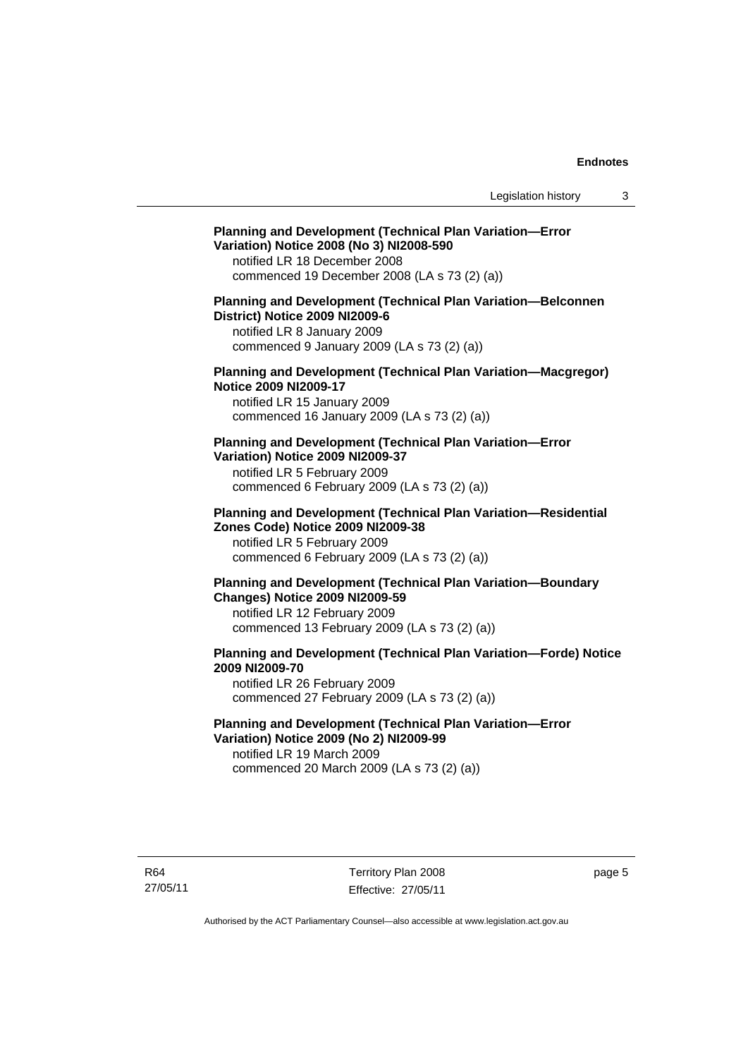**Planning and Development (Technical Plan Variation—Error Variation) Notice 2008 (No 3) NI2008-590**
notified LR 18 December 2008
commenced 19 December 2008 (LA s 73 (2) (a))

**Planning and Development (Technical Plan Variation—Belconnen District) Notice 2009 NI2009-6**
notified LR 8 January 2009
commenced 9 January 2009 (LA s 73 (2) (a))

**Planning and Development (Technical Plan Variation—Macgregor) Notice 2009 NI2009-17**
notified LR 15 January 2009
commenced 16 January 2009 (LA s 73 (2) (a))

**Planning and Development (Technical Plan Variation—Error Variation) Notice 2009 NI2009-37**
notified LR 5 February 2009
commenced 6 February 2009 (LA s 73 (2) (a))

**Planning and Development (Technical Plan Variation—Residential Zones Code) Notice 2009 NI2009-38**
notified LR 5 February 2009
commenced 6 February 2009 (LA s 73 (2) (a))

**Planning and Development (Technical Plan Variation—Boundary Changes) Notice 2009 NI2009-59**
notified LR 12 February 2009
commenced 13 February 2009 (LA s 73 (2) (a))

**Planning and Development (Technical Plan Variation—Forde) Notice 2009 NI2009-70**
notified LR 26 February 2009
commenced 27 February 2009 (LA s 73 (2) (a))

**Planning and Development (Technical Plan Variation—Error Variation) Notice 2009 (No 2) NI2009-99**
notified LR 19 March 2009
commenced 20 March 2009 (LA s 73 (2) (a))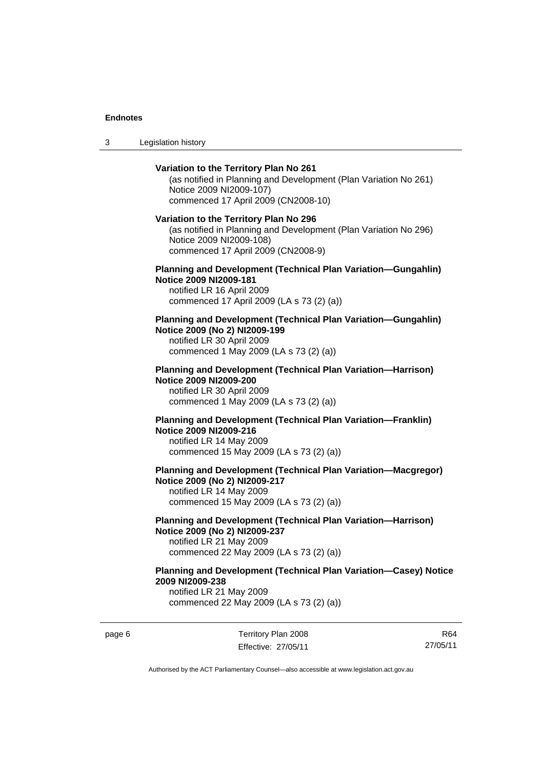**Variation to the Territory Plan No 261**

(as notified in Planning and Development (Plan Variation No 261) Notice 2009 NI2009-107)
commenced 17 April 2009 (CN2008-10)

**Variation to the Territory Plan No 296**

(as notified in Planning and Development (Plan Variation No 296) Notice 2009 NI2009-108)
commenced 17 April 2009 (CN2008-9)

**Planning and Development (Technical Plan Variation—Gungahlin) Notice 2009 NI2009-181**

notified LR 16 April 2009
commenced 17 April 2009 (LA s 73 (2) (a))

**Planning and Development (Technical Plan Variation—Gungahlin) Notice 2009 (No 2) NI2009-199**

notified LR 30 April 2009
commenced 1 May 2009 (LA s 73 (2) (a))

**Planning and Development (Technical Plan Variation—Harrison) Notice 2009 NI2009-200**

notified LR 30 April 2009
commenced 1 May 2009 (LA s 73 (2) (a))

**Planning and Development (Technical Plan Variation—Franklin) Notice 2009 NI2009-216**

notified LR 14 May 2009
commenced 15 May 2009 (LA s 73 (2) (a))

**Planning and Development (Technical Plan Variation—Macgregor) Notice 2009 (No 2) NI2009-217**

notified LR 14 May 2009
commenced 15 May 2009 (LA s 73 (2) (a))

**Planning and Development (Technical Plan Variation—Harrison) Notice 2009 (No 2) NI2009-237**

notified LR 21 May 2009
commenced 22 May 2009 (LA s 73 (2) (a))

**Planning and Development (Technical Plan Variation—Casey) Notice 2009 NI2009-238**

notified LR 21 May 2009
commenced 22 May 2009 (LA s 73 (2) (a))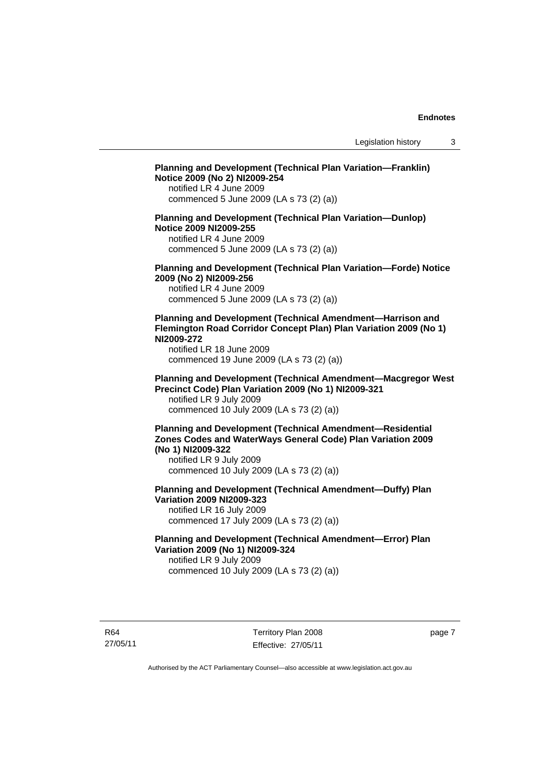**Planning and Development (Technical Plan Variation—Franklin) Notice 2009 (No 2) NI2009-254**
notified LR 4 June 2009
commenced 5 June 2009 (LA s 73 (2) (a))

**Planning and Development (Technical Plan Variation—Dunlop) Notice 2009 NI2009-255**
notified LR 4 June 2009
commenced 5 June 2009 (LA s 73 (2) (a))

**Planning and Development (Technical Plan Variation—Forde) Notice 2009 (No 2) NI2009-256**
notified LR 4 June 2009
commenced 5 June 2009 (LA s 73 (2) (a))

**Planning and Development (Technical Amendment—Harrison and Flemington Road Corridor Concept Plan) Plan Variation 2009 (No 1) NI2009-272**
notified LR 18 June 2009
commenced 19 June 2009 (LA s 73 (2) (a))

**Planning and Development (Technical Amendment—Macgregor West Precinct Code) Plan Variation 2009 (No 1) NI2009-321**
notified LR 9 July 2009
commenced 10 July 2009 (LA s 73 (2) (a))

**Planning and Development (Technical Amendment—Residential Zones Codes and WaterWays General Code) Plan Variation 2009 (No 1) NI2009-322**
notified LR 9 July 2009
commenced 10 July 2009 (LA s 73 (2) (a))

**Planning and Development (Technical Amendment—Duffy) Plan Variation 2009 NI2009-323**
notified LR 16 July 2009
commenced 17 July 2009 (LA s 73 (2) (a))

**Planning and Development (Technical Amendment—Error) Plan Variation 2009 (No 1) NI2009-324**
notified LR 9 July 2009
commenced 10 July 2009 (LA s 73 (2) (a))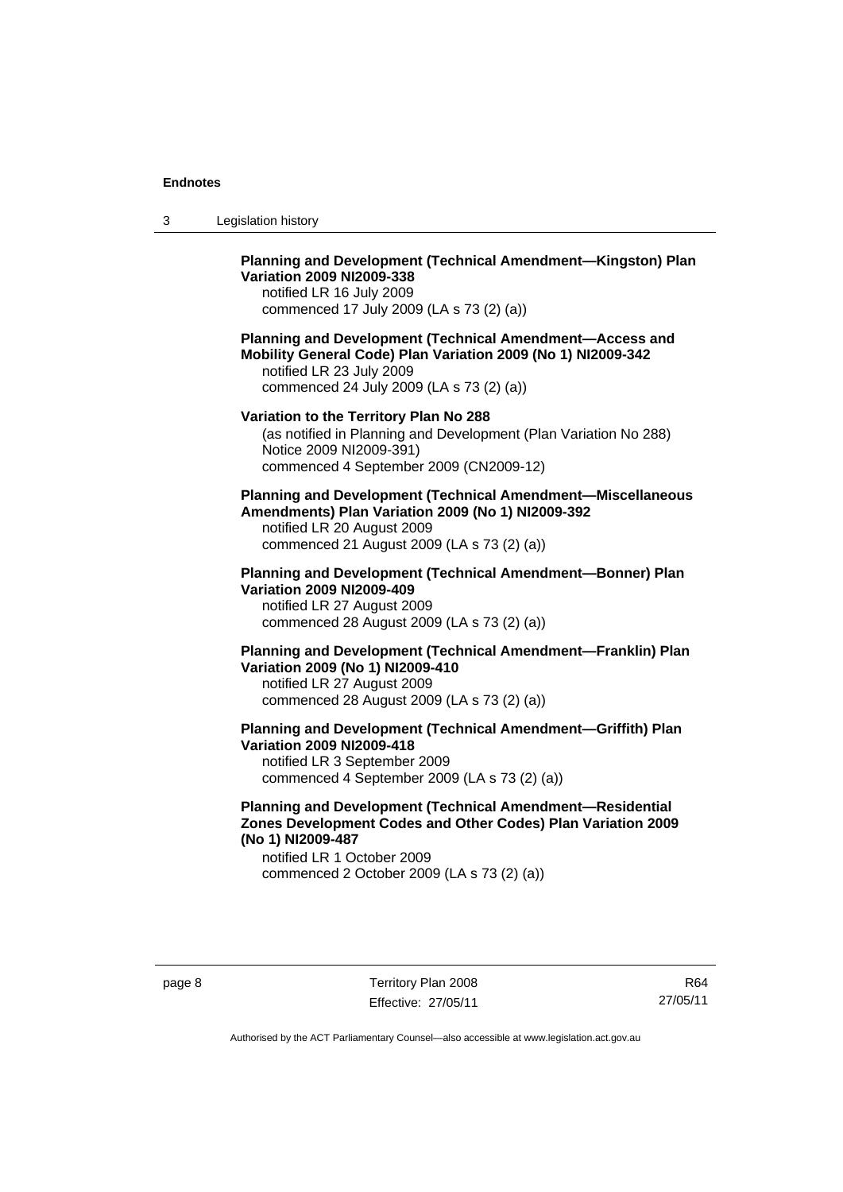**Planning and Development (Technical Amendment—Kingston) Plan Variation 2009 NI2009-338**
notified LR 16 July 2009
commenced 17 July 2009 (LA s 73 (2) (a))

**Planning and Development (Technical Amendment—Access and Mobility General Code) Plan Variation 2009 (No 1) NI2009-342**
notified LR 23 July 2009
commenced 24 July 2009 (LA s 73 (2) (a))

**Variation to the Territory Plan No 288**
(as notified in Planning and Development (Plan Variation No 288) Notice 2009 NI2009-391)
commenced 4 September 2009 (CN2009-12)

**Planning and Development (Technical Amendment—Miscellaneous Amendments) Plan Variation 2009 (No 1) NI2009-392**
notified LR 20 August 2009
commenced 21 August 2009 (LA s 73 (2) (a))

**Planning and Development (Technical Amendment—Bonner) Plan Variation 2009 NI2009-409**
notified LR 27 August 2009
commenced 28 August 2009 (LA s 73 (2) (a))

**Planning and Development (Technical Amendment—Franklin) Plan Variation 2009 (No 1) NI2009-410**
notified LR 27 August 2009
commenced 28 August 2009 (LA s 73 (2) (a))

**Planning and Development (Technical Amendment—Griffith) Plan Variation 2009 NI2009-418**
notified LR 3 September 2009
commenced 4 September 2009 (LA s 73 (2) (a))

**Planning and Development (Technical Amendment—Residential Zones Development Codes and Other Codes) Plan Variation 2009 (No 1) NI2009-487**
notified LR 1 October 2009
commenced 2 October 2009 (LA s 73 (2) (a))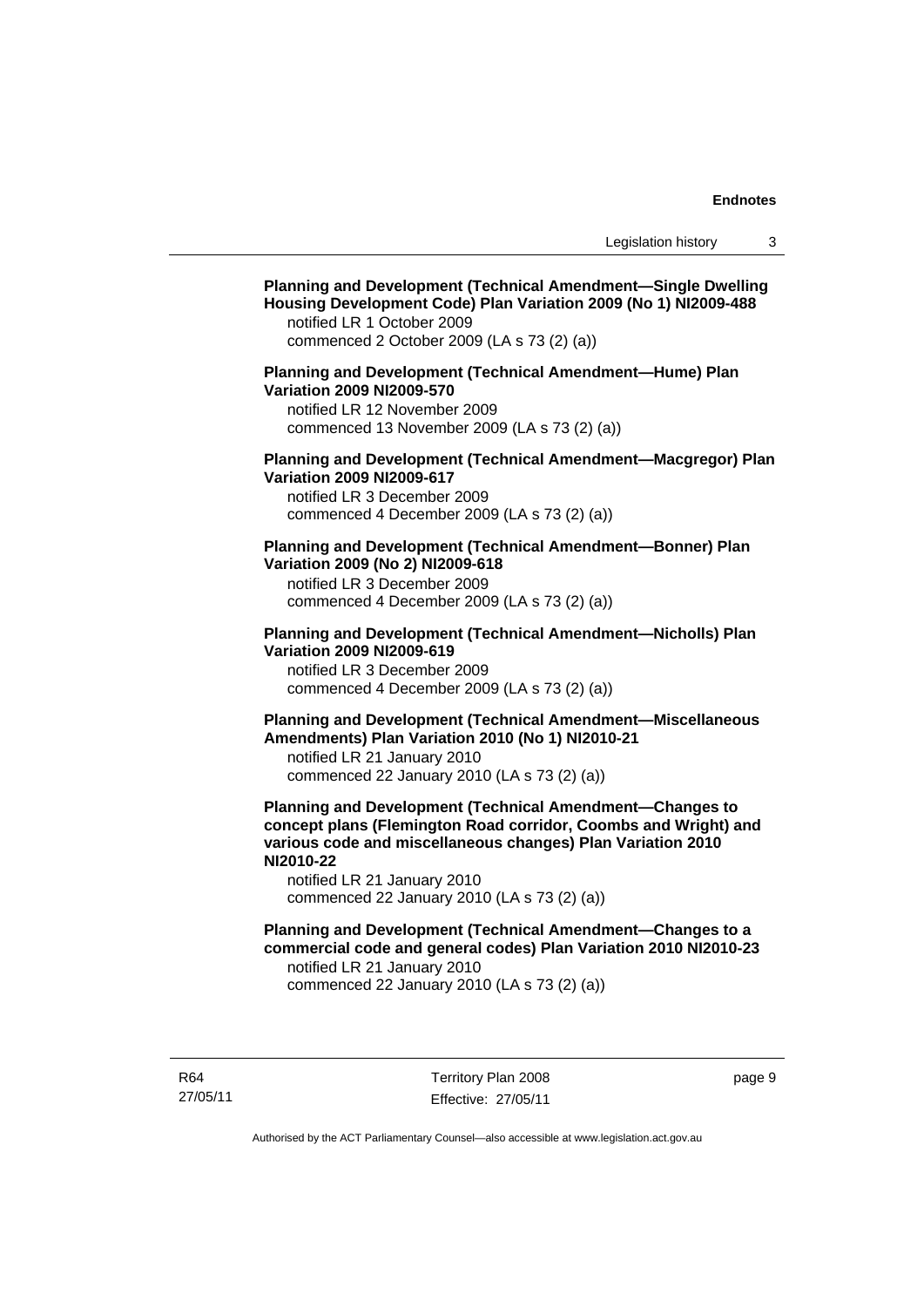**Planning and Development (Technical Amendment—Single Dwelling Housing Development Code) Plan Variation 2009 (No 1) NI2009-488**
notified LR 1 October 2009
commenced 2 October 2009 (LA s 73 (2) (a))

**Planning and Development (Technical Amendment—Hume) Plan Variation 2009 NI2009-570**
notified LR 12 November 2009
commenced 13 November 2009 (LA s 73 (2) (a))

**Planning and Development (Technical Amendment—Macgregor) Plan Variation 2009 NI2009-617**
notified LR 3 December 2009
commenced 4 December 2009 (LA s 73 (2) (a))

**Planning and Development (Technical Amendment—Bonner) Plan Variation 2009 (No 2) NI2009-618**
notified LR 3 December 2009
commenced 4 December 2009 (LA s 73 (2) (a))

**Planning and Development (Technical Amendment—Nicholls) Plan Variation 2009 NI2009-619**
notified LR 3 December 2009
commenced 4 December 2009 (LA s 73 (2) (a))

**Planning and Development (Technical Amendment—Miscellaneous Amendments) Plan Variation 2010 (No 1) NI2010-21**
notified LR 21 January 2010
commenced 22 January 2010 (LA s 73 (2) (a))

**Planning and Development (Technical Amendment—Changes to concept plans (Flemington Road corridor, Coombs and Wright) and various code and miscellaneous changes) Plan Variation 2010 NI2010-22**
notified LR 21 January 2010
commenced 22 January 2010 (LA s 73 (2) (a))

**Planning and Development (Technical Amendment—Changes to a commercial code and general codes) Plan Variation 2010 NI2010-23**
notified LR 21 January 2010
commenced 22 January 2010 (LA s 73 (2) (a))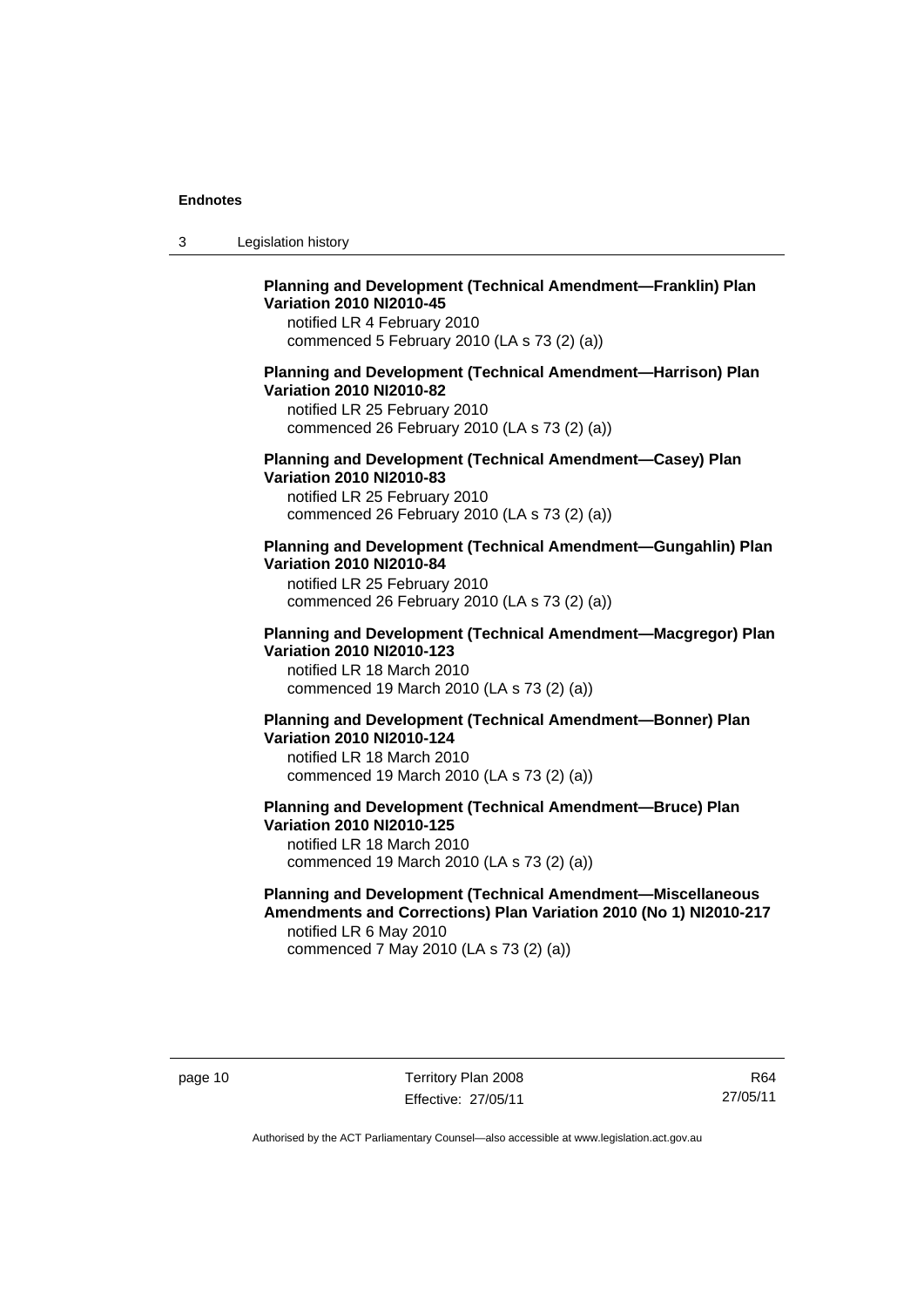**Planning and Development (Technical Amendment—Franklin) Plan Variation 2010 NI2010-45**
notified LR 4 February 2010
commenced 5 February 2010 (LA s 73 (2) (a))

**Planning and Development (Technical Amendment—Harrison) Plan Variation 2010 NI2010-82**
notified LR 25 February 2010
commenced 26 February 2010 (LA s 73 (2) (a))

**Planning and Development (Technical Amendment—Casey) Plan Variation 2010 NI2010-83**
notified LR 25 February 2010
commenced 26 February 2010 (LA s 73 (2) (a))

**Planning and Development (Technical Amendment—Gungahlin) Plan Variation 2010 NI2010-84**
notified LR 25 February 2010
commenced 26 February 2010 (LA s 73 (2) (a))

**Planning and Development (Technical Amendment—Macgregor) Plan Variation 2010 NI2010-123**
notified LR 18 March 2010
commenced 19 March 2010 (LA s 73 (2) (a))

**Planning and Development (Technical Amendment—Bonner) Plan Variation 2010 NI2010-124**
notified LR 18 March 2010
commenced 19 March 2010 (LA s 73 (2) (a))

**Planning and Development (Technical Amendment—Bruce) Plan Variation 2010 NI2010-125**
notified LR 18 March 2010
commenced 19 March 2010 (LA s 73 (2) (a))

**Planning and Development (Technical Amendment—Miscellaneous Amendments and Corrections) Plan Variation 2010 (No 1) NI2010-217**
notified LR 6 May 2010
commenced 7 May 2010 (LA s 73 (2) (a))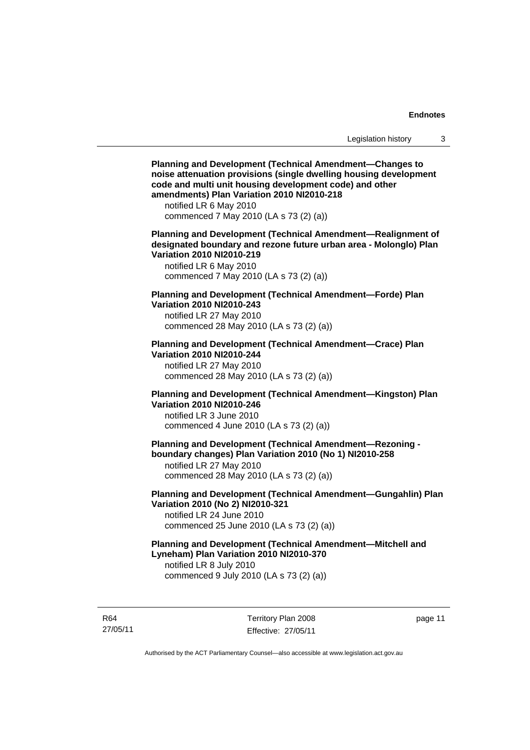**Planning and Development (Technical Amendment—Changes to noise attenuation provisions (single dwelling housing development code and multi unit housing development code) and other amendments) Plan Variation 2010 NI2010-218**

notified LR 6 May 2010
commenced 7 May 2010 (LA s 73 (2) (a))

**Planning and Development (Technical Amendment—Realignment of designated boundary and rezone future urban area - Molonglo) Plan Variation 2010 NI2010-219**

notified LR 6 May 2010
commenced 7 May 2010 (LA s 73 (2) (a))

**Planning and Development (Technical Amendment—Forde) Plan Variation 2010 NI2010-243**

notified LR 27 May 2010
commenced 28 May 2010 (LA s 73 (2) (a))

**Planning and Development (Technical Amendment—Crace) Plan Variation 2010 NI2010-244**

notified LR 27 May 2010
commenced 28 May 2010 (LA s 73 (2) (a))

**Planning and Development (Technical Amendment—Kingston) Plan Variation 2010 NI2010-246**

notified LR 3 June 2010
commenced 4 June 2010 (LA s 73 (2) (a))

**Planning and Development (Technical Amendment—Rezoning - boundary changes) Plan Variation 2010 (No 1) NI2010-258**

notified LR 27 May 2010
commenced 28 May 2010 (LA s 73 (2) (a))

**Planning and Development (Technical Amendment—Gungahlin) Plan Variation 2010 (No 2) NI2010-321**

notified LR 24 June 2010
commenced 25 June 2010 (LA s 73 (2) (a))

**Planning and Development (Technical Amendment—Mitchell and Lyneham) Plan Variation 2010 NI2010-370**

notified LR 8 July 2010
commenced 9 July 2010 (LA s 73 (2) (a))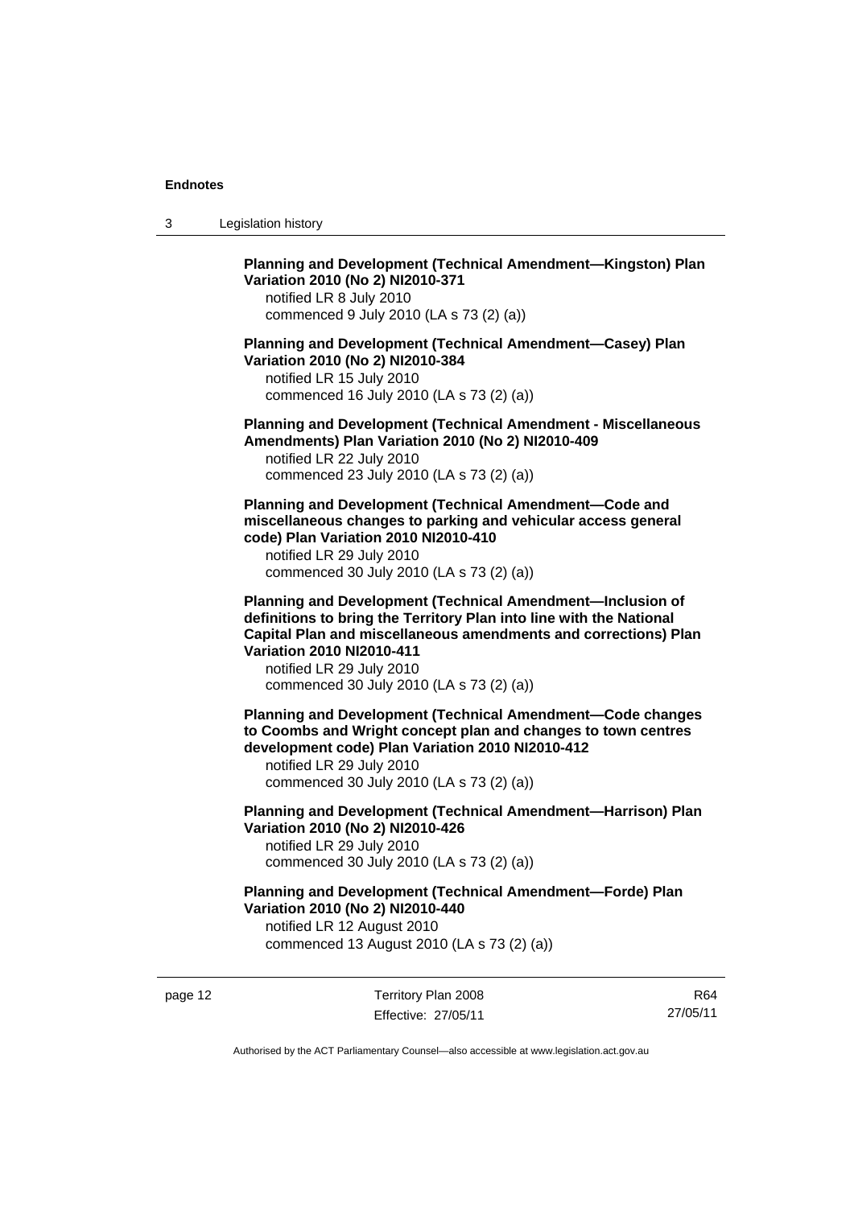**Planning and Development (Technical Amendment—Kingston) Plan Variation 2010 (No 2) NI2010-371**
notified LR 8 July 2010
commenced 9 July 2010 (LA s 73 (2) (a))

**Planning and Development (Technical Amendment—Casey) Plan Variation 2010 (No 2) NI2010-384**
notified LR 15 July 2010
commenced 16 July 2010 (LA s 73 (2) (a))

**Planning and Development (Technical Amendment - Miscellaneous Amendments) Plan Variation 2010 (No 2) NI2010-409**
notified LR 22 July 2010
commenced 23 July 2010 (LA s 73 (2) (a))

**Planning and Development (Technical Amendment—Code and miscellaneous changes to parking and vehicular access general code) Plan Variation 2010 NI2010-410**
notified LR 29 July 2010
commenced 30 July 2010 (LA s 73 (2) (a))

**Planning and Development (Technical Amendment—Inclusion of definitions to bring the Territory Plan into line with the National Capital Plan and miscellaneous amendments and corrections) Plan Variation 2010 NI2010-411**
notified LR 29 July 2010
commenced 30 July 2010 (LA s 73 (2) (a))

**Planning and Development (Technical Amendment—Code changes to Coombs and Wright concept plan and changes to town centres development code) Plan Variation 2010 NI2010-412**
notified LR 29 July 2010
commenced 30 July 2010 (LA s 73 (2) (a))

**Planning and Development (Technical Amendment—Harrison) Plan Variation 2010 (No 2) NI2010-426**
notified LR 29 July 2010
commenced 30 July 2010 (LA s 73 (2) (a))

**Planning and Development (Technical Amendment—Forde) Plan Variation 2010 (No 2) NI2010-440**
notified LR 12 August 2010
commenced 13 August 2010 (LA s 73 (2) (a))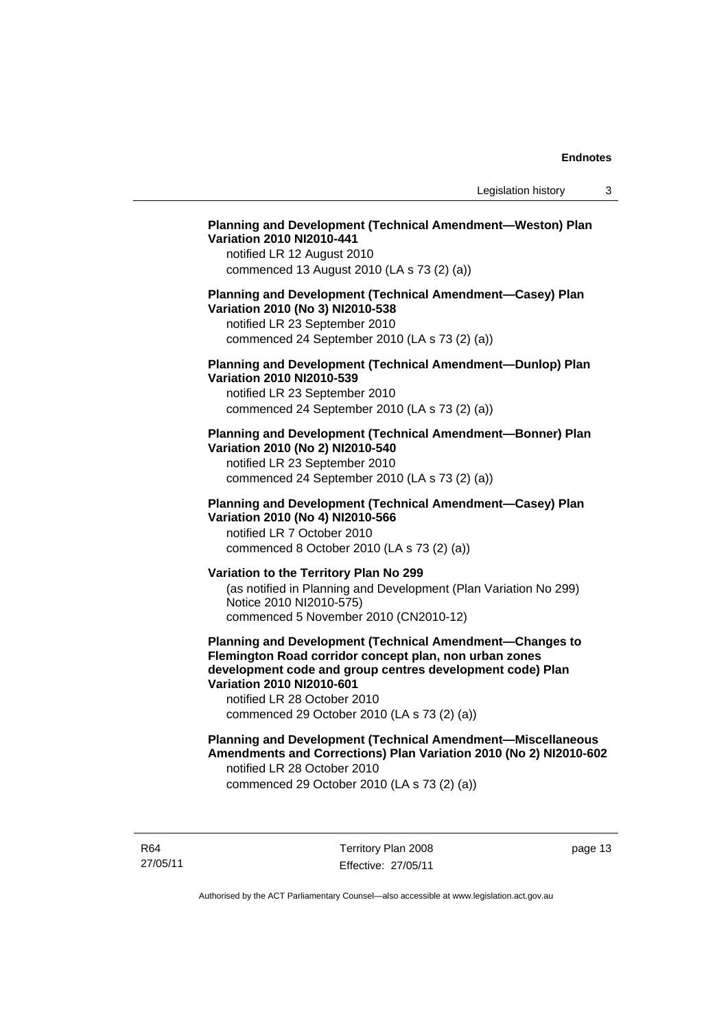**Planning and Development (Technical Amendment—Weston) Plan Variation 2010 NI2010-441**
notified LR 12 August 2010
commenced 13 August 2010 (LA s 73 (2) (a))

**Planning and Development (Technical Amendment—Casey) Plan Variation 2010 (No 3) NI2010-538**
notified LR 23 September 2010
commenced 24 September 2010 (LA s 73 (2) (a))

**Planning and Development (Technical Amendment—Dunlop) Plan Variation 2010 NI2010-539**
notified LR 23 September 2010
commenced 24 September 2010 (LA s 73 (2) (a))

**Planning and Development (Technical Amendment—Bonner) Plan Variation 2010 (No 2) NI2010-540**
notified LR 23 September 2010
commenced 24 September 2010 (LA s 73 (2) (a))

**Planning and Development (Technical Amendment—Casey) Plan Variation 2010 (No 4) NI2010-566**
notified LR 7 October 2010
commenced 8 October 2010 (LA s 73 (2) (a))

**Variation to the Territory Plan No 299**
(as notified in Planning and Development (Plan Variation No 299) Notice 2010 NI2010-575)
commenced 5 November 2010 (CN2010-12)

**Planning and Development (Technical Amendment—Changes to Flemington Road corridor concept plan, non urban zones development code and group centres development code) Plan Variation 2010 NI2010-601**
notified LR 28 October 2010
commenced 29 October 2010 (LA s 73 (2) (a))

**Planning and Development (Technical Amendment—Miscellaneous Amendments and Corrections) Plan Variation 2010 (No 2) NI2010-602**
notified LR 28 October 2010
commenced 29 October 2010 (LA s 73 (2) (a))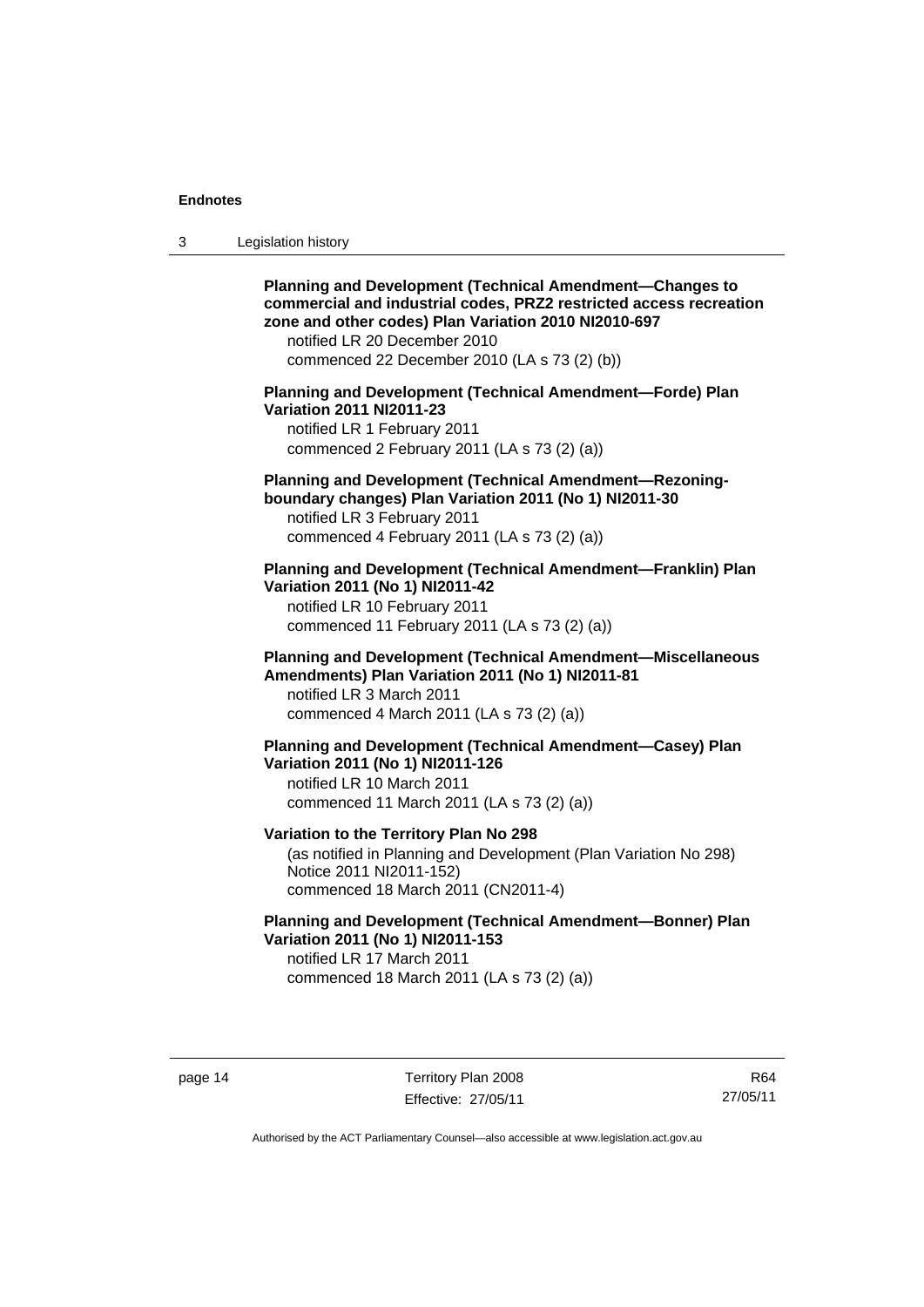**Planning and Development (Technical Amendment—Changes to commercial and industrial codes, PRZ2 restricted access recreation zone and other codes) Plan Variation 2010 NI2010-697**
notified LR 20 December 2010
commenced 22 December 2010 (LA s 73 (2) (b))

**Planning and Development (Technical Amendment—Forde) Plan Variation 2011 NI2011-23**
notified LR 1 February 2011
commenced 2 February 2011 (LA s 73 (2) (a))

**Planning and Development (Technical Amendment—Rezoning-boundary changes) Plan Variation 2011 (No 1) NI2011-30**
notified LR 3 February 2011
commenced 4 February 2011 (LA s 73 (2) (a))

**Planning and Development (Technical Amendment—Franklin) Plan Variation 2011 (No 1) NI2011-42**
notified LR 10 February 2011
commenced 11 February 2011 (LA s 73 (2) (a))

**Planning and Development (Technical Amendment—Miscellaneous Amendments) Plan Variation 2011 (No 1) NI2011-81**
notified LR 3 March 2011
commenced 4 March 2011 (LA s 73 (2) (a))

**Planning and Development (Technical Amendment—Casey) Plan Variation 2011 (No 1) NI2011-126**
notified LR 10 March 2011
commenced 11 March 2011 (LA s 73 (2) (a))

**Variation to the Territory Plan No 298**
(as notified in Planning and Development (Plan Variation No 298) Notice 2011 NI2011-152)
commenced 18 March 2011 (CN2011-4)

**Planning and Development (Technical Amendment—Bonner) Plan Variation 2011 (No 1) NI2011-153**
notified LR 17 March 2011
commenced 18 March 2011 (LA s 73 (2) (a))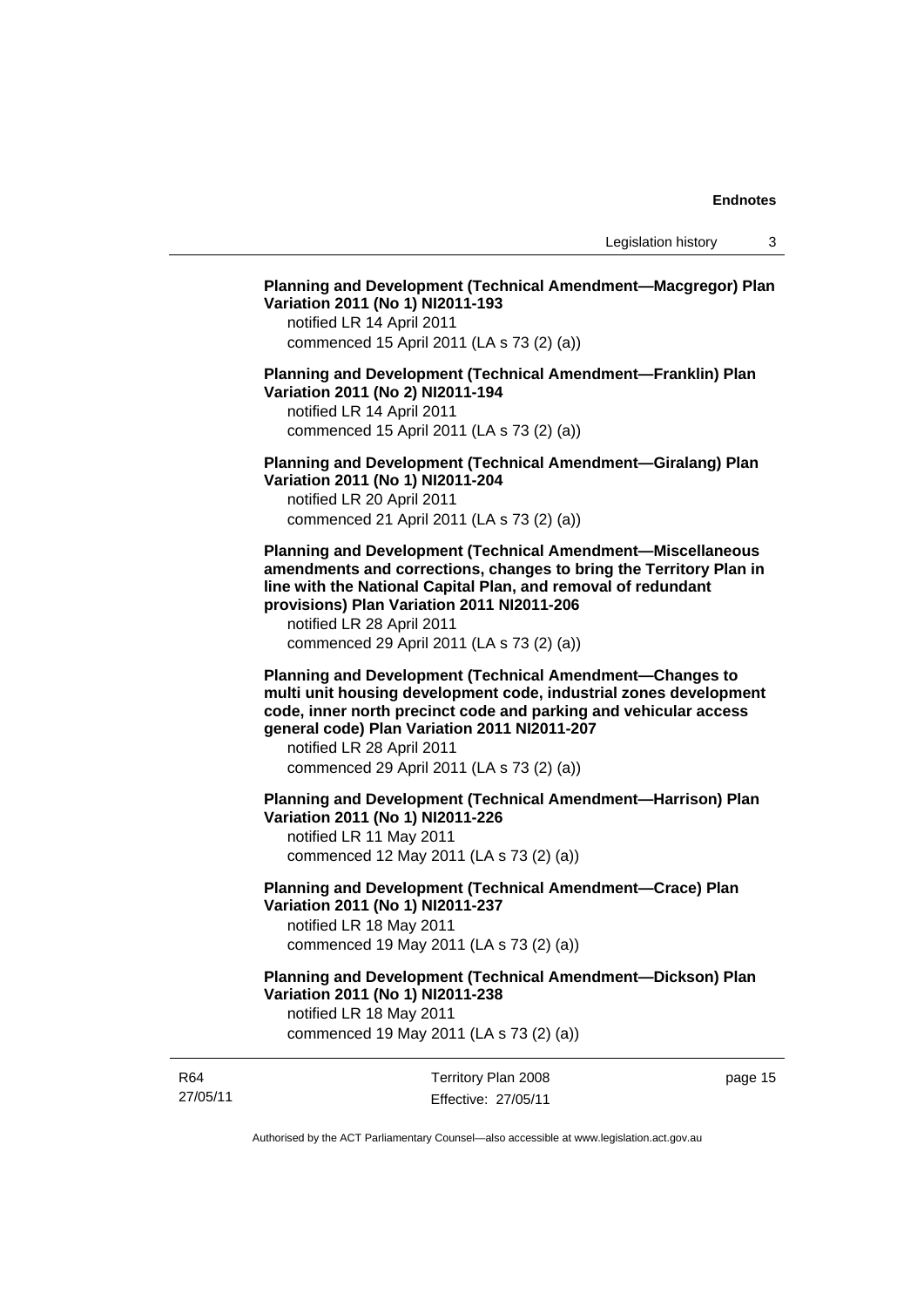**Planning and Development (Technical Amendment—Macgregor) Plan Variation 2011 (No 1) NI2011-193**

notified LR 14 April 2011

commenced 15 April 2011 (LA s 73 (2) (a))

**Planning and Development (Technical Amendment—Franklin) Plan Variation 2011 (No 2) NI2011-194**

notified LR 14 April 2011

commenced 15 April 2011 (LA s 73 (2) (a))

**Planning and Development (Technical Amendment—Giralang) Plan Variation 2011 (No 1) NI2011-204**

notified LR 20 April 2011

commenced 21 April 2011 (LA s 73 (2) (a))

**Planning and Development (Technical Amendment—Miscellaneous amendments and corrections, changes to bring the Territory Plan in line with the National Capital Plan, and removal of redundant provisions) Plan Variation 2011 NI2011-206**

notified LR 28 April 2011

commenced 29 April 2011 (LA s 73 (2) (a))

**Planning and Development (Technical Amendment—Changes to multi unit housing development code, industrial zones development code, inner north precinct code and parking and vehicular access general code) Plan Variation 2011 NI2011-207**

notified LR 28 April 2011

commenced 29 April 2011 (LA s 73 (2) (a))

**Planning and Development (Technical Amendment—Harrison) Plan Variation 2011 (No 1) NI2011-226**

notified LR 11 May 2011

commenced 12 May 2011 (LA s 73 (2) (a))

**Planning and Development (Technical Amendment—Crace) Plan Variation 2011 (No 1) NI2011-237**

notified LR 18 May 2011

commenced 19 May 2011 (LA s 73 (2) (a))

**Planning and Development (Technical Amendment—Dickson) Plan Variation 2011 (No 1) NI2011-238**

notified LR 18 May 2011

commenced 19 May 2011 (LA s 73 (2) (a))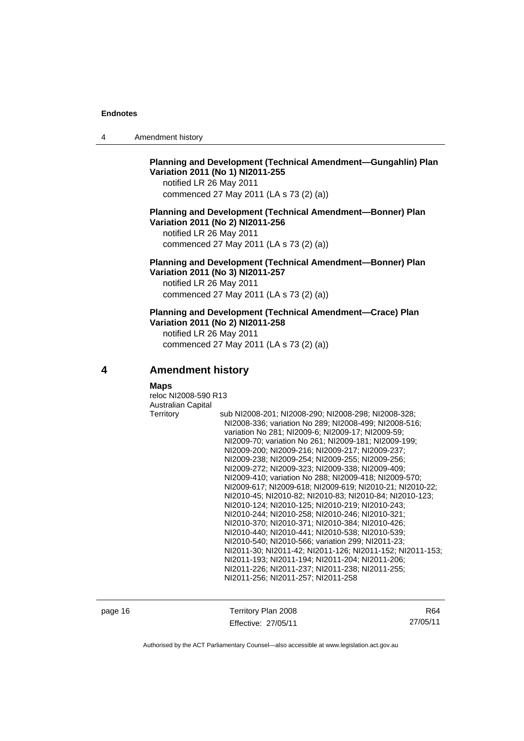**Planning and Development (Technical Amendment—Gungahlin) Plan Variation 2011 (No 1) NI2011-255**

notified LR 26 May 2011

commenced 27 May 2011 (LA s 73 (2) (a))

**Planning and Development (Technical Amendment—Bonner) Plan Variation 2011 (No 2) NI2011-256**

notified LR 26 May 2011

commenced 27 May 2011 (LA s 73 (2) (a))

**Planning and Development (Technical Amendment—Bonner) Plan Variation 2011 (No 3) NI2011-257**

notified LR 26 May 2011

commenced 27 May 2011 (LA s 73 (2) (a))

**Planning and Development (Technical Amendment—Crace) Plan Variation 2011 (No 2) NI2011-258**

notified LR 26 May 2011

commenced 27 May 2011 (LA s 73 (2) (a))

## 4 Amendment history

**Maps**

reloc NI2008-590 R13

Australian Capital Territory — sub NI2008-201; NI2008-290; NI2008-298; NI2008-328; NI2008-336; variation No 289; NI2008-499; NI2008-516; variation No 281; NI2009-6; NI2009-17; NI2009-59; NI2009-70; variation No 261; NI2009-181; NI2009-199; NI2009-200; NI2009-216; NI2009-217; NI2009-237; NI2009-238; NI2009-254; NI2009-255; NI2009-256; NI2009-272; NI2009-323; NI2009-338; NI2009-409; NI2009-410; variation No 288; NI2009-418; NI2009-570; NI2009-617; NI2009-618; NI2009-619; NI2010-21; NI2010-22; NI2010-45; NI2010-82; NI2010-83; NI2010-84; NI2010-123; NI2010-124; NI2010-125; NI2010-219; NI2010-243; NI2010-244; NI2010-258; NI2010-246; NI2010-321; NI2010-370; NI2010-371; NI2010-384; NI2010-426; NI2010-440; NI2010-441; NI2010-538; NI2010-539; NI2010-540; NI2010-566; variation 299; NI2011-23; NI2011-30; NI2011-42; NI2011-126; NI2011-152; NI2011-153; NI2011-193; NI2011-194; NI2011-204; NI2011-206; NI2011-226; NI2011-237; NI2011-238; NI2011-255; NI2011-256; NI2011-257; NI2011-258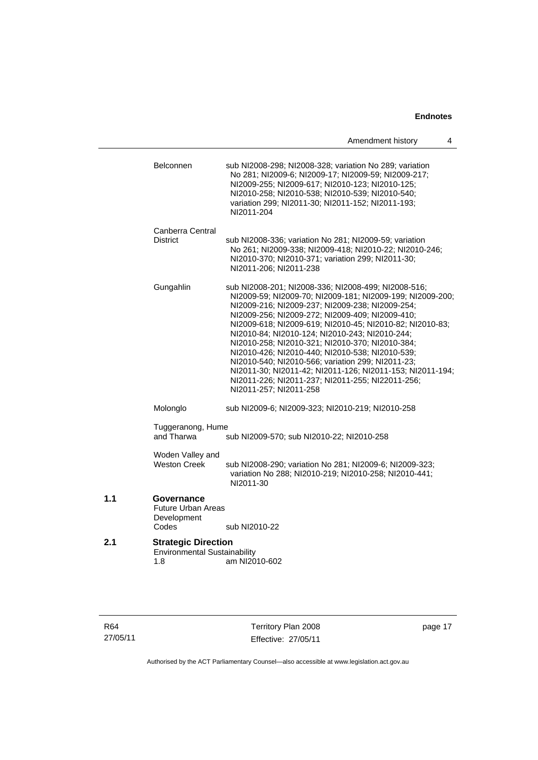| | | |
|---|---|---|
| | Belconnen | sub NI2008-298; NI2008-328; variation No 289; variation No 281; NI2009-6; NI2009-17; NI2009-59; NI2009-217; NI2009-255; NI2009-617; NI2010-123; NI2010-125; NI2010-258; NI2010-538; NI2010-539; NI2010-540; variation 299; NI2011-30; NI2011-152; NI2011-193; NI2011-204 |
| | Canberra Central District | sub NI2008-336; variation No 281; NI2009-59; variation No 261; NI2009-338; NI2009-418; NI2010-22; NI2010-246; NI2010-370; NI2010-371; variation 299; NI2011-30; NI2011-206; NI2011-238 |
| | Gungahlin | sub NI2008-201; NI2008-336; NI2008-499; NI2008-516; NI2009-59; NI2009-70; NI2009-181; NI2009-199; NI2009-200; NI2009-216; NI2009-237; NI2009-238; NI2009-254; NI2009-256; NI2009-272; NI2009-409; NI2009-410; NI2009-618; NI2009-619; NI2010-45; NI2010-82; NI2010-83; NI2010-84; NI2010-124; NI2010-243; NI2010-244; NI2010-258; NI2010-321; NI2010-370; NI2010-384; NI2010-426; NI2010-440; NI2010-538; NI2010-539; NI2010-540; NI2010-566; variation 299; NI2011-23; NI2011-30; NI2011-42; NI2011-126; NI2011-153; NI2011-194; NI2011-226; NI2011-237; NI2011-255; NI22011-256; NI2011-257; NI2011-258 |
| | Molonglo | sub NI2009-6; NI2009-323; NI2010-219; NI2010-258 |
| | Tuggeranong, Hume and Tharwa | sub NI2009-570; sub NI2010-22; NI2010-258 |
| | Woden Valley and Weston Creek | sub NI2008-290; variation No 281; NI2009-6; NI2009-323; variation No 288; NI2010-219; NI2010-258; NI2010-441; NI2011-30 |
| **1.1** | **Governance** | |
| | Future Urban Areas Development Codes | sub NI2010-22 |
| **2.1** | **Strategic Direction** | |
| | Environmental Sustainability | |
| | 1.8 | am NI2010-602 |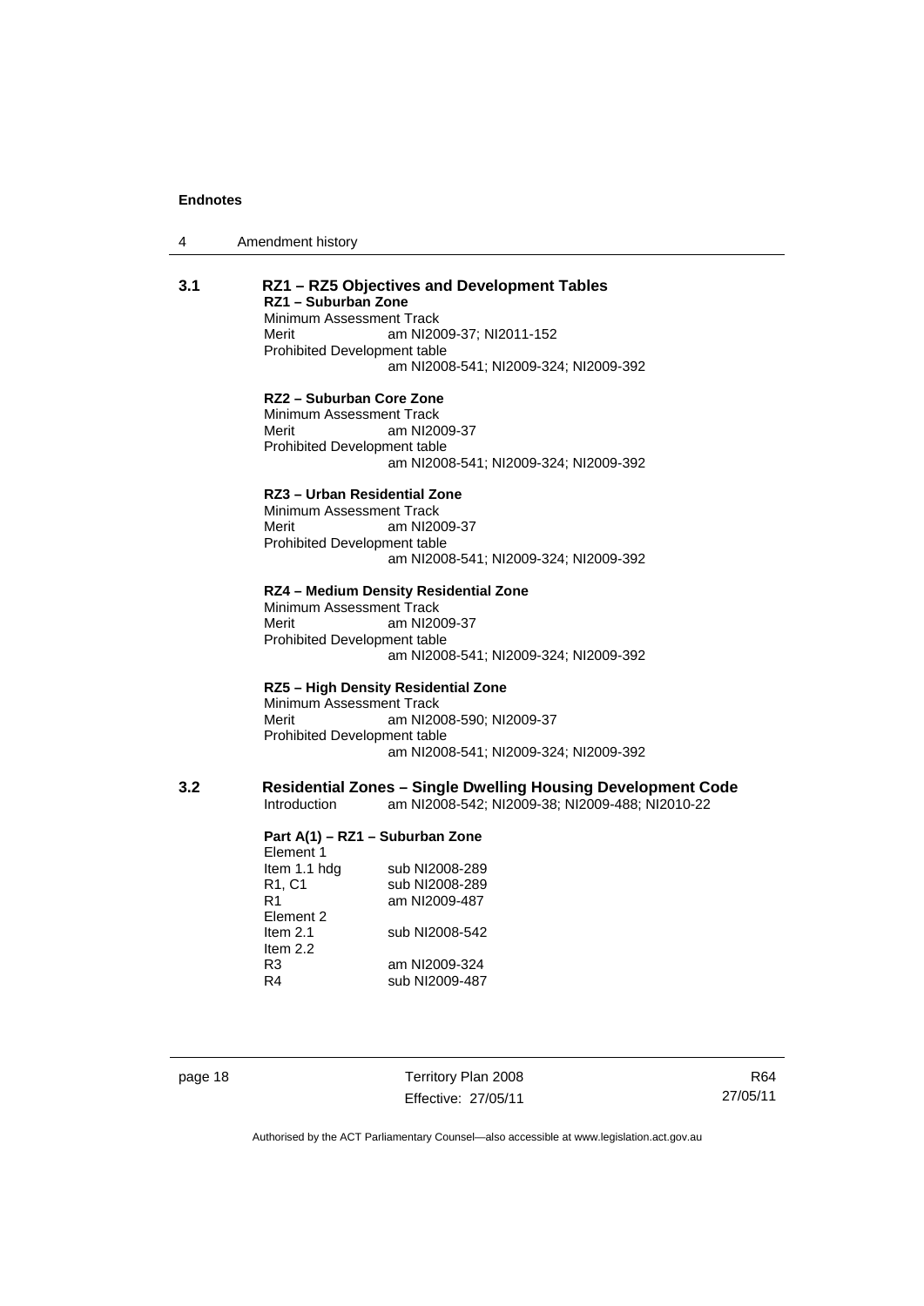### 3.1 RZ1 – RZ5 Objectives and Development Tables

**RZ1 – Suburban Zone**

Minimum Assessment Track
Merit am NI2009-37; NI2011-152
Prohibited Development table
am NI2008-541; NI2009-324; NI2009-392

**RZ2 – Suburban Core Zone**

Minimum Assessment Track
Merit am NI2009-37
Prohibited Development table
am NI2008-541; NI2009-324; NI2009-392

**RZ3 – Urban Residential Zone**

Minimum Assessment Track
Merit am NI2009-37
Prohibited Development table
am NI2008-541; NI2009-324; NI2009-392

**RZ4 – Medium Density Residential Zone**

Minimum Assessment Track
Merit am NI2009-37
Prohibited Development table
am NI2008-541; NI2009-324; NI2009-392

**RZ5 – High Density Residential Zone**

Minimum Assessment Track
Merit am NI2008-590; NI2009-37
Prohibited Development table
am NI2008-541; NI2009-324; NI2009-392

### 3.2 Residential Zones – Single Dwelling Housing Development Code

Introduction am NI2008-542; NI2009-38; NI2009-488; NI2010-22

**Part A(1) – RZ1 – Suburban Zone**

Element 1
Item 1.1 hdg sub NI2008-289
R1, C1 sub NI2008-289
R1 am NI2009-487
Element 2
Item 2.1 sub NI2008-542
Item 2.2
R3 am NI2009-324
R4 sub NI2009-487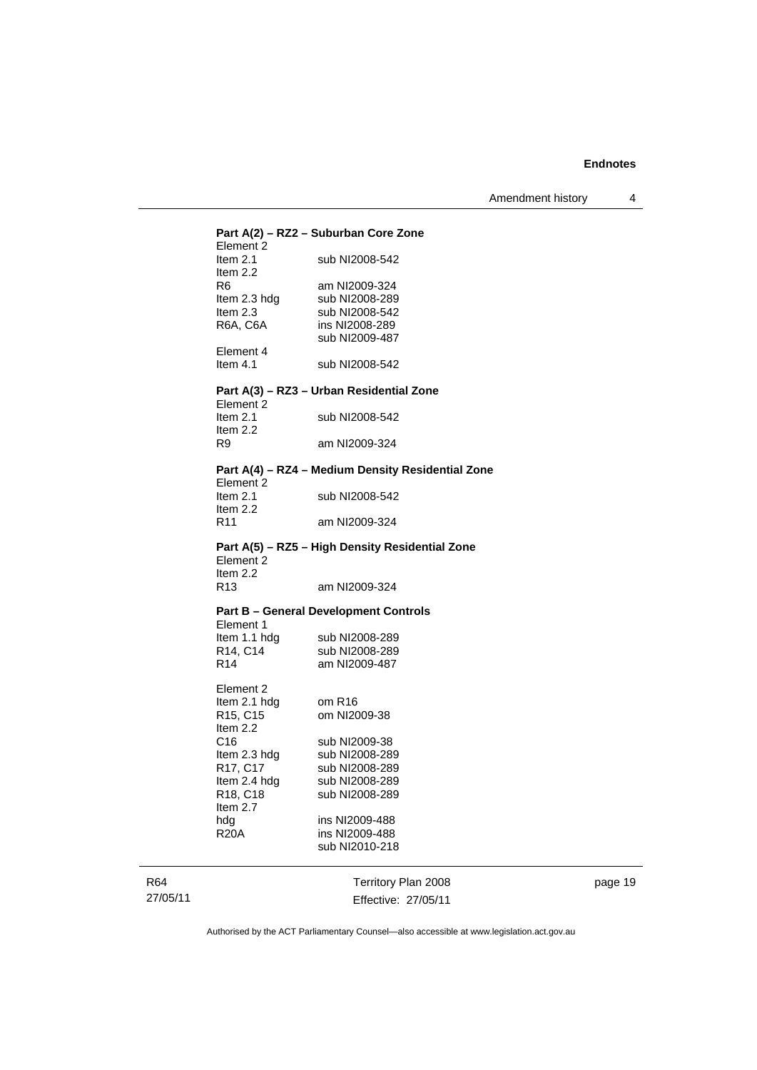**Part A(2) – RZ2 – Suburban Core Zone**

Element 2

| | |
|---|---|
| Item 2.1 | sub NI2008-542 |
| Item 2.2 | |
| R6 | am NI2009-324 |
| Item 2.3 hdg | sub NI2008-289 |
| Item 2.3 | sub NI2008-542 |
| R6A, C6A | ins NI2008-289 |
| | sub NI2009-487 |

Element 4

| | |
|---|---|
| Item 4.1 | sub NI2008-542 |

**Part A(3) – RZ3 – Urban Residential Zone**

Element 2

| | |
|---|---|
| Item 2.1 | sub NI2008-542 |
| Item 2.2 | |
| R9 | am NI2009-324 |

**Part A(4) – RZ4 – Medium Density Residential Zone**

Element 2

| | |
|---|---|
| Item 2.1 | sub NI2008-542 |
| Item 2.2 | |
| R11 | am NI2009-324 |

**Part A(5) – RZ5 – High Density Residential Zone**

Element 2

| | |
|---|---|
| Item 2.2 | |
| R13 | am NI2009-324 |

**Part B – General Development Controls**

Element 1

| | |
|---|---|
| Item 1.1 hdg | sub NI2008-289 |
| R14, C14 | sub NI2008-289 |
| R14 | am NI2009-487 |

Element 2

| | |
|---|---|
| Item 2.1 hdg | om R16 |
| R15, C15 | om NI2009-38 |
| Item 2.2 | |
| C16 | sub NI2009-38 |
| Item 2.3 hdg | sub NI2008-289 |
| R17, C17 | sub NI2008-289 |
| Item 2.4 hdg | sub NI2008-289 |
| R18, C18 | sub NI2008-289 |
| Item 2.7 | |
| hdg | ins NI2009-488 |
| R20A | ins NI2009-488 |
| | sub NI2010-218 |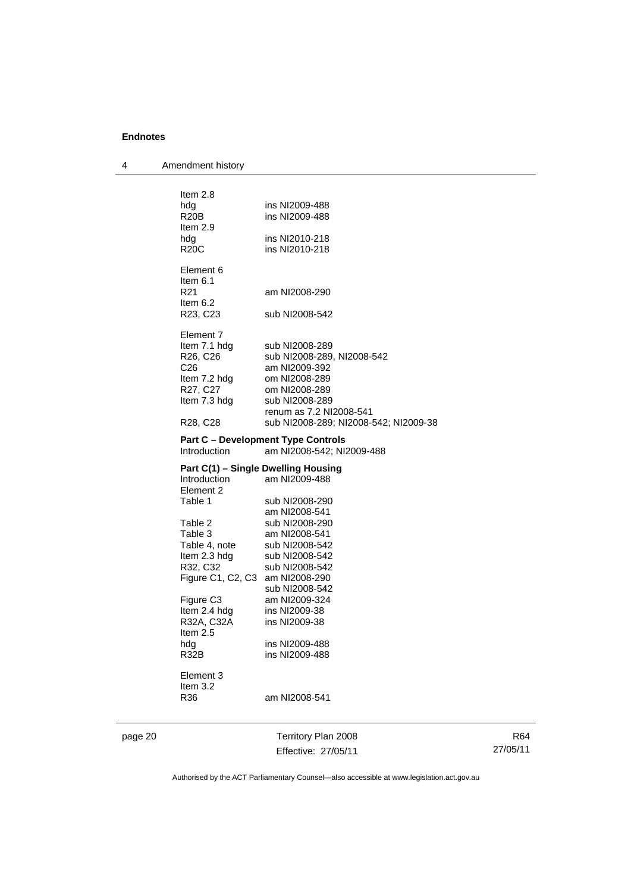## 4 Amendment history

| | |
|---|---|
| Item 2.8 | |
| hdg | ins NI2009-488 |
| R20B | ins NI2009-488 |
| Item 2.9 | |
| hdg | ins NI2010-218 |
| R20C | ins NI2010-218 |
| | |
| Element 6 | |
| Item 6.1 | |
| R21 | am NI2008-290 |
| Item 6.2 | |
| R23, C23 | sub NI2008-542 |
| | |
| Element 7 | |
| Item 7.1 hdg | sub NI2008-289 |
| R26, C26 | sub NI2008-289, NI2008-542 |
| C26 | am NI2009-392 |
| Item 7.2 hdg | om NI2008-289 |
| R27, C27 | om NI2008-289 |
| Item 7.3 hdg | sub NI2008-289 |
| | renum as 7.2 NI2008-541 |
| R28, C28 | sub NI2008-289; NI2008-542; NI2009-38 |

**Part C – Development Type Controls**

| | |
|---|---|
| Introduction | am NI2008-542; NI2009-488 |

**Part C(1) – Single Dwelling Housing**

| | |
|---|---|
| Introduction | am NI2009-488 |
| Element 2 | |
| Table 1 | sub NI2008-290 |
| | am NI2008-541 |
| Table 2 | sub NI2008-290 |
| Table 3 | am NI2008-541 |
| Table 4, note | sub NI2008-542 |
| Item 2.3 hdg | sub NI2008-542 |
| R32, C32 | sub NI2008-542 |
| Figure C1, C2, C3 | am NI2008-290 |
| | sub NI2008-542 |
| Figure C3 | am NI2009-324 |
| Item 2.4 hdg | ins NI2009-38 |
| R32A, C32A | ins NI2009-38 |
| Item 2.5 | |
| hdg | ins NI2009-488 |
| R32B | ins NI2009-488 |
| | |
| Element 3 | |
| Item 3.2 | |
| R36 | am NI2008-541 |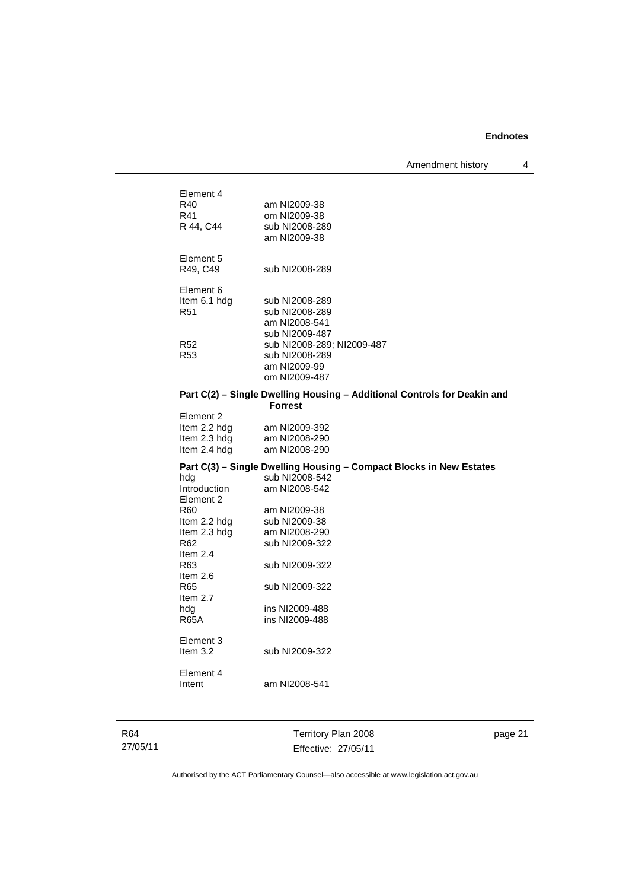Element 4

| | |
|---|---|
| R40 | am NI2009-38 |
| R41 | om NI2009-38 |
| R 44, C44 | sub NI2008-289 |
| | am NI2009-38 |

Element 5

| | |
|---|---|
| R49, C49 | sub NI2008-289 |

Element 6

| | |
|---|---|
| Item 6.1 hdg | sub NI2008-289 |
| R51 | sub NI2008-289 |
| | am NI2008-541 |
| | sub NI2009-487 |
| R52 | sub NI2008-289; NI2009-487 |
| R53 | sub NI2008-289 |
| | am NI2009-99 |
| | om NI2009-487 |

**Part C(2) – Single Dwelling Housing – Additional Controls for Deakin and Forrest**

Element 2

| | |
|---|---|
| Item 2.2 hdg | am NI2009-392 |
| Item 2.3 hdg | am NI2008-290 |
| Item 2.4 hdg | am NI2008-290 |

**Part C(3) – Single Dwelling Housing – Compact Blocks in New Estates**

| | |
|---|---|
| hdg | sub NI2008-542 |
| Introduction | am NI2008-542 |

Element 2

| | |
|---|---|
| R60 | am NI2009-38 |
| Item 2.2 hdg | sub NI2009-38 |
| Item 2.3 hdg | am NI2008-290 |
| R62 | sub NI2009-322 |

Item 2.4

| | |
|---|---|
| R63 | sub NI2009-322 |

Item 2.6

| | |
|---|---|
| R65 | sub NI2009-322 |

Item 2.7

| | |
|---|---|
| hdg | ins NI2009-488 |
| R65A | ins NI2009-488 |

Element 3

| | |
|---|---|
| Item 3.2 | sub NI2009-322 |

Element 4

| | |
|---|---|
| Intent | am NI2008-541 |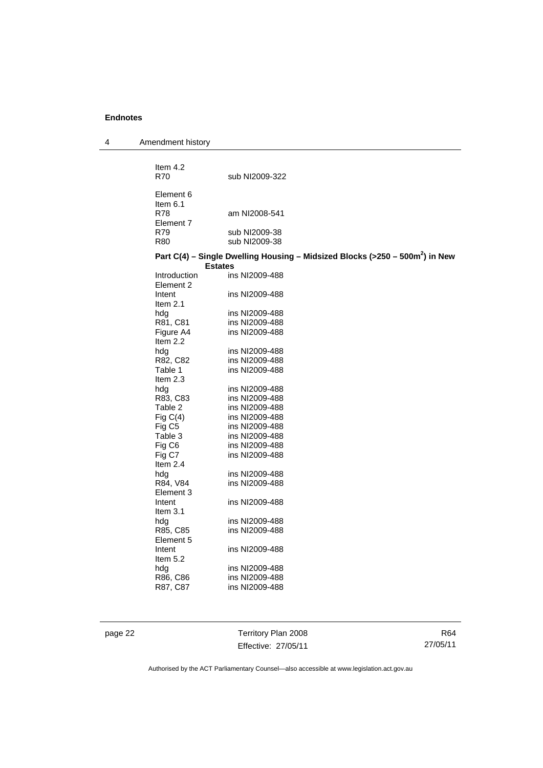| | |
|---|---|
| Item 4.2 | |
| R70 | sub NI2009-322 |
| | |
| Element 6 | |
| Item 6.1 | |
| R78 | am NI2008-541 |
| Element 7 | |
| R79 | sub NI2009-38 |
| R80 | sub NI2009-38 |

**Part C(4) – Single Dwelling Housing – Midsized Blocks (>250 – 500m$^2$) in New Estates**

| | |
|---|---|
| Introduction | ins NI2009-488 |
| Element 2 | |
| Intent | ins NI2009-488 |
| Item 2.1 | |
| hdg | ins NI2009-488 |
| R81, C81 | ins NI2009-488 |
| Figure A4 | ins NI2009-488 |
| Item 2.2 | |
| hdg | ins NI2009-488 |
| R82, C82 | ins NI2009-488 |
| Table 1 | ins NI2009-488 |
| Item 2.3 | |
| hdg | ins NI2009-488 |
| R83, C83 | ins NI2009-488 |
| Table 2 | ins NI2009-488 |
| Fig C(4) | ins NI2009-488 |
| Fig C5 | ins NI2009-488 |
| Table 3 | ins NI2009-488 |
| Fig C6 | ins NI2009-488 |
| Fig C7 | ins NI2009-488 |
| Item 2.4 | |
| hdg | ins NI2009-488 |
| R84, V84 | ins NI2009-488 |
| Element 3 | |
| Intent | ins NI2009-488 |
| Item 3.1 | |
| hdg | ins NI2009-488 |
| R85, C85 | ins NI2009-488 |
| Element 5 | |
| Intent | ins NI2009-488 |
| Item 5.2 | |
| hdg | ins NI2009-488 |
| R86, C86 | ins NI2009-488 |
| R87, C87 | ins NI2009-488 |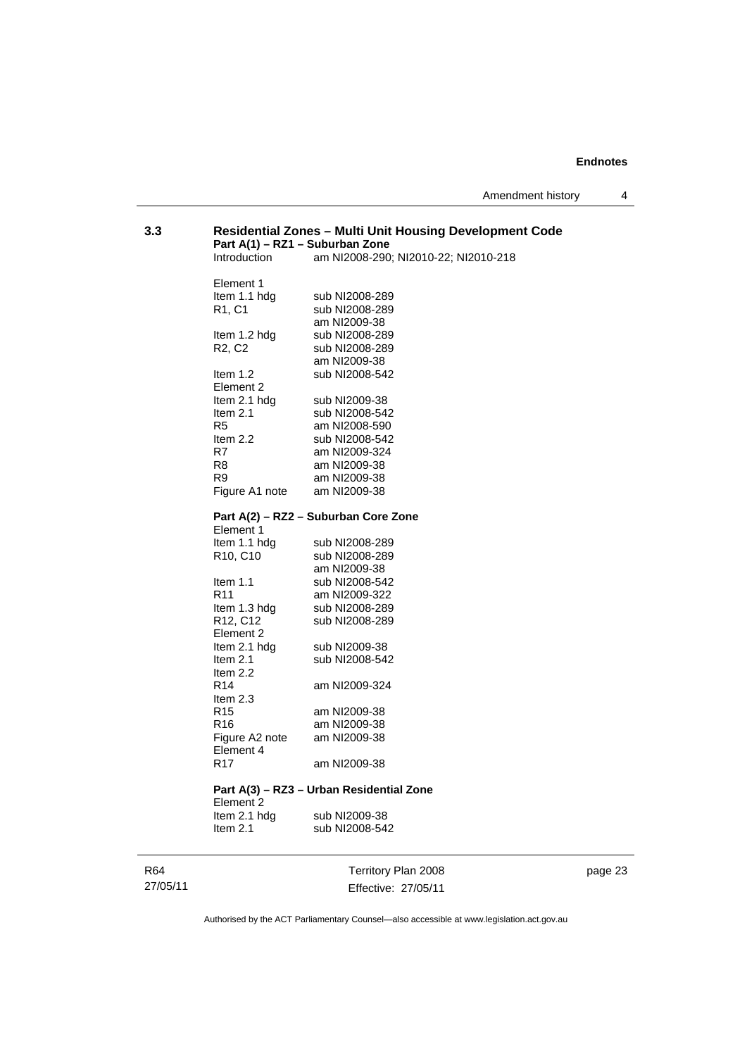### 3.3 Residential Zones – Multi Unit Housing Development Code

**Part A(1) – RZ1 – Suburban Zone**

| | |
|---|---|
| Introduction | am NI2008-290; NI2010-22; NI2010-218 |
| Element 1 | |
| Item 1.1 hdg | sub NI2008-289 |
| R1, C1 | sub NI2008-289 |
| | am NI2009-38 |
| Item 1.2 hdg | sub NI2008-289 |
| R2, C2 | sub NI2008-289 |
| | am NI2009-38 |
| Item 1.2 | sub NI2008-542 |
| Element 2 | |
| Item 2.1 hdg | sub NI2009-38 |
| Item 2.1 | sub NI2008-542 |
| R5 | am NI2008-590 |
| Item 2.2 | sub NI2008-542 |
| R7 | am NI2009-324 |
| R8 | am NI2009-38 |
| R9 | am NI2009-38 |
| Figure A1 note | am NI2009-38 |

**Part A(2) – RZ2 – Suburban Core Zone**

| | |
|---|---|
| Element 1 | |
| Item 1.1 hdg | sub NI2008-289 |
| R10, C10 | sub NI2008-289 |
| | am NI2009-38 |
| Item 1.1 | sub NI2008-542 |
| R11 | am NI2009-322 |
| Item 1.3 hdg | sub NI2008-289 |
| R12, C12 | sub NI2008-289 |
| Element 2 | |
| Item 2.1 hdg | sub NI2009-38 |
| Item 2.1 | sub NI2008-542 |
| Item 2.2 | |
| R14 | am NI2009-324 |
| Item 2.3 | |
| R15 | am NI2009-38 |
| R16 | am NI2009-38 |
| Figure A2 note | am NI2009-38 |
| Element 4 | |
| R17 | am NI2009-38 |

**Part A(3) – RZ3 – Urban Residential Zone**

| | |
|---|---|
| Element 2 | |
| Item 2.1 hdg | sub NI2009-38 |
| Item 2.1 | sub NI2008-542 |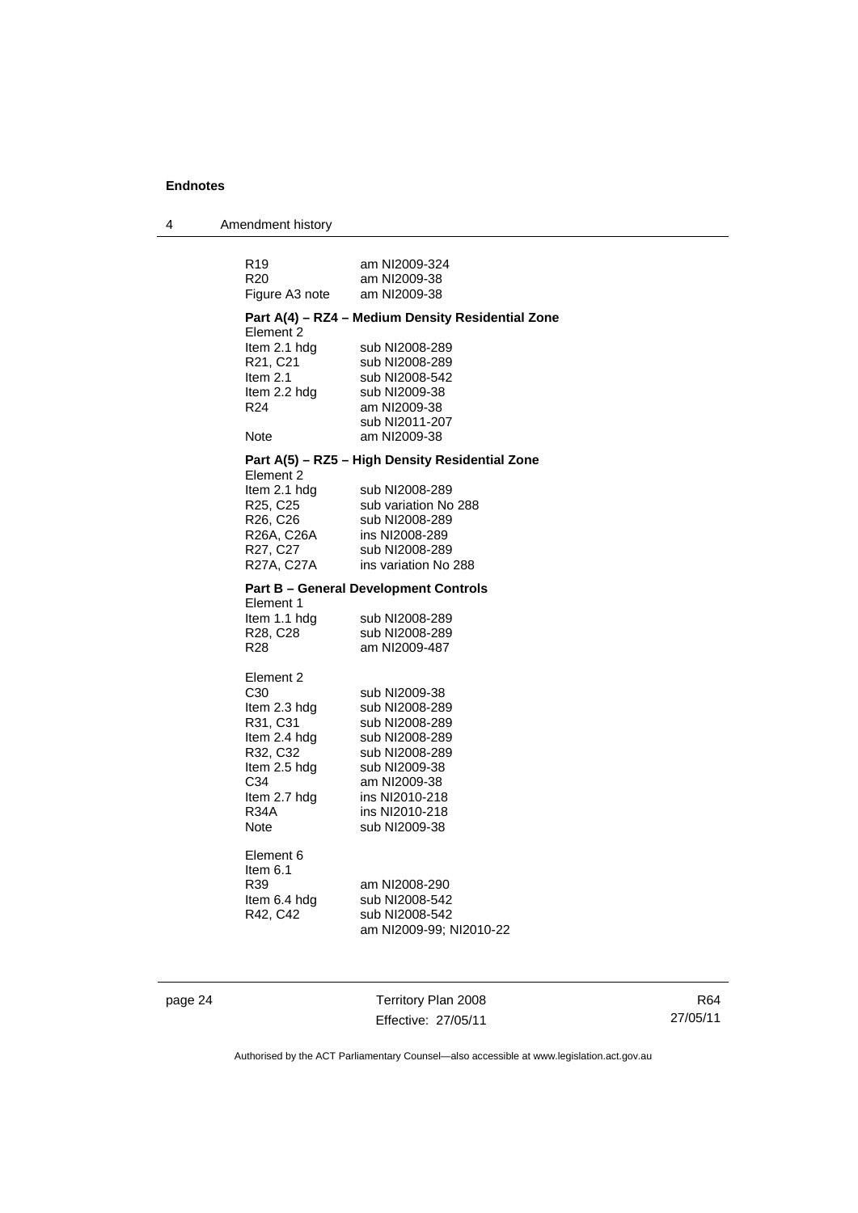| | |
|---|---|
| R19 | am NI2009-324 |
| R20 | am NI2009-38 |
| Figure A3 note | am NI2009-38 |

**Part A(4) – RZ4 – Medium Density Residential Zone**

| | |
|---|---|
| Element 2 | |
| Item 2.1 hdg | sub NI2008-289 |
| R21, C21 | sub NI2008-289 |
| Item 2.1 | sub NI2008-542 |
| Item 2.2 hdg | sub NI2009-38 |
| R24 | am NI2009-38 |
| | sub NI2011-207 |
| Note | am NI2009-38 |

**Part A(5) – RZ5 – High Density Residential Zone**

| | |
|---|---|
| Element 2 | |
| Item 2.1 hdg | sub NI2008-289 |
| R25, C25 | sub variation No 288 |
| R26, C26 | sub NI2008-289 |
| R26A, C26A | ins NI2008-289 |
| R27, C27 | sub NI2008-289 |
| R27A, C27A | ins variation No 288 |

**Part B – General Development Controls**

| | |
|---|---|
| Element 1 | |
| Item 1.1 hdg | sub NI2008-289 |
| R28, C28 | sub NI2008-289 |
| R28 | am NI2009-487 |
| | |
| Element 2 | |
| C30 | sub NI2009-38 |
| Item 2.3 hdg | sub NI2008-289 |
| R31, C31 | sub NI2008-289 |
| Item 2.4 hdg | sub NI2008-289 |
| R32, C32 | sub NI2008-289 |
| Item 2.5 hdg | sub NI2009-38 |
| C34 | am NI2009-38 |
| Item 2.7 hdg | ins NI2010-218 |
| R34A | ins NI2010-218 |
| Note | sub NI2009-38 |
| | |
| Element 6 | |
| Item 6.1 | |
| R39 | am NI2008-290 |
| Item 6.4 hdg | sub NI2008-542 |
| R42, C42 | sub NI2008-542 |
| | am NI2009-99; NI2010-22 |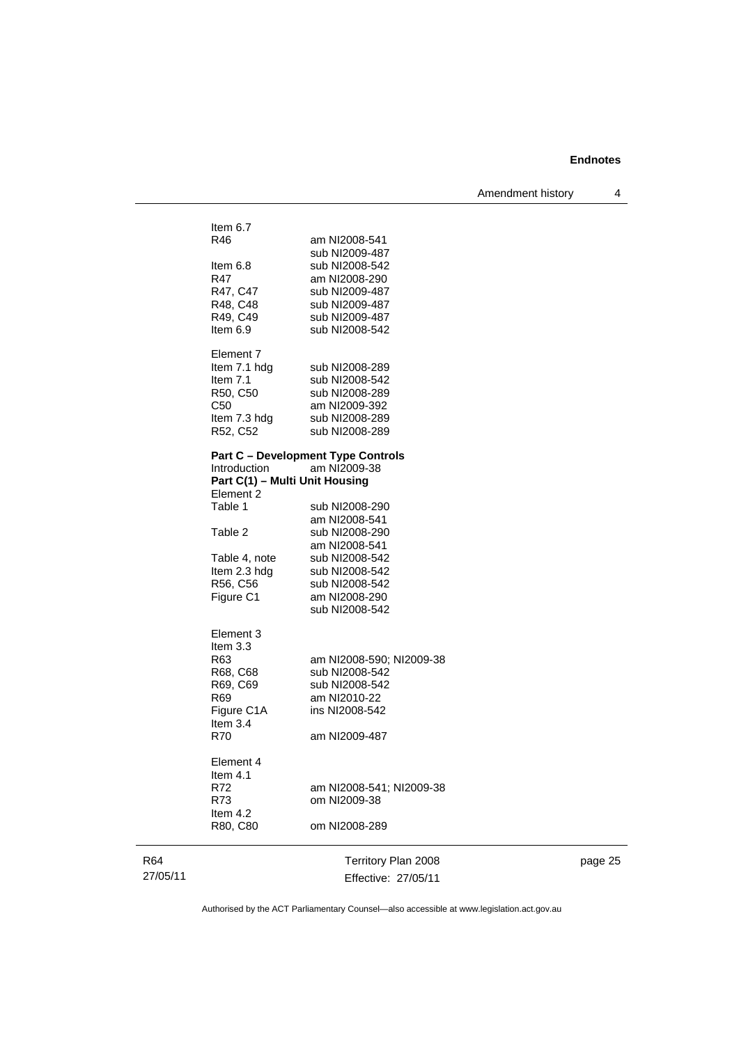Item 6.7

| | |
|---|---|
| R46 | am NI2008-541 |
| | sub NI2009-487 |
| Item 6.8 | sub NI2008-542 |
| R47 | am NI2008-290 |
| R47, C47 | sub NI2009-487 |
| R48, C48 | sub NI2009-487 |
| R49, C49 | sub NI2009-487 |
| Item 6.9 | sub NI2008-542 |

Element 7

| | |
|---|---|
| Item 7.1 hdg | sub NI2008-289 |
| Item 7.1 | sub NI2008-542 |
| R50, C50 | sub NI2008-289 |
| C50 | am NI2009-392 |
| Item 7.3 hdg | sub NI2008-289 |
| R52, C52 | sub NI2008-289 |

**Part C – Development Type Controls**

Introduction am NI2009-38

**Part C(1) – Multi Unit Housing**

Element 2

| | |
|---|---|
| Table 1 | sub NI2008-290 |
| | am NI2008-541 |
| Table 2 | sub NI2008-290 |
| | am NI2008-541 |
| Table 4, note | sub NI2008-542 |
| Item 2.3 hdg | sub NI2008-542 |
| R56, C56 | sub NI2008-542 |
| Figure C1 | am NI2008-290 |
| | sub NI2008-542 |

Element 3

Item 3.3

| | |
|---|---|
| R63 | am NI2008-590; NI2009-38 |
| R68, C68 | sub NI2008-542 |
| R69, C69 | sub NI2008-542 |
| R69 | am NI2010-22 |
| Figure C1A | ins NI2008-542 |

Item 3.4

| | |
|---|---|
| R70 | am NI2009-487 |

Element 4

Item 4.1

| | |
|---|---|
| R72 | am NI2008-541; NI2009-38 |
| R73 | om NI2009-38 |

Item 4.2

| | |
|---|---|
| R80, C80 | om NI2008-289 |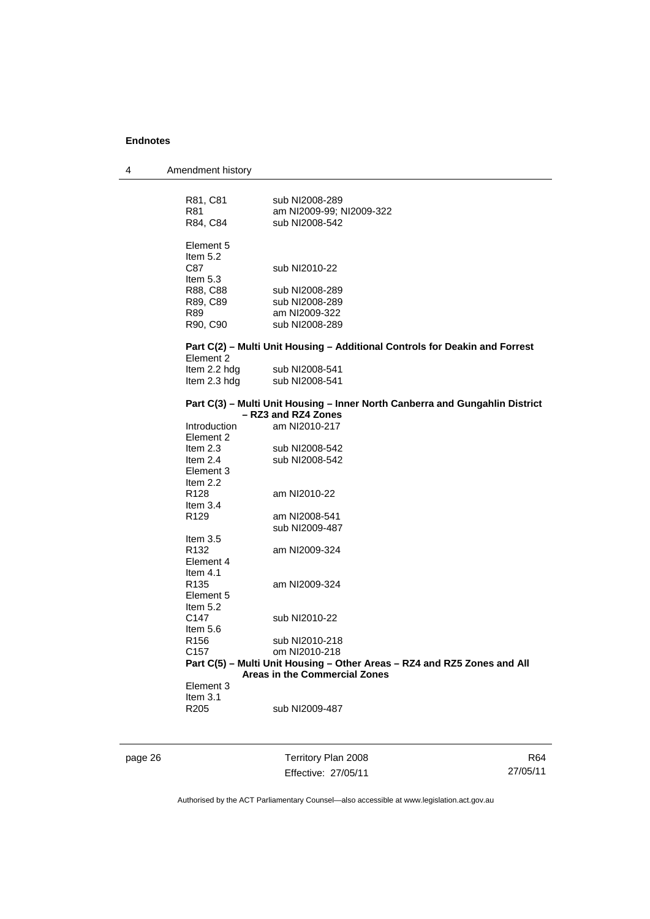| | |
|---|---|
| R81, C81 | sub NI2008-289 |
| R81 | am NI2009-99; NI2009-322 |
| R84, C84 | sub NI2008-542 |
| Element 5 | |
| Item 5.2 | |
| C87 | sub NI2010-22 |
| Item 5.3 | |
| R88, C88 | sub NI2008-289 |
| R89, C89 | sub NI2008-289 |
| R89 | am NI2009-322 |
| R90, C90 | sub NI2008-289 |

**Part C(2) – Multi Unit Housing – Additional Controls for Deakin and Forrest**

| | |
|---|---|
| Element 2 | |
| Item 2.2 hdg | sub NI2008-541 |
| Item 2.3 hdg | sub NI2008-541 |

**Part C(3) – Multi Unit Housing – Inner North Canberra and Gungahlin District – RZ3 and RZ4 Zones**

| | |
|---|---|
| Introduction | am NI2010-217 |
| Element 2 | |
| Item 2.3 | sub NI2008-542 |
| Item 2.4 | sub NI2008-542 |
| Element 3 | |
| Item 2.2 | |
| R128 | am NI2010-22 |
| Item 3.4 | |
| R129 | am NI2008-541 |
| | sub NI2009-487 |
| Item 3.5 | |
| R132 | am NI2009-324 |
| Element 4 | |
| Item 4.1 | |
| R135 | am NI2009-324 |
| Element 5 | |
| Item 5.2 | |
| C147 | sub NI2010-22 |
| Item 5.6 | |
| R156 | sub NI2010-218 |
| C157 | om NI2010-218 |

**Part C(5) – Multi Unit Housing – Other Areas – RZ4 and RZ5 Zones and All Areas in the Commercial Zones**

| | |
|---|---|
| Element 3 | |
| Item 3.1 | |
| R205 | sub NI2009-487 |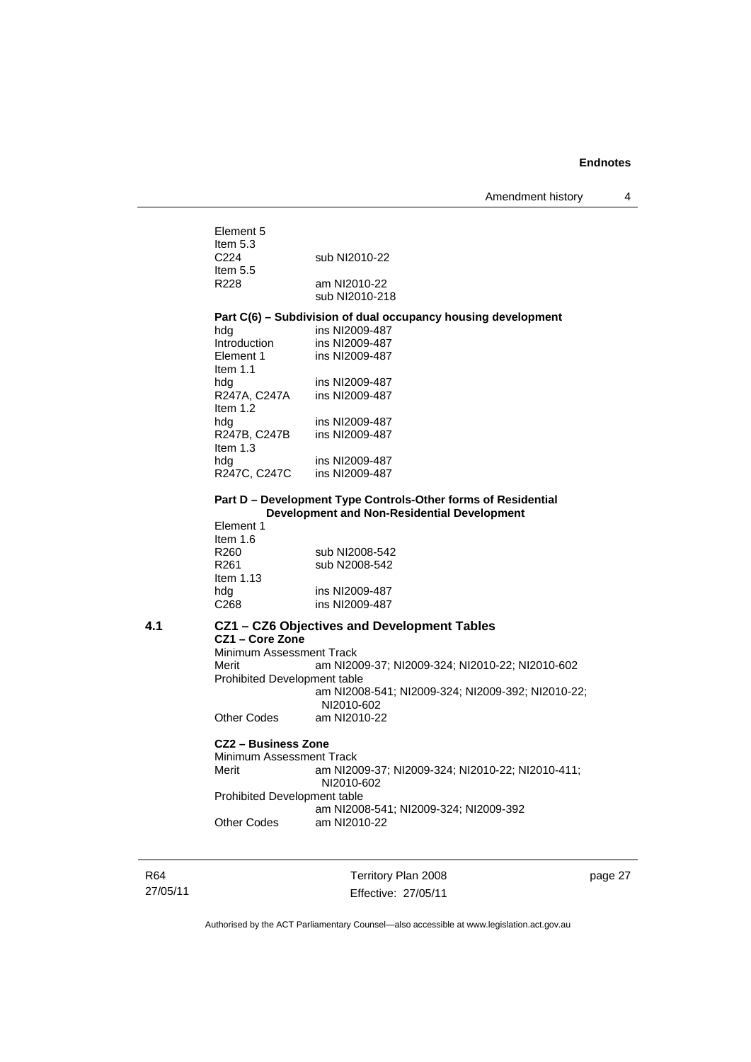Element 5

Item 5.3

| | |
|---|---|
| C224 | sub NI2010-22 |

Item 5.5

| | |
|---|---|
| R228 | am NI2010-22 |
| | sub NI2010-218 |

**Part C(6) – Subdivision of dual occupancy housing development**

| | |
|---|---|
| hdg | ins NI2009-487 |
| Introduction | ins NI2009-487 |
| Element 1 | ins NI2009-487 |
| Item 1.1 | |
| hdg | ins NI2009-487 |
| R247A, C247A | ins NI2009-487 |
| Item 1.2 | |
| hdg | ins NI2009-487 |
| R247B, C247B | ins NI2009-487 |
| Item 1.3 | |
| hdg | ins NI2009-487 |
| R247C, C247C | ins NI2009-487 |

**Part D – Development Type Controls-Other forms of Residential Development and Non-Residential Development**

Element 1

Item 1.6

| | |
|---|---|
| R260 | sub NI2008-542 |
| R261 | sub N2008-542 |
| Item 1.13 | |
| hdg | ins NI2009-487 |
| C268 | ins NI2009-487 |

## 4.1 CZ1 – CZ6 Objectives and Development Tables

**CZ1 – Core Zone**

Minimum Assessment Track

| | |
|---|---|
| Merit | am NI2009-37; NI2009-324; NI2010-22; NI2010-602 |

Prohibited Development table

am NI2008-541; NI2009-324; NI2009-392; NI2010-22; NI2010-602

| | |
|---|---|
| Other Codes | am NI2010-22 |

**CZ2 – Business Zone**

Minimum Assessment Track

| | |
|---|---|
| Merit | am NI2009-37; NI2009-324; NI2010-22; NI2010-411; NI2010-602 |

Prohibited Development table

am NI2008-541; NI2009-324; NI2009-392

| | |
|---|---|
| Other Codes | am NI2010-22 |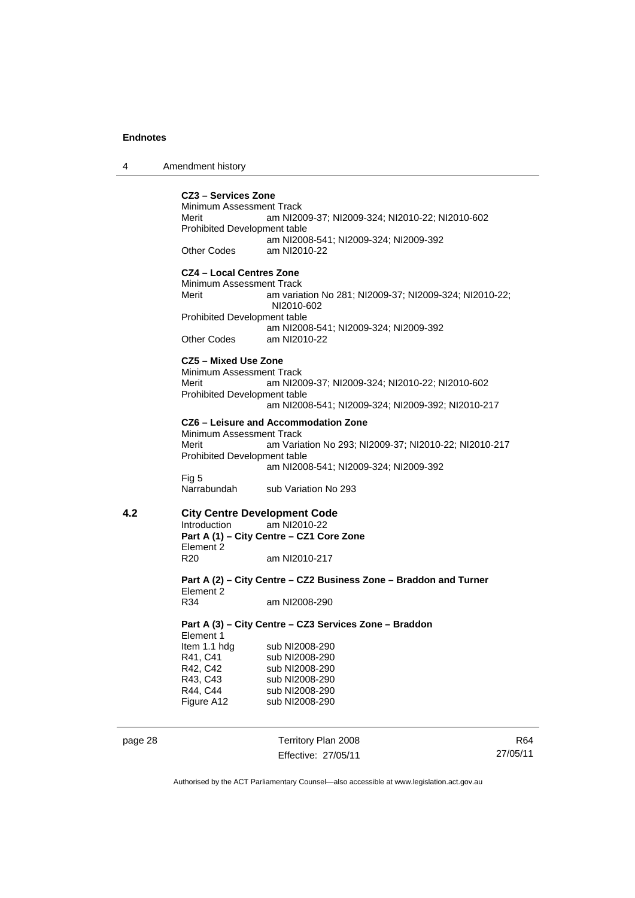**CZ3 – Services Zone**

Minimum Assessment Track

Merit am NI2009-37; NI2009-324; NI2010-22; NI2010-602

Prohibited Development table

am NI2008-541; NI2009-324; NI2009-392

Other Codes am NI2010-22

**CZ4 – Local Centres Zone**

Minimum Assessment Track

Merit am variation No 281; NI2009-37; NI2009-324; NI2010-22; NI2010-602

Prohibited Development table

am NI2008-541; NI2009-324; NI2009-392

Other Codes am NI2010-22

**CZ5 – Mixed Use Zone**

Minimum Assessment Track

Merit am NI2009-37; NI2009-324; NI2010-22; NI2010-602

Prohibited Development table

am NI2008-541; NI2009-324; NI2009-392; NI2010-217

**CZ6 – Leisure and Accommodation Zone**

Minimum Assessment Track

Merit am Variation No 293; NI2009-37; NI2010-22; NI2010-217

Prohibited Development table

am NI2008-541; NI2009-324; NI2009-392

Fig 5

Narrabundah sub Variation No 293

## 4.2 City Centre Development Code

Introduction am NI2010-22

**Part A (1) – City Centre – CZ1 Core Zone**

Element 2

R20 am NI2010-217

**Part A (2) – City Centre – CZ2 Business Zone – Braddon and Turner**

Element 2

R34 am NI2008-290

**Part A (3) – City Centre – CZ3 Services Zone – Braddon**

Element 1

Item 1.1 hdg sub NI2008-290

R41, C41 sub NI2008-290

R42, C42 sub NI2008-290

R43, C43 sub NI2008-290

R44, C44 sub NI2008-290

Figure A12 sub NI2008-290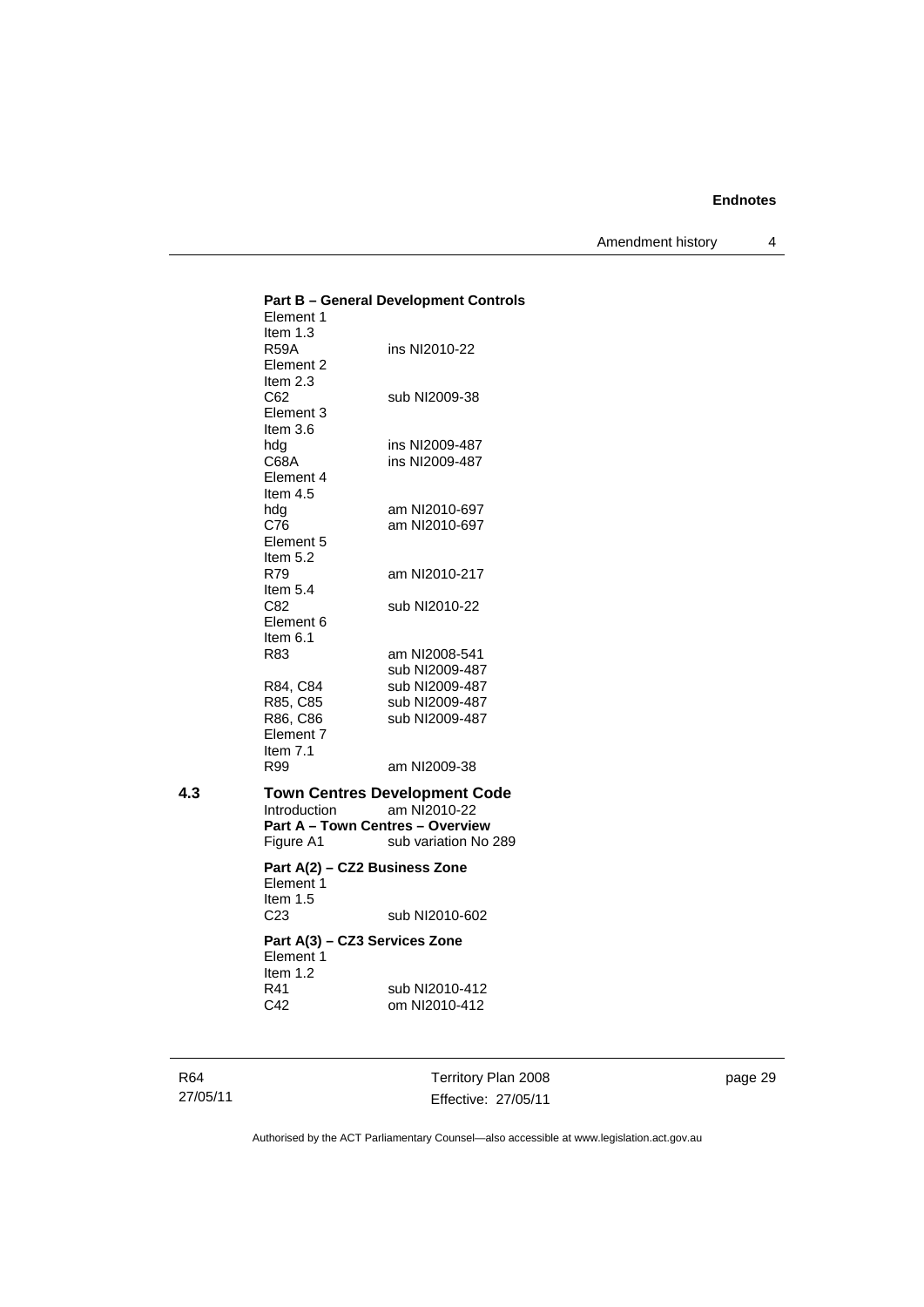**Part B – General Development Controls**

Element 1
Item 1.3
R59A ins NI2010-22
Element 2
Item 2.3
C62 sub NI2009-38
Element 3
Item 3.6
hdg ins NI2009-487
C68A ins NI2009-487
Element 4
Item 4.5
hdg am NI2010-697
C76 am NI2010-697
Element 5
Item 5.2
R79 am NI2010-217
Item 5.4
C82 sub NI2010-22
Element 6
Item 6.1
R83 am NI2008-541
 sub NI2009-487
R84, C84 sub NI2009-487
R85, C85 sub NI2009-487
R86, C86 sub NI2009-487
Element 7
Item 7.1
R99 am NI2009-38

**4.3 Town Centres Development Code**

Introduction am NI2010-22

**Part A – Town Centres – Overview**

Figure A1 sub variation No 289

**Part A(2) – CZ2 Business Zone**

Element 1
Item 1.5
C23 sub NI2010-602

**Part A(3) – CZ3 Services Zone**

Element 1
Item 1.2
R41 sub NI2010-412
C42 om NI2010-412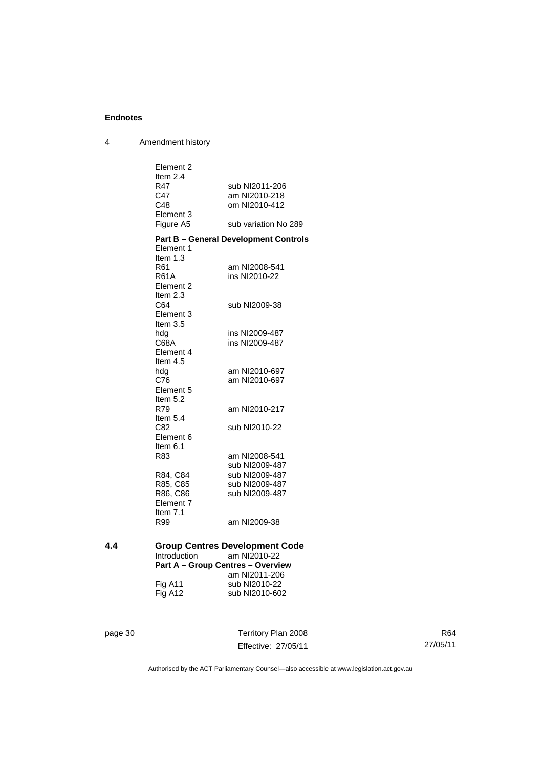Element 2
Item 2.4

| | |
|---|---|
| R47 | sub NI2011-206 |
| C47 | am NI2010-218 |
| C48 | om NI2010-412 |

Element 3

| | |
|---|---|
| Figure A5 | sub variation No 289 |

**Part B – General Development Controls**

Element 1
Item 1.3

| | |
|---|---|
| R61 | am NI2008-541 |
| R61A | ins NI2010-22 |

Element 2
Item 2.3

| | |
|---|---|
| C64 | sub NI2009-38 |

Element 3
Item 3.5

| | |
|---|---|
| hdg | ins NI2009-487 |
| C68A | ins NI2009-487 |

Element 4
Item 4.5

| | |
|---|---|
| hdg | am NI2010-697 |
| C76 | am NI2010-697 |

Element 5
Item 5.2

| | |
|---|---|
| R79 | am NI2010-217 |

Item 5.4

| | |
|---|---|
| C82 | sub NI2010-22 |

Element 6
Item 6.1

| | |
|---|---|
| R83 | am NI2008-541 |
| | sub NI2009-487 |
| R84, C84 | sub NI2009-487 |
| R85, C85 | sub NI2009-487 |
| R86, C86 | sub NI2009-487 |

Element 7
Item 7.1

| | |
|---|---|
| R99 | am NI2009-38 |

## 4.4 Group Centres Development Code

| | |
|---|---|
| Introduction | am NI2010-22 |

**Part A – Group Centres – Overview**

| | |
|---|---|
| | am NI2011-206 |
| Fig A11 | sub NI2010-22 |
| Fig A12 | sub NI2010-602 |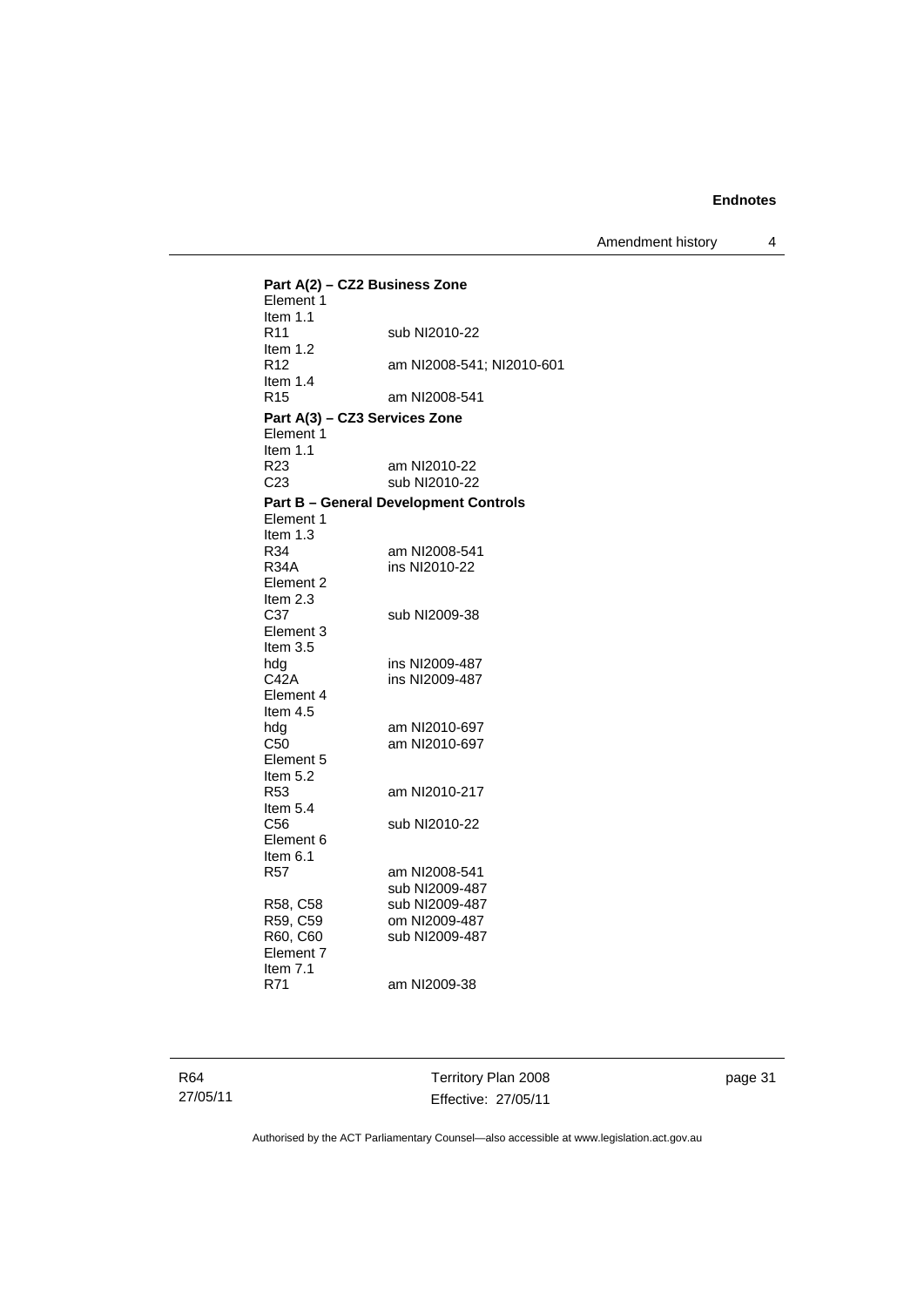**Part A(2) – CZ2 Business Zone**

Element 1
Item 1.1
R11 sub NI2010-22
Item 1.2
R12 am NI2008-541; NI2010-601
Item 1.4
R15 am NI2008-541

**Part A(3) – CZ3 Services Zone**

Element 1
Item 1.1
R23 am NI2010-22
C23 sub NI2010-22

**Part B – General Development Controls**

Element 1
Item 1.3
R34 am NI2008-541
R34A ins NI2010-22
Element 2
Item 2.3
C37 sub NI2009-38
Element 3
Item 3.5
hdg ins NI2009-487
C42A ins NI2009-487
Element 4
Item 4.5
hdg am NI2010-697
C50 am NI2010-697
Element 5
Item 5.2
R53 am NI2010-217
Item 5.4
C56 sub NI2010-22
Element 6
Item 6.1
R57 am NI2008-541
sub NI2009-487
R58, C58 sub NI2009-487
R59, C59 om NI2009-487
R60, C60 sub NI2009-487
Element 7
Item 7.1
R71 am NI2009-38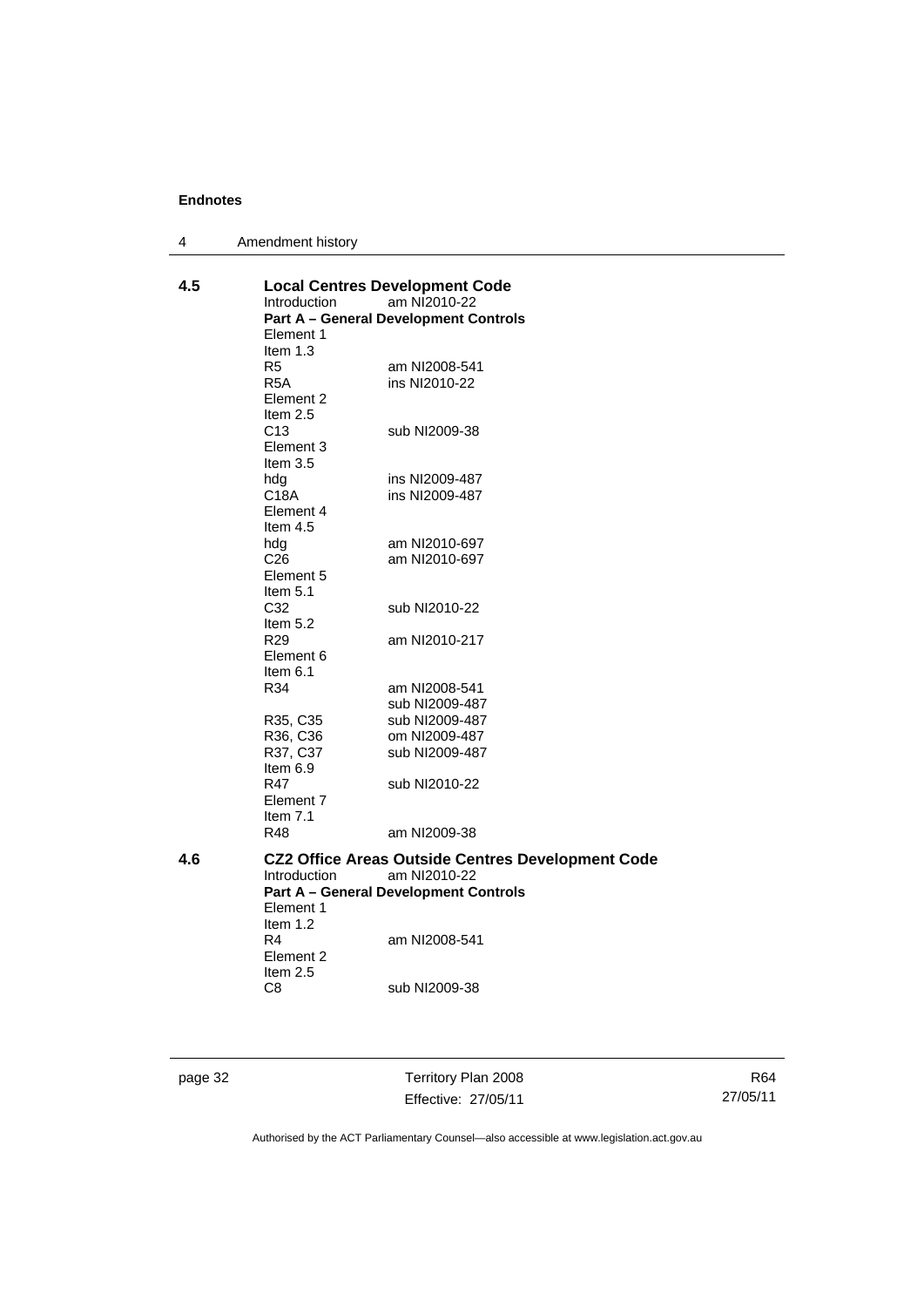**Endnotes**

4 Amendment history

**4.5 Local Centres Development Code**

Introduction am NI2010-22

**Part A – General Development Controls**

Element 1
Item 1.3

| | |
|---|---|
| R5 | am NI2008-541 |
| R5A | ins NI2010-22 |

Element 2
Item 2.5

| | |
|---|---|
| C13 | sub NI2009-38 |

Element 3
Item 3.5

| | |
|---|---|
| hdg | ins NI2009-487 |
| C18A | ins NI2009-487 |

Element 4
Item 4.5

| | |
|---|---|
| hdg | am NI2010-697 |
| C26 | am NI2010-697 |

Element 5
Item 5.1

| | |
|---|---|
| C32 | sub NI2010-22 |

Item 5.2

| | |
|---|---|
| R29 | am NI2010-217 |

Element 6
Item 6.1

| | |
|---|---|
| R34 | am NI2008-541<br>sub NI2009-487 |
| R35, C35 | sub NI2009-487 |
| R36, C36 | om NI2009-487 |
| R37, C37 | sub NI2009-487 |

Item 6.9

| | |
|---|---|
| R47 | sub NI2010-22 |

Element 7
Item 7.1

| | |
|---|---|
| R48 | am NI2009-38 |

**4.6 CZ2 Office Areas Outside Centres Development Code**

Introduction am NI2010-22

**Part A – General Development Controls**

Element 1
Item 1.2

| | |
|---|---|
| R4 | am NI2008-541 |

Element 2
Item 2.5

| | |
|---|---|
| C8 | sub NI2009-38 |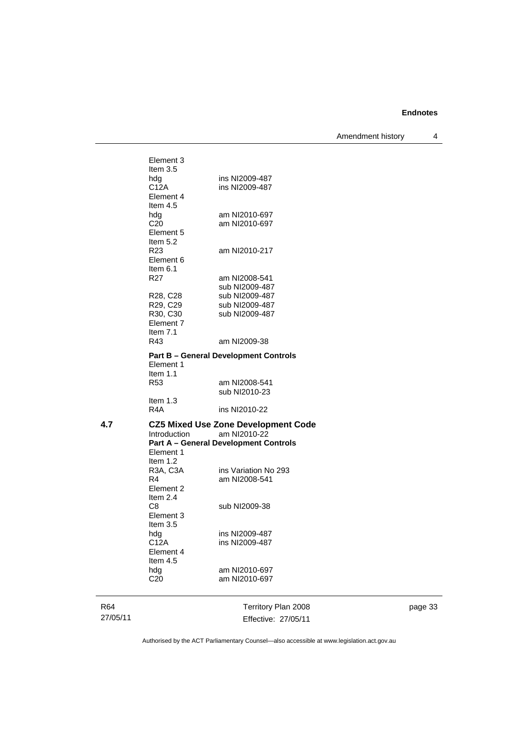Element 3
Item 3.5
hdg ins NI2009-487
C12A ins NI2009-487
Element 4
Item 4.5
hdg am NI2010-697
C20 am NI2010-697
Element 5
Item 5.2
R23 am NI2010-217
Element 6
Item 6.1
R27 am NI2008-541
sub NI2009-487
R28, C28 sub NI2009-487
R29, C29 sub NI2009-487
R30, C30 sub NI2009-487
Element 7
Item 7.1
R43 am NI2009-38

**Part B – General Development Controls**
Element 1
Item 1.1
R53 am NI2008-541
sub NI2010-23
Item 1.3
R4A ins NI2010-22

**4.7 CZ5 Mixed Use Zone Development Code**
Introduction am NI2010-22
**Part A – General Development Controls**
Element 1
Item 1.2
R3A, C3A ins Variation No 293
R4 am NI2008-541
Element 2
Item 2.4
C8 sub NI2009-38
Element 3
Item 3.5
hdg ins NI2009-487
C12A ins NI2009-487
Element 4
Item 4.5
hdg am NI2010-697
C20 am NI2010-697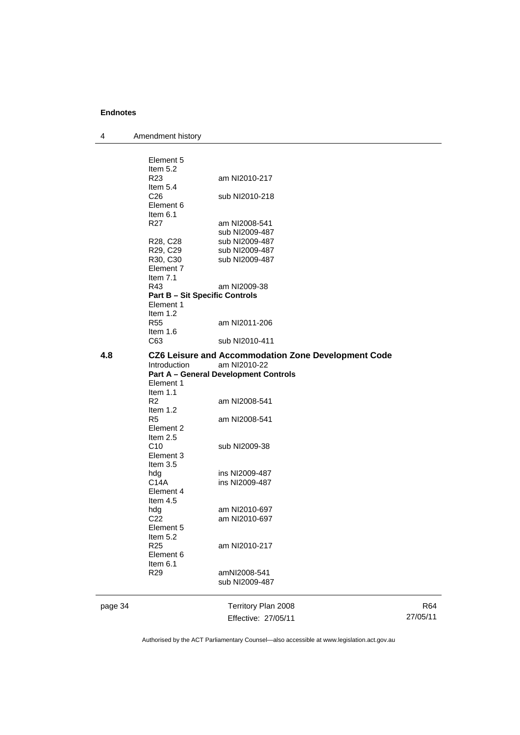Element 5
Item 5.2
R23 am NI2010-217
Item 5.4
C26 sub NI2010-218
Element 6
Item 6.1
R27 am NI2008-541
sub NI2009-487
R28, C28 sub NI2009-487
R29, C29 sub NI2009-487
R30, C30 sub NI2009-487
Element 7
Item 7.1
R43 am NI2009-38
**Part B – Sit Specific Controls**
Element 1
Item 1.2
R55 am NI2011-206
Item 1.6
C63 sub NI2010-411

**4.8 CZ6 Leisure and Accommodation Zone Development Code**

Introduction am NI2010-22
**Part A – General Development Controls**
Element 1
Item 1.1
R2 am NI2008-541
Item 1.2
R5 am NI2008-541
Element 2
Item 2.5
C10 sub NI2009-38
Element 3
Item 3.5
hdg ins NI2009-487
C14A ins NI2009-487
Element 4
Item 4.5
hdg am NI2010-697
C22 am NI2010-697
Element 5
Item 5.2
R25 am NI2010-217
Element 6
Item 6.1
R29 amNI2008-541
sub NI2009-487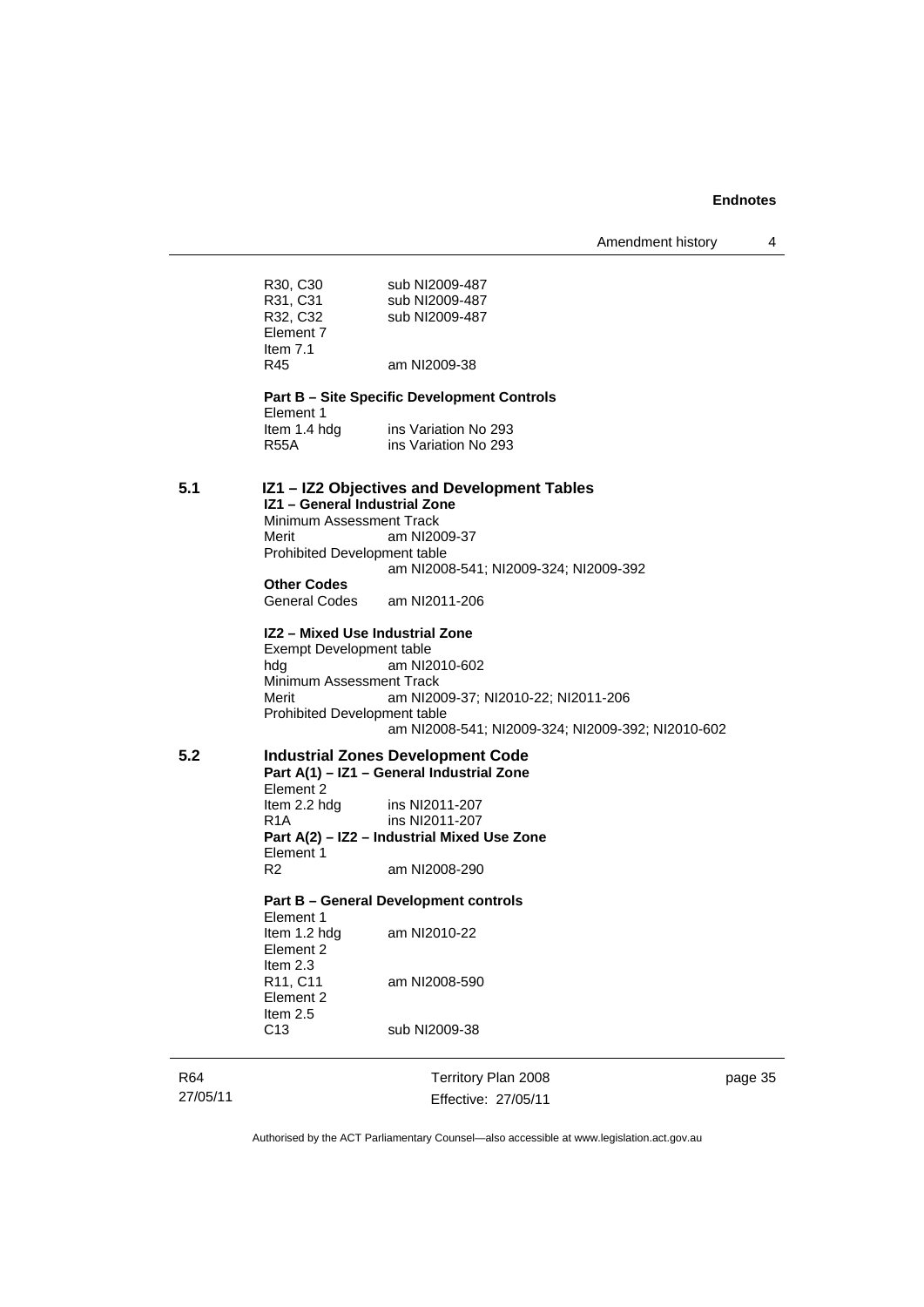R30, C30 sub NI2009-487
R31, C31 sub NI2009-487
R32, C32 sub NI2009-487
Element 7
Item 7.1
R45 am NI2009-38

**Part B – Site Specific Development Controls**

Element 1
Item 1.4 hdg ins Variation No 293
R55A ins Variation No 293

## 5.1 IZ1 – IZ2 Objectives and Development Tables

**IZ1 – General Industrial Zone**

Minimum Assessment Track
Merit am NI2009-37
Prohibited Development table
am NI2008-541; NI2009-324; NI2009-392

**Other Codes**

General Codes am NI2011-206

**IZ2 – Mixed Use Industrial Zone**

Exempt Development table
hdg am NI2010-602
Minimum Assessment Track
Merit am NI2009-37; NI2010-22; NI2011-206
Prohibited Development table
am NI2008-541; NI2009-324; NI2009-392; NI2010-602

## 5.2 Industrial Zones Development Code

**Part A(1) – IZ1 – General Industrial Zone**

Element 2
Item 2.2 hdg ins NI2011-207
R1A ins NI2011-207

**Part A(2) – IZ2 – Industrial Mixed Use Zone**

Element 1
R2 am NI2008-290

**Part B – General Development controls**

Element 1
Item 1.2 hdg am NI2010-22
Element 2
Item 2.3
R11, C11 am NI2008-590
Element 2
Item 2.5
C13 sub NI2009-38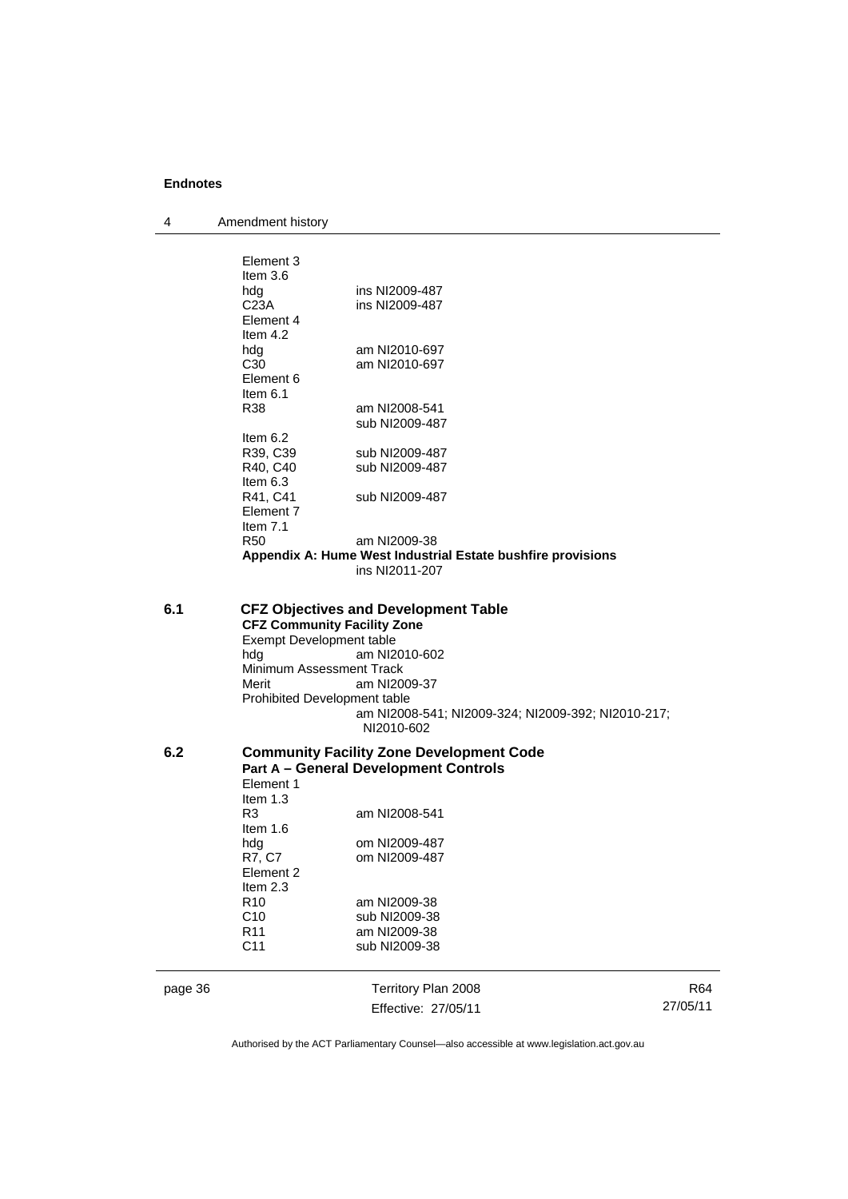Element 3
Item 3.6
hdg ins NI2009-487
C23A ins NI2009-487
Element 4
Item 4.2
hdg am NI2010-697
C30 am NI2010-697
Element 6
Item 6.1
R38 am NI2008-541
sub NI2009-487
Item 6.2
R39, C39 sub NI2009-487
R40, C40 sub NI2009-487
Item 6.3
R41, C41 sub NI2009-487
Element 7
Item 7.1
R50 am NI2009-38

**Appendix A: Hume West Industrial Estate bushfire provisions**
ins NI2011-207

## 6.1 CFZ Objectives and Development Table

**CFZ Community Facility Zone**

Exempt Development table
hdg am NI2010-602
Minimum Assessment Track
Merit am NI2009-37
Prohibited Development table
am NI2008-541; NI2009-324; NI2009-392; NI2010-217; NI2010-602

## 6.2 Community Facility Zone Development Code

**Part A – General Development Controls**

Element 1
Item 1.3
R3 am NI2008-541
Item 1.6
hdg om NI2009-487
R7, C7 om NI2009-487
Element 2
Item 2.3
R10 am NI2009-38
C10 sub NI2009-38
R11 am NI2009-38
C11 sub NI2009-38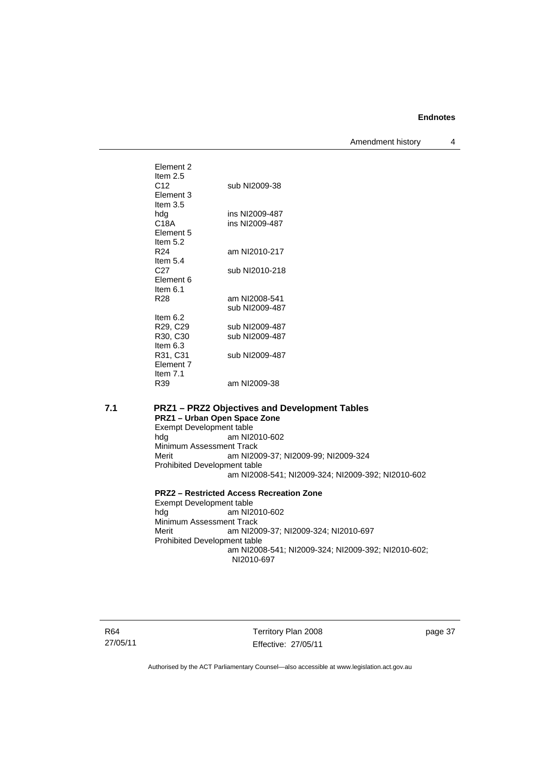Element 2
Item 2.5
C12 sub NI2009-38
Element 3
Item 3.5
hdg ins NI2009-487
C18A ins NI2009-487
Element 5
Item 5.2
R24 am NI2010-217
Item 5.4
C27 sub NI2010-218
Element 6
Item 6.1
R28 am NI2008-541
sub NI2009-487
Item 6.2
R29, C29 sub NI2009-487
R30, C30 sub NI2009-487
Item 6.3
R31, C31 sub NI2009-487
Element 7
Item 7.1
R39 am NI2009-38

## 7.1 PRZ1 – PRZ2 Objectives and Development Tables

**PRZ1 – Urban Open Space Zone**

Exempt Development table
hdg am NI2010-602
Minimum Assessment Track
Merit am NI2009-37; NI2009-99; NI2009-324
Prohibited Development table
am NI2008-541; NI2009-324; NI2009-392; NI2010-602

**PRZ2 – Restricted Access Recreation Zone**

Exempt Development table
hdg am NI2010-602
Minimum Assessment Track
Merit am NI2009-37; NI2009-324; NI2010-697
Prohibited Development table
am NI2008-541; NI2009-324; NI2009-392; NI2010-602; NI2010-697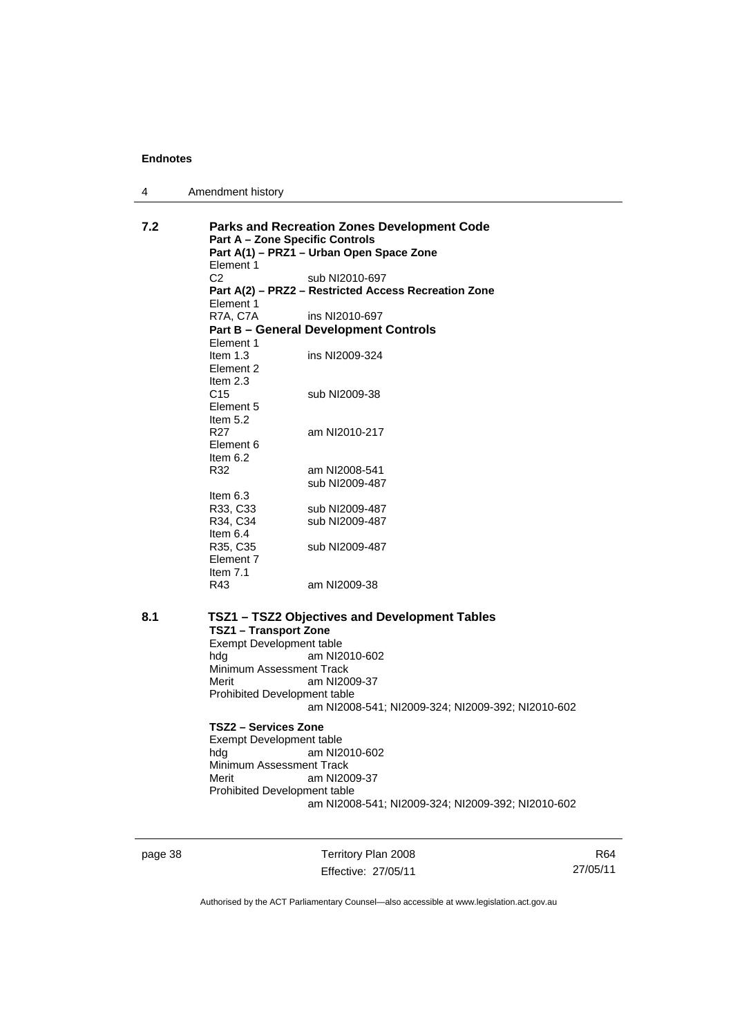**7.2 Parks and Recreation Zones Development Code**

**Part A – Zone Specific Controls**

**Part A(1) – PRZ1 – Urban Open Space Zone**

Element 1

C2 sub NI2010-697

**Part A(2) – PRZ2 – Restricted Access Recreation Zone**

Element 1

R7A, C7A ins NI2010-697

**Part B – General Development Controls**

Element 1

Item 1.3 ins NI2009-324

Element 2

Item 2.3

C15 sub NI2009-38

Element 5

Item 5.2

R27 am NI2010-217

Element 6

Item 6.2

R32 am NI2008-541
sub NI2009-487

Item 6.3

R33, C33 sub NI2009-487

R34, C34 sub NI2009-487

Item 6.4

R35, C35 sub NI2009-487

Element 7

Item 7.1

R43 am NI2009-38

**8.1 TSZ1 – TSZ2 Objectives and Development Tables**

**TSZ1 – Transport Zone**

Exempt Development table

hdg am NI2010-602

Minimum Assessment Track

Merit am NI2009-37

Prohibited Development table

am NI2008-541; NI2009-324; NI2009-392; NI2010-602

**TSZ2 – Services Zone**

Exempt Development table

hdg am NI2010-602

Minimum Assessment Track

Merit am NI2009-37

Prohibited Development table

am NI2008-541; NI2009-324; NI2009-392; NI2010-602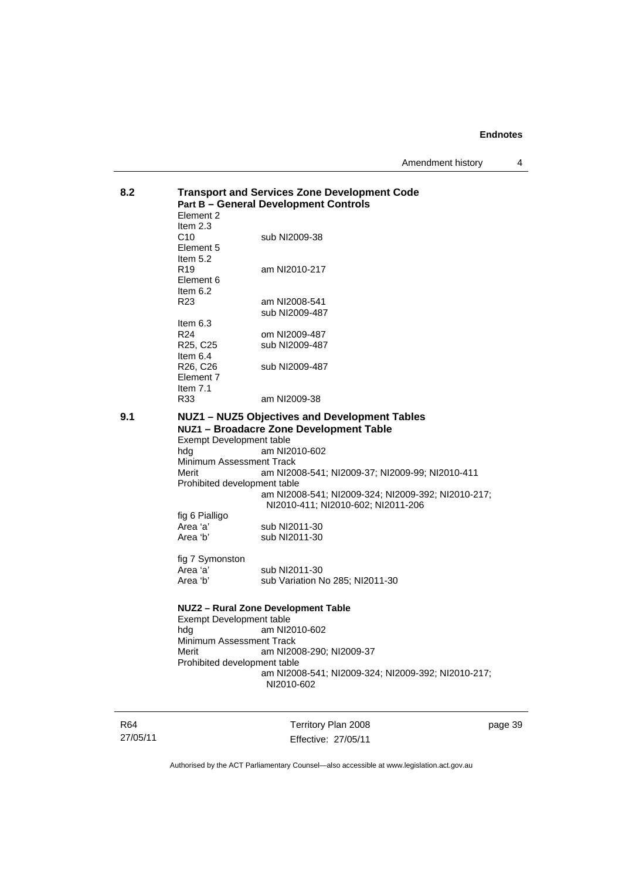**8.2 Transport and Services Zone Development Code**

**Part B – General Development Controls**

Element 2
Item 2.3
C10 sub NI2009-38
Element 5
Item 5.2
R19 am NI2010-217
Element 6
Item 6.2
R23 am NI2008-541
sub NI2009-487
Item 6.3
R24 om NI2009-487
R25, C25 sub NI2009-487
Item 6.4
R26, C26 sub NI2009-487
Element 7
Item 7.1
R33 am NI2009-38

**9.1 NUZ1 – NUZ5 Objectives and Development Tables**

**NUZ1 – Broadacre Zone Development Table**

Exempt Development table
hdg am NI2010-602
Minimum Assessment Track
Merit am NI2008-541; NI2009-37; NI2009-99; NI2010-411
Prohibited development table
am NI2008-541; NI2009-324; NI2009-392; NI2010-217; NI2010-411; NI2010-602; NI2011-206
fig 6 Pialligo
Area 'a' sub NI2011-30
Area 'b' sub NI2011-30

fig 7 Symonston
Area 'a' sub NI2011-30
Area 'b' sub Variation No 285; NI2011-30

**NUZ2 – Rural Zone Development Table**

Exempt Development table
hdg am NI2010-602
Minimum Assessment Track
Merit am NI2008-290; NI2009-37
Prohibited development table
am NI2008-541; NI2009-324; NI2009-392; NI2010-217; NI2010-602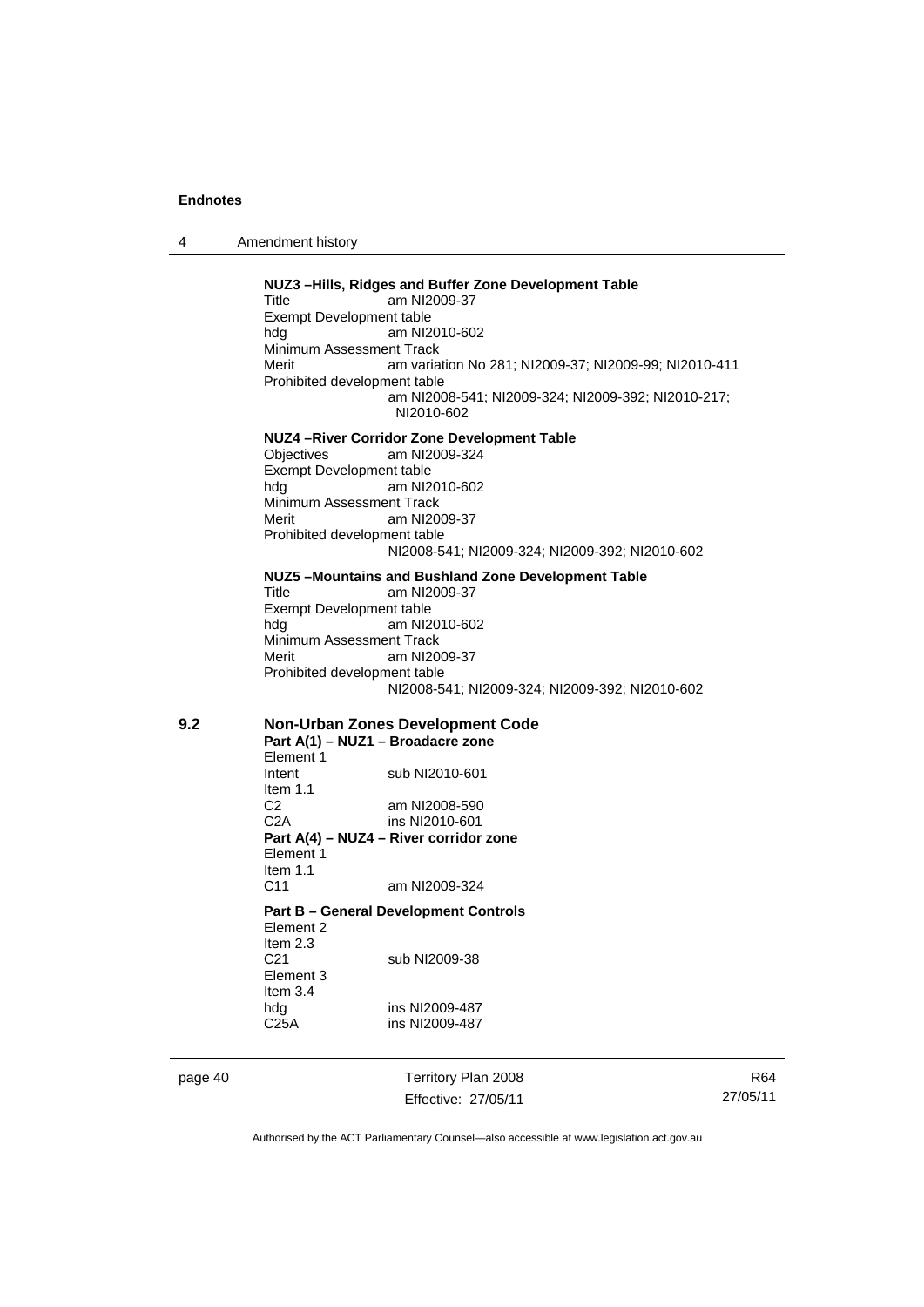**NUZ3 –Hills, Ridges and Buffer Zone Development Table**

Title am NI2009-37

Exempt Development table

hdg am NI2010-602

Minimum Assessment Track

Merit am variation No 281; NI2009-37; NI2009-99; NI2010-411

Prohibited development table

am NI2008-541; NI2009-324; NI2009-392; NI2010-217; NI2010-602

**NUZ4 –River Corridor Zone Development Table**

Objectives am NI2009-324

Exempt Development table

hdg am NI2010-602

Minimum Assessment Track

Merit am NI2009-37

Prohibited development table

NI2008-541; NI2009-324; NI2009-392; NI2010-602

**NUZ5 –Mountains and Bushland Zone Development Table**

Title am NI2009-37

Exempt Development table

hdg am NI2010-602

Minimum Assessment Track

Merit am NI2009-37

Prohibited development table

NI2008-541; NI2009-324; NI2009-392; NI2010-602

## 9.2 Non-Urban Zones Development Code

**Part A(1) – NUZ1 – Broadacre zone**

Element 1

Intent sub NI2010-601

Item 1.1

C2 am NI2008-590

C2A ins NI2010-601

**Part A(4) – NUZ4 – River corridor zone**

Element 1

Item 1.1

C11 am NI2009-324

**Part B – General Development Controls**

Element 2

Item 2.3

C21 sub NI2009-38

Element 3

Item 3.4

hdg ins NI2009-487

C25A ins NI2009-487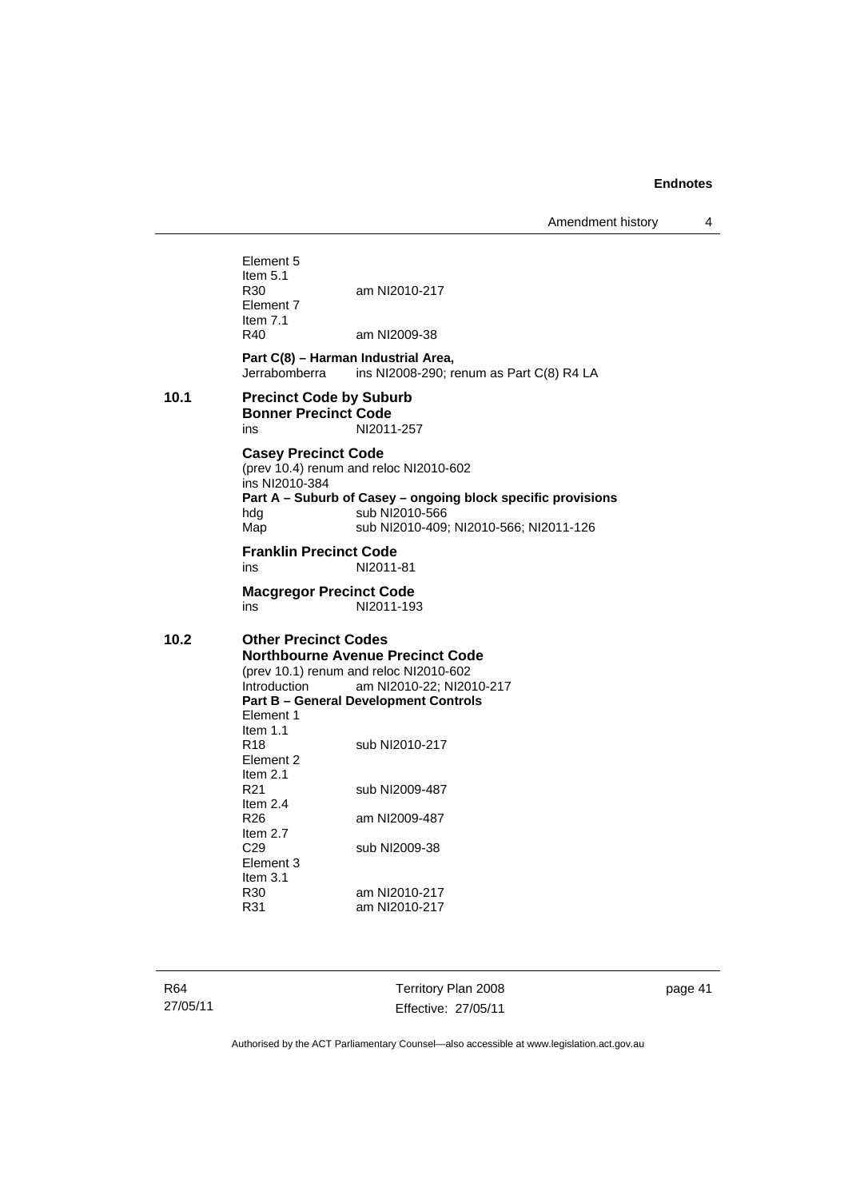Element 5
Item 5.1
R30 am NI2010-217
Element 7
Item 7.1
R40 am NI2009-38

**Part C(8) – Harman Industrial Area,**
Jerrabomberra ins NI2008-290; renum as Part C(8) R4 LA

**10.1 Precinct Code by Suburb**

**Bonner Precinct Code**
ins NI2011-257

**Casey Precinct Code**
(prev 10.4) renum and reloc NI2010-602
ins NI2010-384
**Part A – Suburb of Casey – ongoing block specific provisions**
hdg sub NI2010-566
Map sub NI2010-409; NI2010-566; NI2011-126

**Franklin Precinct Code**
ins NI2011-81

**Macgregor Precinct Code**
ins NI2011-193

**10.2 Other Precinct Codes**

**Northbourne Avenue Precinct Code**
(prev 10.1) renum and reloc NI2010-602
Introduction am NI2010-22; NI2010-217
**Part B – General Development Controls**
Element 1
Item 1.1
R18 sub NI2010-217
Element 2
Item 2.1
R21 sub NI2009-487
Item 2.4
R26 am NI2009-487
Item 2.7
C29 sub NI2009-38
Element 3
Item 3.1
R30 am NI2010-217
R31 am NI2010-217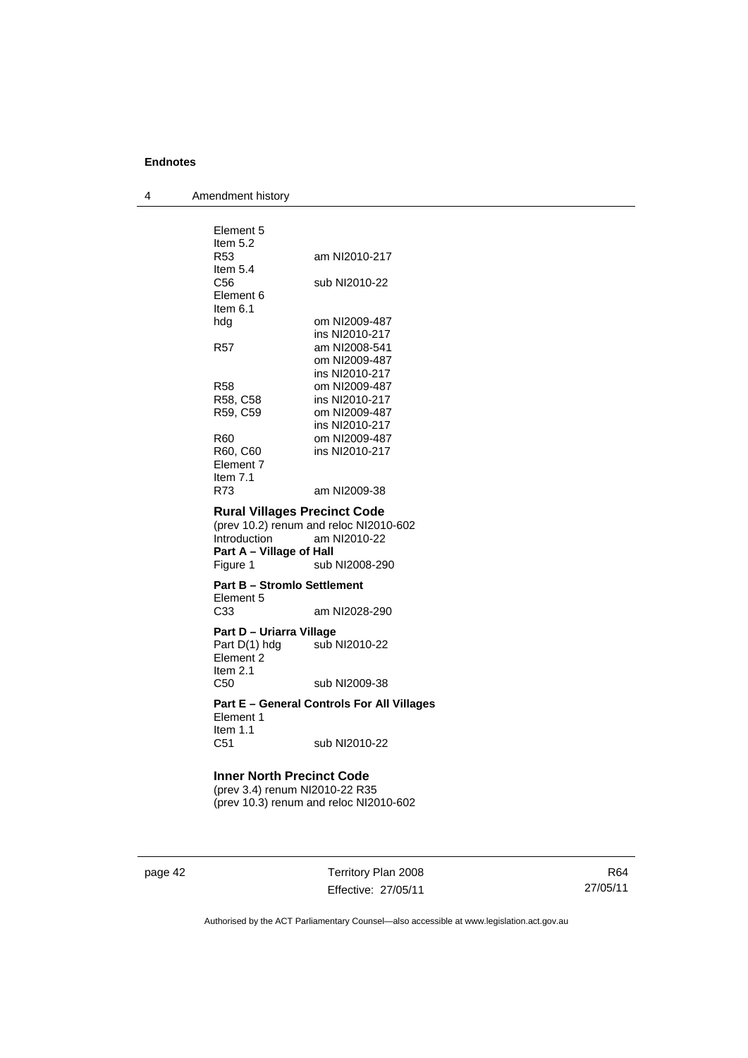Element 5
Item 5.2
R53 am NI2010-217
Item 5.4
C56 sub NI2010-22
Element 6
Item 6.1
hdg om NI2009-487
 ins NI2010-217
R57 am NI2008-541
 om NI2009-487
 ins NI2010-217
R58 om NI2009-487
R58, C58 ins NI2010-217
R59, C59 om NI2009-487
 ins NI2010-217
R60 om NI2009-487
R60, C60 ins NI2010-217
Element 7
Item 7.1
R73 am NI2009-38

**Rural Villages Precinct Code**

(prev 10.2) renum and reloc NI2010-602
Introduction am NI2010-22

**Part A – Village of Hall**

Figure 1 sub NI2008-290

**Part B – Stromlo Settlement**

Element 5
C33 am NI2028-290

**Part D – Uriarra Village**

Part D(1) hdg sub NI2010-22
Element 2
Item 2.1
C50 sub NI2009-38

**Part E – General Controls For All Villages**

Element 1
Item 1.1
C51 sub NI2010-22

**Inner North Precinct Code**

(prev 3.4) renum NI2010-22 R35
(prev 10.3) renum and reloc NI2010-602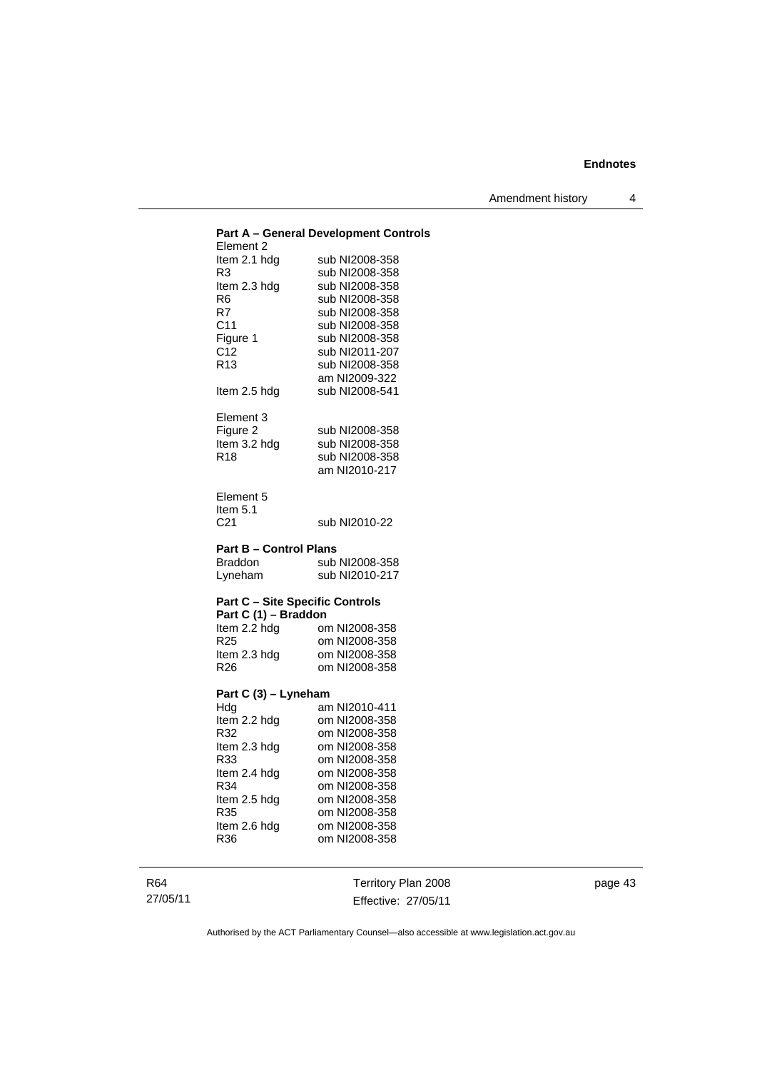**Part A – General Development Controls**

Element 2

| | |
|---|---|
| Item 2.1 hdg | sub NI2008-358 |
| R3 | sub NI2008-358 |
| Item 2.3 hdg | sub NI2008-358 |
| R6 | sub NI2008-358 |
| R7 | sub NI2008-358 |
| C11 | sub NI2008-358 |
| Figure 1 | sub NI2008-358 |
| C12 | sub NI2011-207 |
| R13 | sub NI2008-358 |
| | am NI2009-322 |
| Item 2.5 hdg | sub NI2008-541 |

Element 3

| | |
|---|---|
| Figure 2 | sub NI2008-358 |
| Item 3.2 hdg | sub NI2008-358 |
| R18 | sub NI2008-358 |
| | am NI2010-217 |

Element 5

Item 5.1

| | |
|---|---|
| C21 | sub NI2010-22 |

**Part B – Control Plans**

| | |
|---|---|
| Braddon | sub NI2008-358 |
| Lyneham | sub NI2010-217 |

**Part C – Site Specific Controls**

**Part C (1) – Braddon**

| | |
|---|---|
| Item 2.2 hdg | om NI2008-358 |
| R25 | om NI2008-358 |
| Item 2.3 hdg | om NI2008-358 |
| R26 | om NI2008-358 |

**Part C (3) – Lyneham**

| | |
|---|---|
| Hdg | am NI2010-411 |
| Item 2.2 hdg | om NI2008-358 |
| R32 | om NI2008-358 |
| Item 2.3 hdg | om NI2008-358 |
| R33 | om NI2008-358 |
| Item 2.4 hdg | om NI2008-358 |
| R34 | om NI2008-358 |
| Item 2.5 hdg | om NI2008-358 |
| R35 | om NI2008-358 |
| Item 2.6 hdg | om NI2008-358 |
| R36 | om NI2008-358 |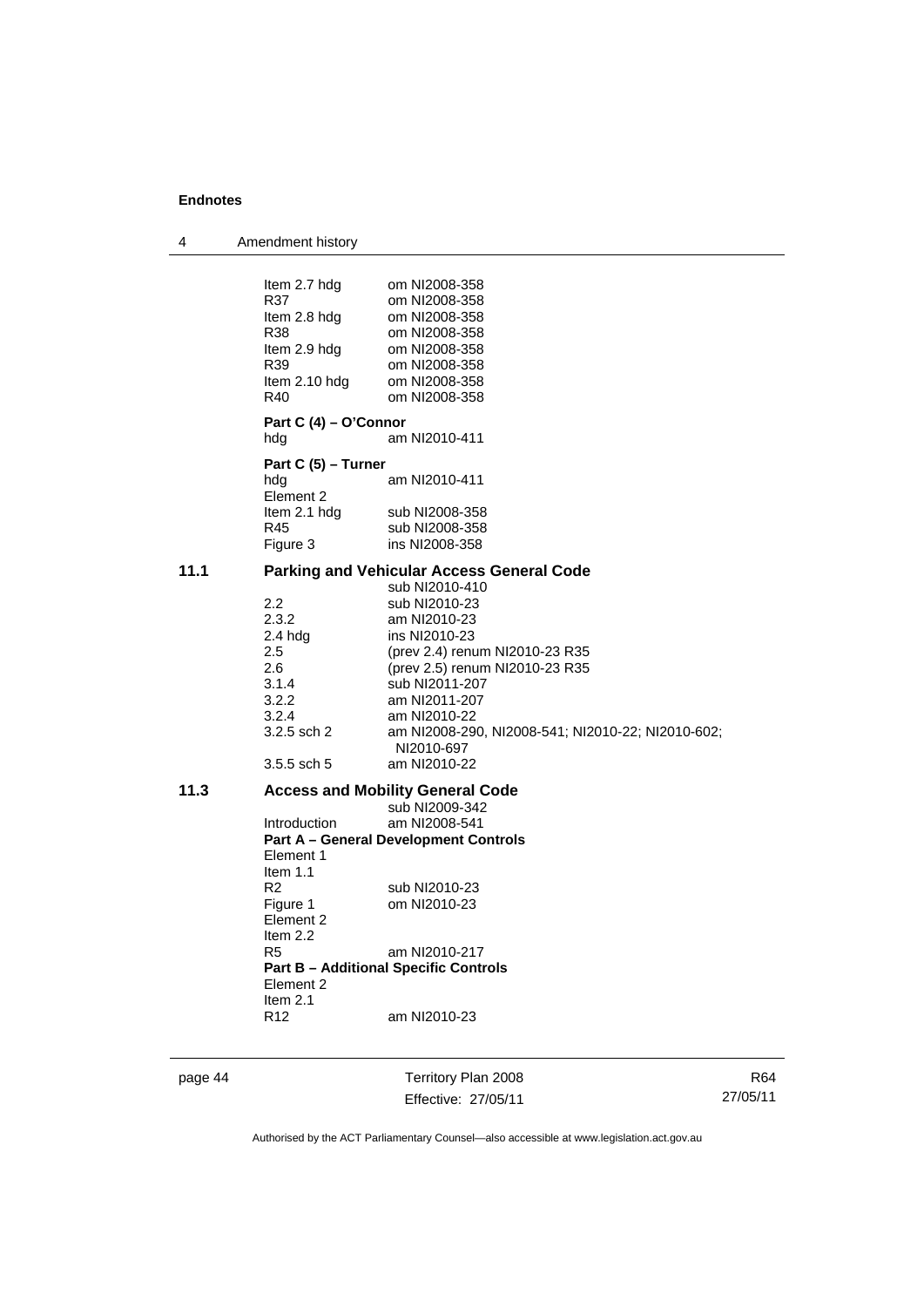Item 2.7 hdg om NI2008-358
R37 om NI2008-358
Item 2.8 hdg om NI2008-358
R38 om NI2008-358
Item 2.9 hdg om NI2008-358
R39 om NI2008-358
Item 2.10 hdg om NI2008-358
R40 om NI2008-358

**Part C (4) – O'Connor**
hdg am NI2010-411

**Part C (5) – Turner**
hdg am NI2010-411
Element 2
Item 2.1 hdg sub NI2008-358
R45 sub NI2008-358
Figure 3 ins NI2008-358

## 11.1 Parking and Vehicular Access General Code

sub NI2010-410
2.2 sub NI2010-23
2.3.2 am NI2010-23
2.4 hdg ins NI2010-23
2.5 (prev 2.4) renum NI2010-23 R35
2.6 (prev 2.5) renum NI2010-23 R35
3.1.4 sub NI2011-207
3.2.2 am NI2011-207
3.2.4 am NI2010-22
3.2.5 sch 2 am NI2008-290, NI2008-541; NI2010-22; NI2010-602; NI2010-697
3.5.5 sch 5 am NI2010-22

## 11.3 Access and Mobility General Code

sub NI2009-342
Introduction am NI2008-541
**Part A – General Development Controls**
Element 1
Item 1.1
R2 sub NI2010-23
Figure 1 om NI2010-23
Element 2
Item 2.2
R5 am NI2010-217
**Part B – Additional Specific Controls**
Element 2
Item 2.1
R12 am NI2010-23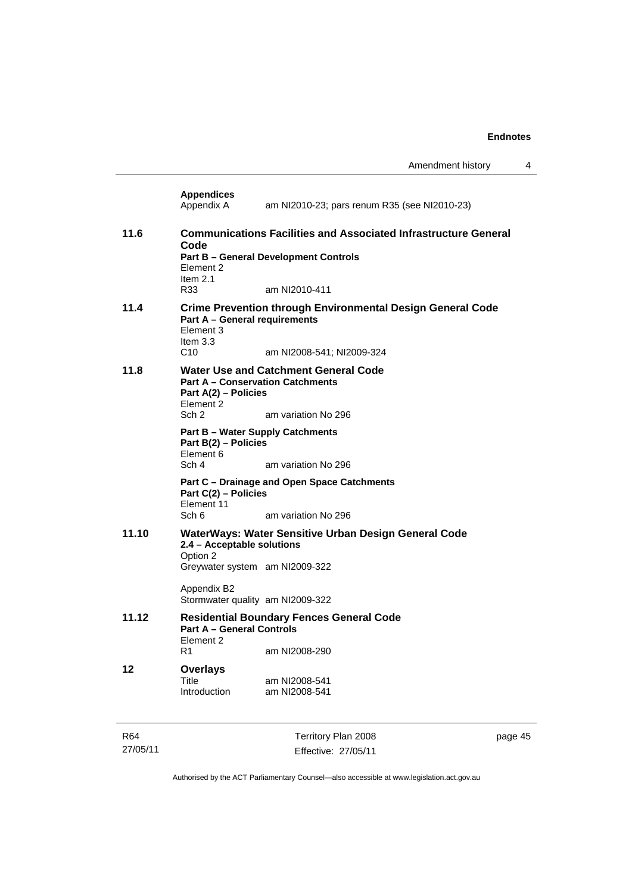**Appendices**

Appendix A — am NI2010-23; pars renum R35 (see NI2010-23)

**11.6 Communications Facilities and Associated Infrastructure General Code**

**Part B – General Development Controls**

Element 2

Item 2.1

R33 — am NI2010-411

**11.4 Crime Prevention through Environmental Design General Code**

**Part A – General requirements**

Element 3

Item 3.3

C10 — am NI2008-541; NI2009-324

**11.8 Water Use and Catchment General Code**

**Part A – Conservation Catchments**

**Part A(2) – Policies**

Element 2

Sch 2 — am variation No 296

**Part B – Water Supply Catchments**

**Part B(2) – Policies**

Element 6

Sch 4 — am variation No 296

**Part C – Drainage and Open Space Catchments**

**Part C(2) – Policies**

Element 11

Sch 6 — am variation No 296

**11.10 WaterWays: Water Sensitive Urban Design General Code**

**2.4 – Acceptable solutions**

Option 2

Greywater system — am NI2009-322

Appendix B2

Stormwater quality — am NI2009-322

**11.12 Residential Boundary Fences General Code**

**Part A – General Controls**

Element 2

R1 — am NI2008-290

**12 Overlays**

Title — am NI2008-541

Introduction — am NI2008-541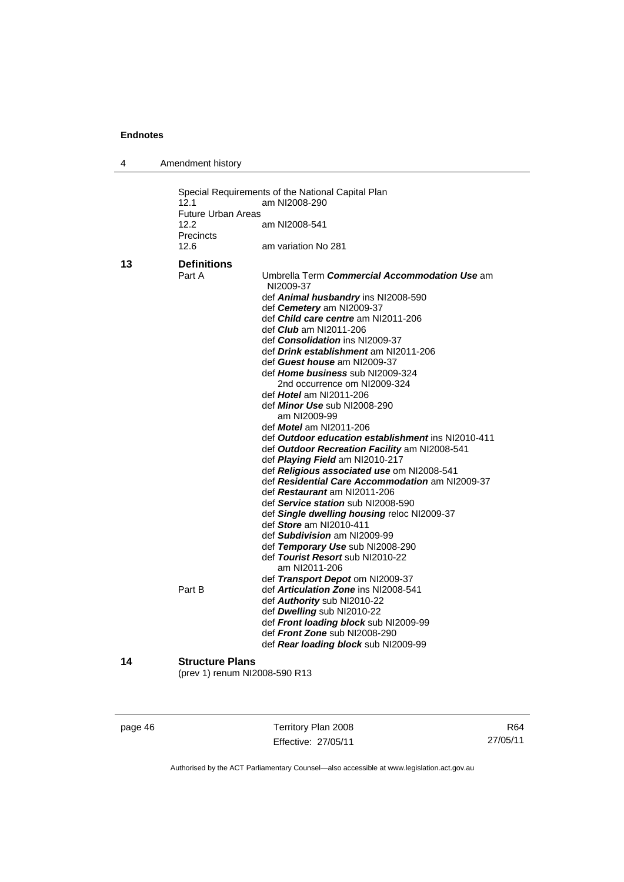Special Requirements of the National Capital Plan

12.1 am NI2008-290

Future Urban Areas

12.2 am NI2008-541

Precincts

12.6 am variation No 281

## 13 Definitions

Part A

Umbrella Term ***Commercial Accommodation Use*** am NI2009-37

def ***Animal husbandry*** ins NI2008-590

def ***Cemetery*** am NI2009-37

def ***Child care centre*** am NI2011-206

def ***Club*** am NI2011-206

def ***Consolidation*** ins NI2009-37

def ***Drink establishment*** am NI2011-206

def ***Guest house*** am NI2009-37

def ***Home business*** sub NI2009-324
  2nd occurrence om NI2009-324

def ***Hotel*** am NI2011-206

def ***Minor Use*** sub NI2008-290
  am NI2009-99

def ***Motel*** am NI2011-206

def ***Outdoor education establishment*** ins NI2010-411

def ***Outdoor Recreation Facility*** am NI2008-541

def ***Playing Field*** am NI2010-217

def ***Religious associated use*** om NI2008-541

def ***Residential Care Accommodation*** am NI2009-37

def ***Restaurant*** am NI2011-206

def ***Service station*** sub NI2008-590

def ***Single dwelling housing*** reloc NI2009-37

def ***Store*** am NI2010-411

def ***Subdivision*** am NI2009-99

def ***Temporary Use*** sub NI2008-290

def ***Tourist Resort*** sub NI2010-22
  am NI2011-206

def ***Transport Depot*** om NI2009-37

Part B

def ***Articulation Zone*** ins NI2008-541

def ***Authority*** sub NI2010-22

def ***Dwelling*** sub NI2010-22

def ***Front loading block*** sub NI2009-99

def ***Front Zone*** sub NI2008-290

def ***Rear loading block*** sub NI2009-99

## 14 Structure Plans

(prev 1) renum NI2008-590 R13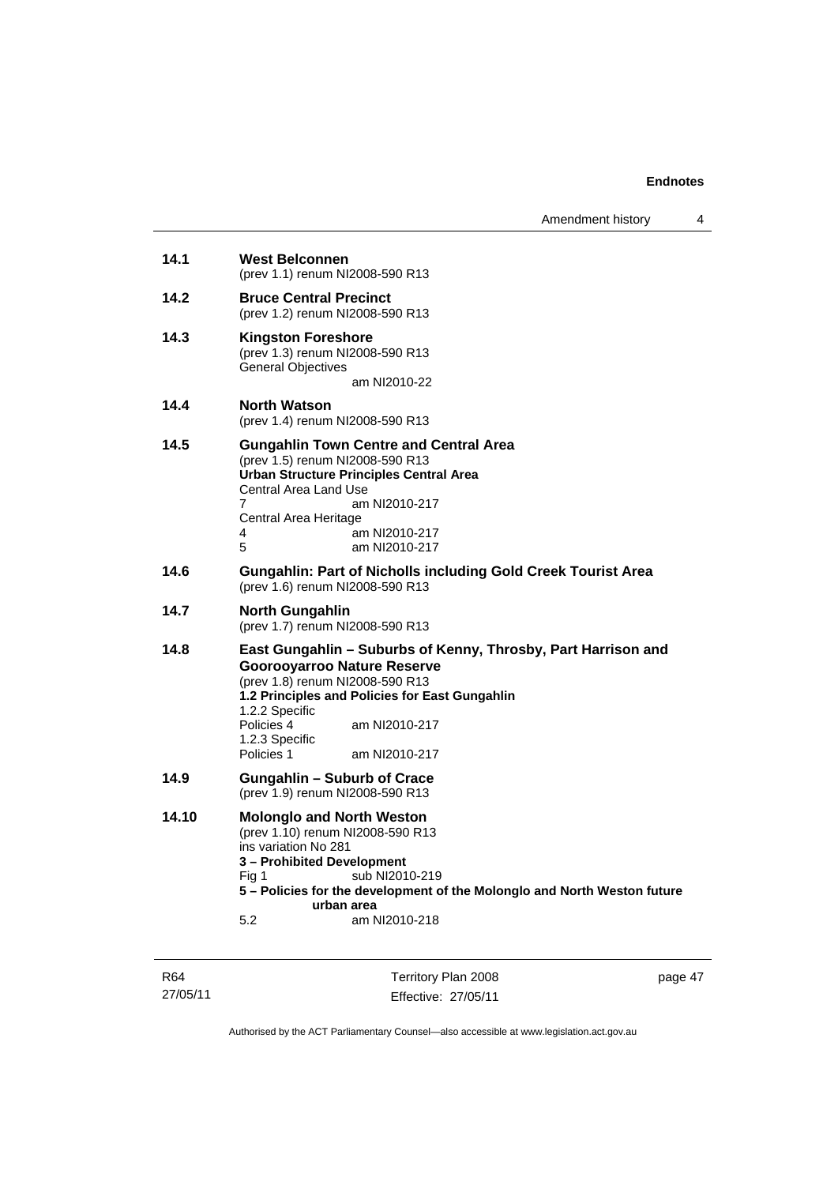**14.1 West Belconnen**
(prev 1.1) renum NI2008-590 R13

**14.2 Bruce Central Precinct**
(prev 1.2) renum NI2008-590 R13

**14.3 Kingston Foreshore**
(prev 1.3) renum NI2008-590 R13
General Objectives
am NI2010-22

**14.4 North Watson**
(prev 1.4) renum NI2008-590 R13

**14.5 Gungahlin Town Centre and Central Area**
(prev 1.5) renum NI2008-590 R13
**Urban Structure Principles Central Area**
Central Area Land Use
7 am NI2010-217
Central Area Heritage
4 am NI2010-217
5 am NI2010-217

**14.6 Gungahlin: Part of Nicholls including Gold Creek Tourist Area**
(prev 1.6) renum NI2008-590 R13

**14.7 North Gungahlin**
(prev 1.7) renum NI2008-590 R13

**14.8 East Gungahlin – Suburbs of Kenny, Throsby, Part Harrison and Goorooyarroo Nature Reserve**
(prev 1.8) renum NI2008-590 R13
**1.2 Principles and Policies for East Gungahlin**
1.2.2 Specific
Policies 4 am NI2010-217
1.2.3 Specific
Policies 1 am NI2010-217

**14.9 Gungahlin – Suburb of Crace**
(prev 1.9) renum NI2008-590 R13

**14.10 Molonglo and North Weston**
(prev 1.10) renum NI2008-590 R13
ins variation No 281
**3 – Prohibited Development**
Fig 1 sub NI2010-219
**5 – Policies for the development of the Molonglo and North Weston future urban area**
5.2 am NI2010-218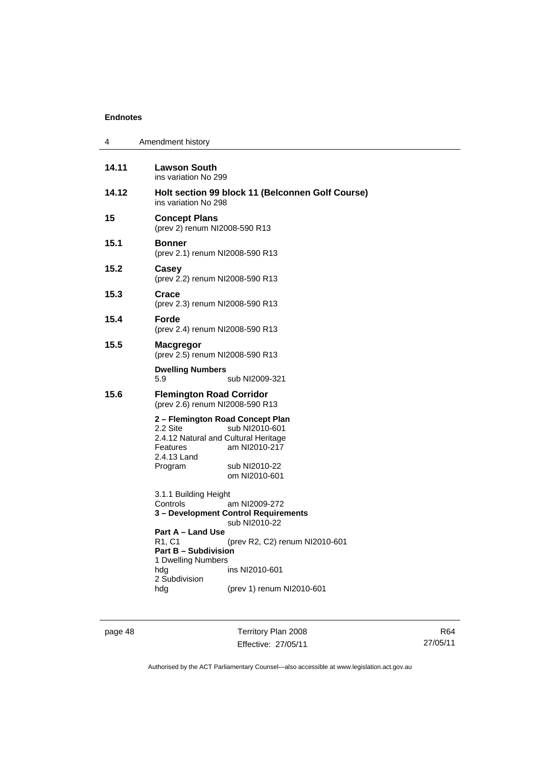**14.11 Lawson South**
ins variation No 299

**14.12 Holt section 99 block 11 (Belconnen Golf Course)**
ins variation No 298

**15 Concept Plans**
(prev 2) renum NI2008-590 R13

**15.1 Bonner**
(prev 2.1) renum NI2008-590 R13

**15.2 Casey**
(prev 2.2) renum NI2008-590 R13

**15.3 Crace**
(prev 2.3) renum NI2008-590 R13

**15.4 Forde**
(prev 2.4) renum NI2008-590 R13

**15.5 Macgregor**
(prev 2.5) renum NI2008-590 R13

**Dwelling Numbers**
5.9 sub NI2009-321

**15.6 Flemington Road Corridor**
(prev 2.6) renum NI2008-590 R13

**2 – Flemington Road Concept Plan**
2.2 Site sub NI2010-601
2.4.12 Natural and Cultural Heritage Features am NI2010-217
2.4.13 Land Program sub NI2010-22
om NI2010-601

3.1.1 Building Height Controls am NI2009-272
**3 – Development Control Requirements**
sub NI2010-22
**Part A – Land Use**
R1, C1 (prev R2, C2) renum NI2010-601
**Part B – Subdivision**
1 Dwelling Numbers
hdg ins NI2010-601
2 Subdivision
hdg (prev 1) renum NI2010-601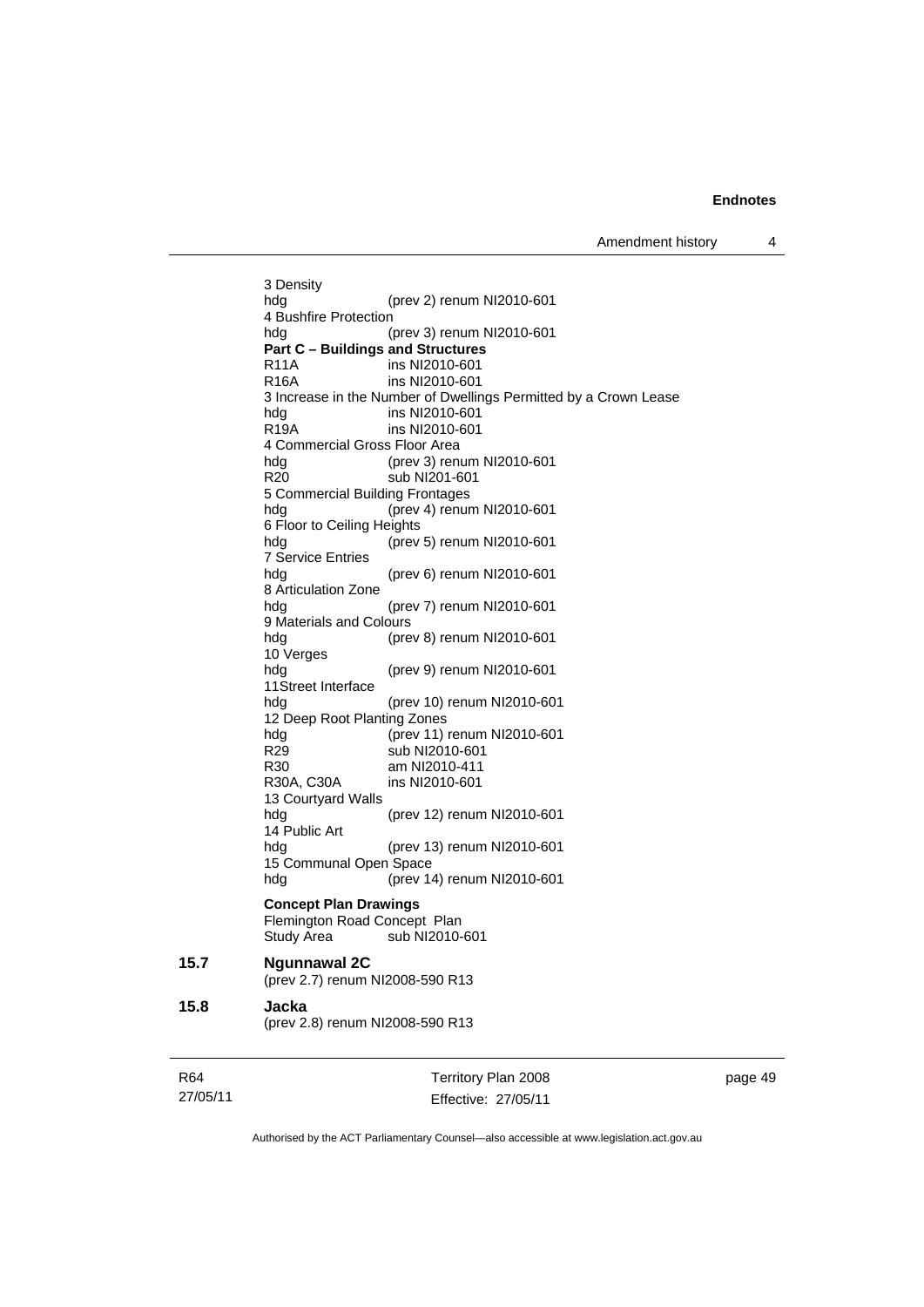3 Density
hdg (prev 2) renum NI2010-601

4 Bushfire Protection
hdg (prev 3) renum NI2010-601

**Part C – Buildings and Structures**
R11A ins NI2010-601
R16A ins NI2010-601

3 Increase in the Number of Dwellings Permitted by a Crown Lease
hdg ins NI2010-601
R19A ins NI2010-601

4 Commercial Gross Floor Area
hdg (prev 3) renum NI2010-601
R20 sub NI201-601

5 Commercial Building Frontages
hdg (prev 4) renum NI2010-601

6 Floor to Ceiling Heights
hdg (prev 5) renum NI2010-601

7 Service Entries
hdg (prev 6) renum NI2010-601

8 Articulation Zone
hdg (prev 7) renum NI2010-601

9 Materials and Colours
hdg (prev 8) renum NI2010-601

10 Verges
hdg (prev 9) renum NI2010-601

11Street Interface
hdg (prev 10) renum NI2010-601

12 Deep Root Planting Zones
hdg (prev 11) renum NI2010-601
R29 sub NI2010-601
R30 am NI2010-411
R30A, C30A ins NI2010-601

13 Courtyard Walls
hdg (prev 12) renum NI2010-601

14 Public Art
hdg (prev 13) renum NI2010-601

15 Communal Open Space
hdg (prev 14) renum NI2010-601

**Concept Plan Drawings**
Flemington Road Concept Plan
Study Area sub NI2010-601

### 15.7 Ngunnawal 2C

(prev 2.7) renum NI2008-590 R13

### 15.8 Jacka

(prev 2.8) renum NI2008-590 R13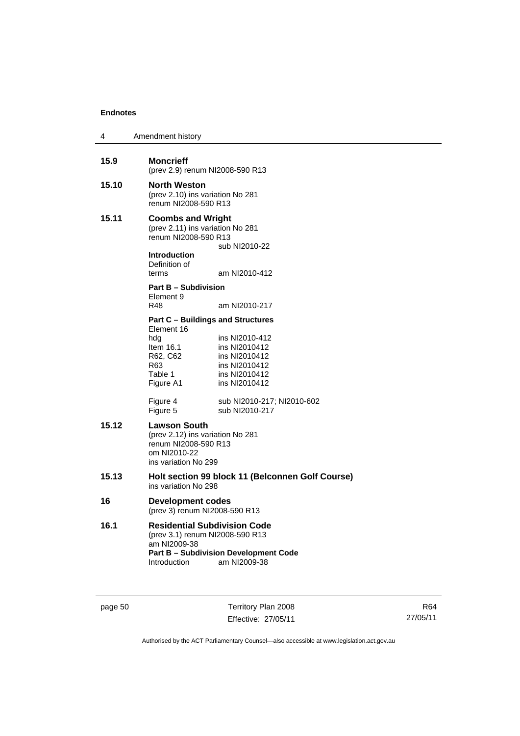**15.9 Moncrieff**
(prev 2.9) renum NI2008-590 R13

**15.10 North Weston**
(prev 2.10) ins variation No 281
renum NI2008-590 R13

**15.11 Coombs and Wright**
(prev 2.11) ins variation No 281
renum NI2008-590 R13
sub NI2010-22

**Introduction**

| | |
|---|---|
| Definition of terms | am NI2010-412 |

**Part B – Subdivision**

| | |
|---|---|
| Element 9 | |
| R48 | am NI2010-217 |

**Part C – Buildings and Structures**

| | |
|---|---|
| Element 16 | |
| hdg | ins NI2010-412 |
| Item 16.1 | ins NI2010412 |
| R62, C62 | ins NI2010412 |
| R63 | ins NI2010412 |
| Table 1 | ins NI2010412 |
| Figure A1 | ins NI2010412 |
| Figure 4 | sub NI2010-217; NI2010-602 |
| Figure 5 | sub NI2010-217 |

**15.12 Lawson South**
(prev 2.12) ins variation No 281
renum NI2008-590 R13
om NI2010-22
ins variation No 299

**15.13 Holt section 99 block 11 (Belconnen Golf Course)**
ins variation No 298

**16 Development codes**
(prev 3) renum NI2008-590 R13

**16.1 Residential Subdivision Code**
(prev 3.1) renum NI2008-590 R13
am NI2009-38

**Part B – Subdivision Development Code**

| | |
|---|---|
| Introduction | am NI2009-38 |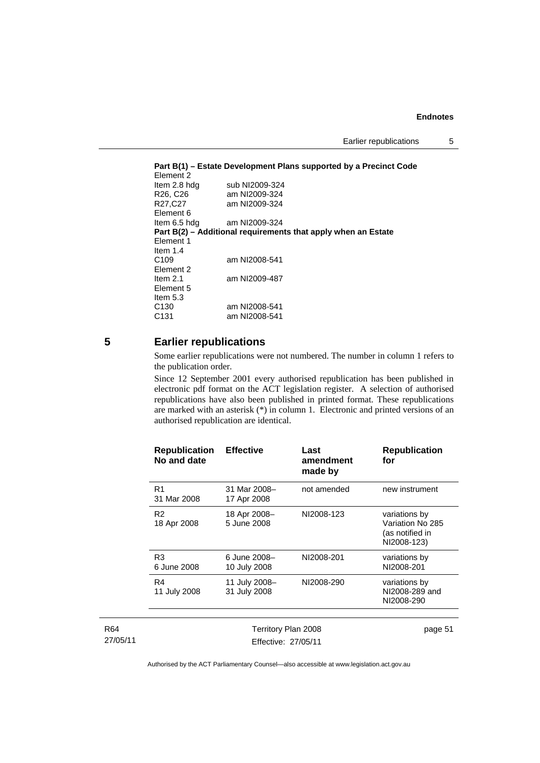**Part B(1) – Estate Development Plans supported by a Precinct Code**

Element 2

| | |
|---|---|
| Item 2.8 hdg | sub NI2009-324 |
| R26, C26 | am NI2009-324 |
| R27,C27 | am NI2009-324 |

Element 6

| | |
|---|---|
| Item 6.5 hdg | am NI2009-324 |

**Part B(2) – Additional requirements that apply when an Estate**

Element 1

Item 1.4

| | |
|---|---|
| C109 | am NI2008-541 |

Element 2

| | |
|---|---|
| Item 2.1 | am NI2009-487 |

Element 5

Item 5.3

| | |
|---|---|
| C130 | am NI2008-541 |
| C131 | am NI2008-541 |

## 5 Earlier republications

Some earlier republications were not numbered. The number in column 1 refers to the publication order.

Since 12 September 2001 every authorised republication has been published in electronic pdf format on the ACT legislation register. A selection of authorised republications have also been published in printed format. These republications are marked with an asterisk (*) in column 1. Electronic and printed versions of an authorised republication are identical.

| Republication No and date | Effective | Last amendment made by | Republication for |
|---|---|---|---|
| R1 31 Mar 2008 | 31 Mar 2008– 17 Apr 2008 | not amended | new instrument |
| R2 18 Apr 2008 | 18 Apr 2008– 5 June 2008 | NI2008-123 | variations by Variation No 285 (as notified in NI2008-123) |
| R3 6 June 2008 | 6 June 2008– 10 July 2008 | NI2008-201 | variations by NI2008-201 |
| R4 11 July 2008 | 11 July 2008– 31 July 2008 | NI2008-290 | variations by NI2008-289 and NI2008-290 |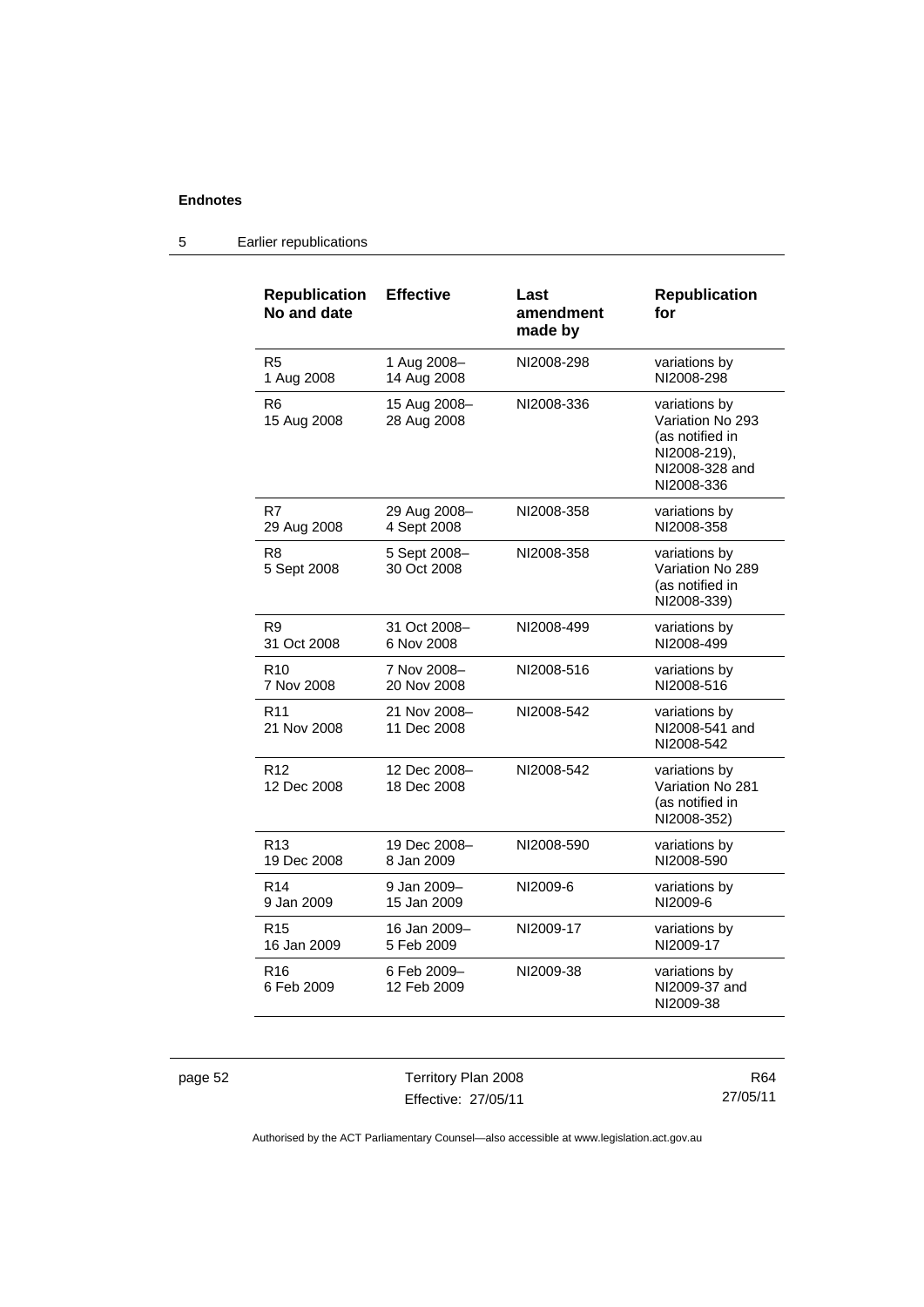## Endnotes

### 5 Earlier republications

| Republication No and date | Effective | Last amendment made by | Republication for |
|---|---|---|---|
| R5<br>1 Aug 2008 | 1 Aug 2008–<br>14 Aug 2008 | NI2008-298 | variations by NI2008-298 |
| R6<br>15 Aug 2008 | 15 Aug 2008–<br>28 Aug 2008 | NI2008-336 | variations by Variation No 293 (as notified in NI2008-219), NI2008-328 and NI2008-336 |
| R7<br>29 Aug 2008 | 29 Aug 2008–<br>4 Sept 2008 | NI2008-358 | variations by NI2008-358 |
| R8<br>5 Sept 2008 | 5 Sept 2008–<br>30 Oct 2008 | NI2008-358 | variations by Variation No 289 (as notified in NI2008-339) |
| R9<br>31 Oct 2008 | 31 Oct 2008–<br>6 Nov 2008 | NI2008-499 | variations by NI2008-499 |
| R10<br>7 Nov 2008 | 7 Nov 2008–<br>20 Nov 2008 | NI2008-516 | variations by NI2008-516 |
| R11<br>21 Nov 2008 | 21 Nov 2008–<br>11 Dec 2008 | NI2008-542 | variations by NI2008-541 and NI2008-542 |
| R12<br>12 Dec 2008 | 12 Dec 2008–<br>18 Dec 2008 | NI2008-542 | variations by Variation No 281 (as notified in NI2008-352) |
| R13<br>19 Dec 2008 | 19 Dec 2008–<br>8 Jan 2009 | NI2008-590 | variations by NI2008-590 |
| R14<br>9 Jan 2009 | 9 Jan 2009–<br>15 Jan 2009 | NI2009-6 | variations by NI2009-6 |
| R15<br>16 Jan 2009 | 16 Jan 2009–<br>5 Feb 2009 | NI2009-17 | variations by NI2009-17 |
| R16<br>6 Feb 2009 | 6 Feb 2009–<br>12 Feb 2009 | NI2009-38 | variations by NI2009-37 and NI2009-38 |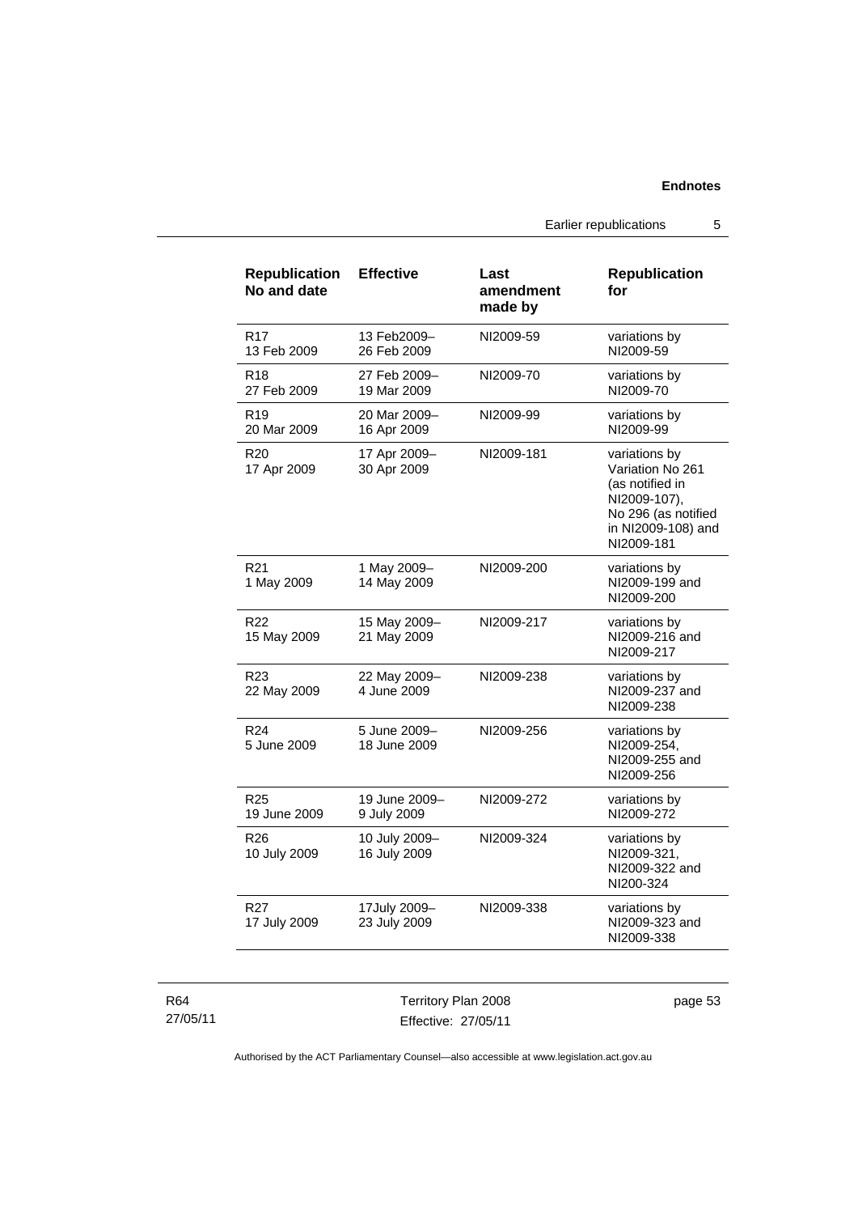| Republication No and date | Effective | Last amendment made by | Republication for |
| --- | --- | --- | --- |
| R17 13 Feb 2009 | 13 Feb2009– 26 Feb 2009 | NI2009-59 | variations by NI2009-59 |
| R18 27 Feb 2009 | 27 Feb 2009– 19 Mar 2009 | NI2009-70 | variations by NI2009-70 |
| R19 20 Mar 2009 | 20 Mar 2009– 16 Apr 2009 | NI2009-99 | variations by NI2009-99 |
| R20 17 Apr 2009 | 17 Apr 2009– 30 Apr 2009 | NI2009-181 | variations by Variation No 261 (as notified in NI2009-107), No 296 (as notified in NI2009-108) and NI2009-181 |
| R21 1 May 2009 | 1 May 2009– 14 May 2009 | NI2009-200 | variations by NI2009-199 and NI2009-200 |
| R22 15 May 2009 | 15 May 2009– 21 May 2009 | NI2009-217 | variations by NI2009-216 and NI2009-217 |
| R23 22 May 2009 | 22 May 2009– 4 June 2009 | NI2009-238 | variations by NI2009-237 and NI2009-238 |
| R24 5 June 2009 | 5 June 2009– 18 June 2009 | NI2009-256 | variations by NI2009-254, NI2009-255 and NI2009-256 |
| R25 19 June 2009 | 19 June 2009– 9 July 2009 | NI2009-272 | variations by NI2009-272 |
| R26 10 July 2009 | 10 July 2009– 16 July 2009 | NI2009-324 | variations by NI2009-321, NI2009-322 and NI200-324 |
| R27 17 July 2009 | 17July 2009– 23 July 2009 | NI2009-338 | variations by NI2009-323 and NI2009-338 |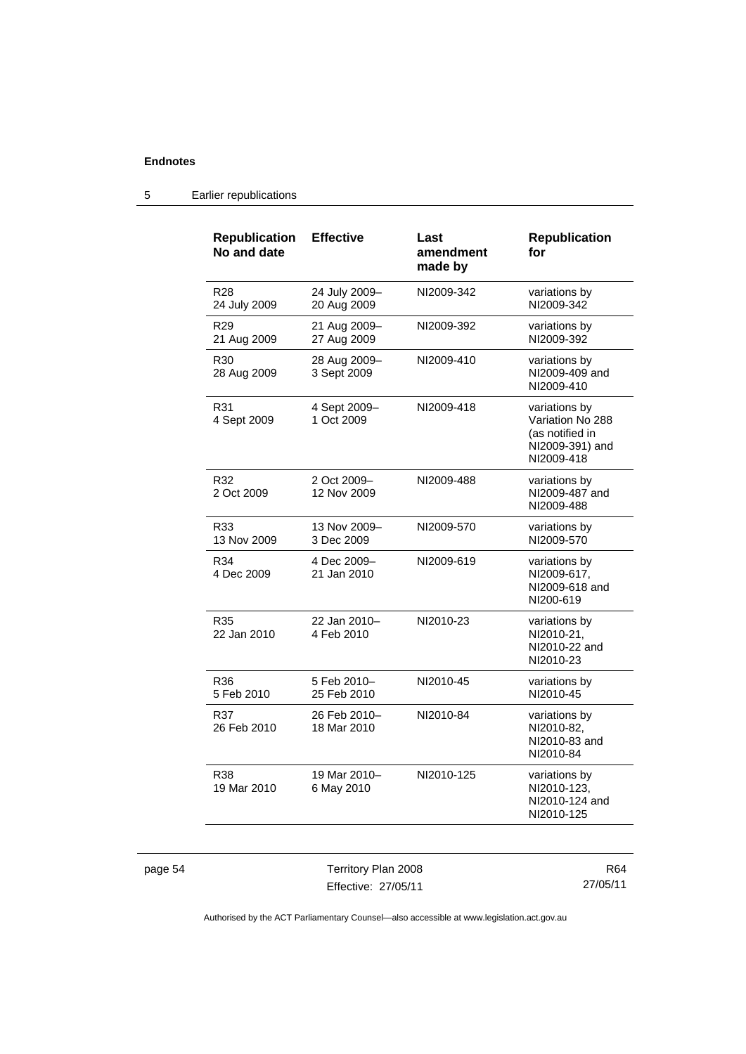## 5 Earlier republications

| Republication No and date | Effective | Last amendment made by | Republication for |
|---|---|---|---|
| R28 24 July 2009 | 24 July 2009– 20 Aug 2009 | NI2009-342 | variations by NI2009-342 |
| R29 21 Aug 2009 | 21 Aug 2009– 27 Aug 2009 | NI2009-392 | variations by NI2009-392 |
| R30 28 Aug 2009 | 28 Aug 2009– 3 Sept 2009 | NI2009-410 | variations by NI2009-409 and NI2009-410 |
| R31 4 Sept 2009 | 4 Sept 2009– 1 Oct 2009 | NI2009-418 | variations by Variation No 288 (as notified in NI2009-391) and NI2009-418 |
| R32 2 Oct 2009 | 2 Oct 2009– 12 Nov 2009 | NI2009-488 | variations by NI2009-487 and NI2009-488 |
| R33 13 Nov 2009 | 13 Nov 2009– 3 Dec 2009 | NI2009-570 | variations by NI2009-570 |
| R34 4 Dec 2009 | 4 Dec 2009– 21 Jan 2010 | NI2009-619 | variations by NI2009-617, NI2009-618 and NI200-619 |
| R35 22 Jan 2010 | 22 Jan 2010– 4 Feb 2010 | NI2010-23 | variations by NI2010-21, NI2010-22 and NI2010-23 |
| R36 5 Feb 2010 | 5 Feb 2010– 25 Feb 2010 | NI2010-45 | variations by NI2010-45 |
| R37 26 Feb 2010 | 26 Feb 2010– 18 Mar 2010 | NI2010-84 | variations by NI2010-82, NI2010-83 and NI2010-84 |
| R38 19 Mar 2010 | 19 Mar 2010– 6 May 2010 | NI2010-125 | variations by NI2010-123, NI2010-124 and NI2010-125 |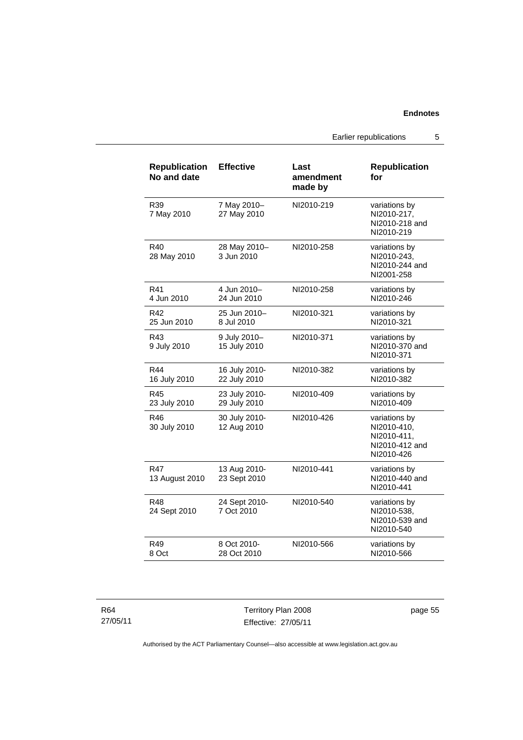| Republication No and date | Effective | Last amendment made by | Republication for |
|---|---|---|---|
| R39 7 May 2010 | 7 May 2010– 27 May 2010 | NI2010-219 | variations by NI2010-217, NI2010-218 and NI2010-219 |
| R40 28 May 2010 | 28 May 2010– 3 Jun 2010 | NI2010-258 | variations by NI2010-243, NI2010-244 and NI2001-258 |
| R41 4 Jun 2010 | 4 Jun 2010– 24 Jun 2010 | NI2010-258 | variations by NI2010-246 |
| R42 25 Jun 2010 | 25 Jun 2010– 8 Jul 2010 | NI2010-321 | variations by NI2010-321 |
| R43 9 July 2010 | 9 July 2010– 15 July 2010 | NI2010-371 | variations by NI2010-370 and NI2010-371 |
| R44 16 July 2010 | 16 July 2010- 22 July 2010 | NI2010-382 | variations by NI2010-382 |
| R45 23 July 2010 | 23 July 2010- 29 July 2010 | NI2010-409 | variations by NI2010-409 |
| R46 30 July 2010 | 30 July 2010- 12 Aug 2010 | NI2010-426 | variations by NI2010-410, NI2010-411, NI2010-412 and NI2010-426 |
| R47 13 August 2010 | 13 Aug 2010- 23 Sept 2010 | NI2010-441 | variations by NI2010-440 and NI2010-441 |
| R48 24 Sept 2010 | 24 Sept 2010- 7 Oct 2010 | NI2010-540 | variations by NI2010-538, NI2010-539 and NI2010-540 |
| R49 8 Oct | 8 Oct 2010- 28 Oct 2010 | NI2010-566 | variations by NI2010-566 |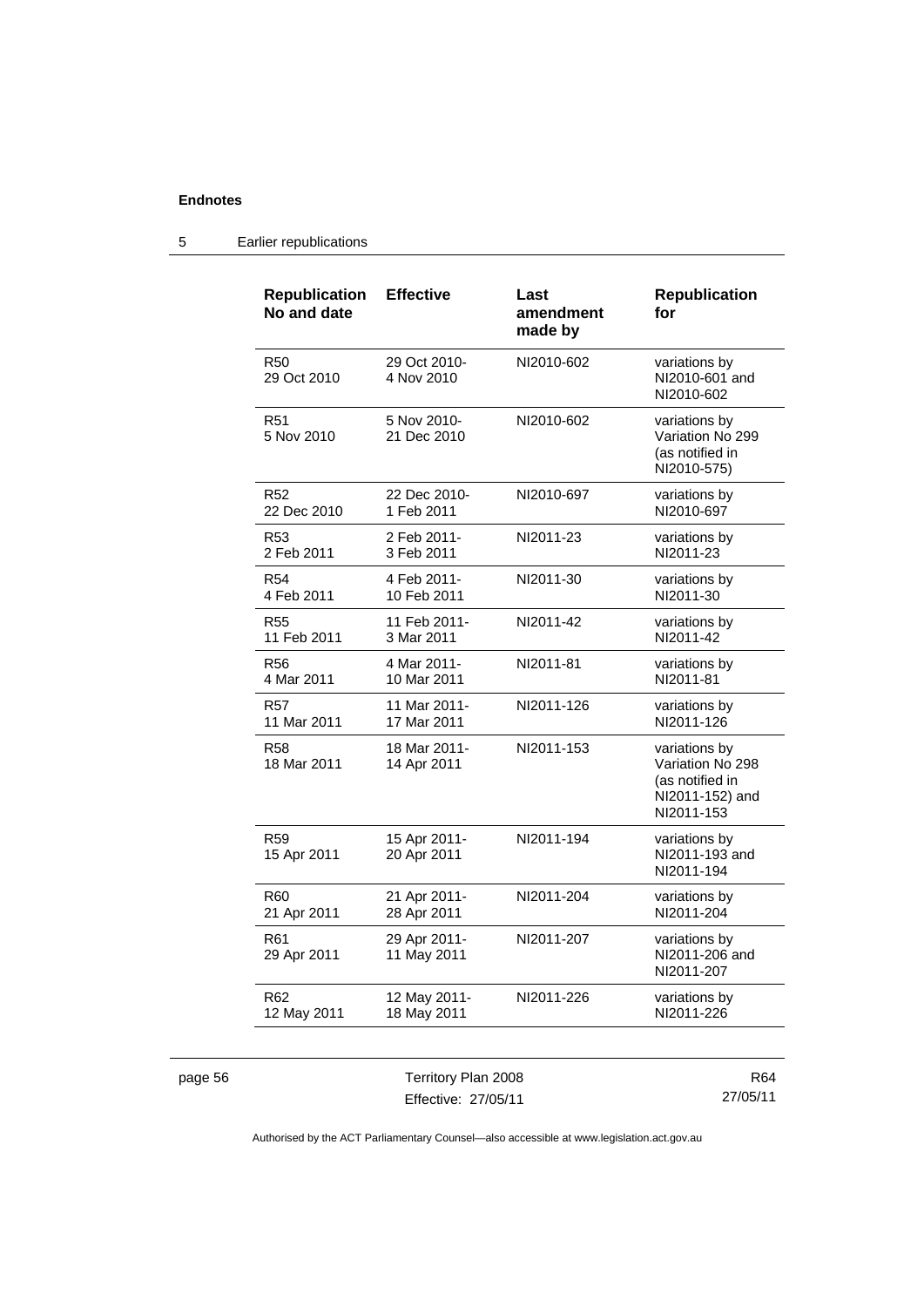## 5 Earlier republications

| Republication No and date | Effective | Last amendment made by | Republication for |
|---|---|---|---|
| R50 29 Oct 2010 | 29 Oct 2010- 4 Nov 2010 | NI2010-602 | variations by NI2010-601 and NI2010-602 |
| R51 5 Nov 2010 | 5 Nov 2010- 21 Dec 2010 | NI2010-602 | variations by Variation No 299 (as notified in NI2010-575) |
| R52 22 Dec 2010 | 22 Dec 2010- 1 Feb 2011 | NI2010-697 | variations by NI2010-697 |
| R53 2 Feb 2011 | 2 Feb 2011- 3 Feb 2011 | NI2011-23 | variations by NI2011-23 |
| R54 4 Feb 2011 | 4 Feb 2011- 10 Feb 2011 | NI2011-30 | variations by NI2011-30 |
| R55 11 Feb 2011 | 11 Feb 2011- 3 Mar 2011 | NI2011-42 | variations by NI2011-42 |
| R56 4 Mar 2011 | 4 Mar 2011- 10 Mar 2011 | NI2011-81 | variations by NI2011-81 |
| R57 11 Mar 2011 | 11 Mar 2011- 17 Mar 2011 | NI2011-126 | variations by NI2011-126 |
| R58 18 Mar 2011 | 18 Mar 2011- 14 Apr 2011 | NI2011-153 | variations by Variation No 298 (as notified in NI2011-152) and NI2011-153 |
| R59 15 Apr 2011 | 15 Apr 2011- 20 Apr 2011 | NI2011-194 | variations by NI2011-193 and NI2011-194 |
| R60 21 Apr 2011 | 21 Apr 2011- 28 Apr 2011 | NI2011-204 | variations by NI2011-204 |
| R61 29 Apr 2011 | 29 Apr 2011- 11 May 2011 | NI2011-207 | variations by NI2011-206 and NI2011-207 |
| R62 12 May 2011 | 12 May 2011- 18 May 2011 | NI2011-226 | variations by NI2011-226 |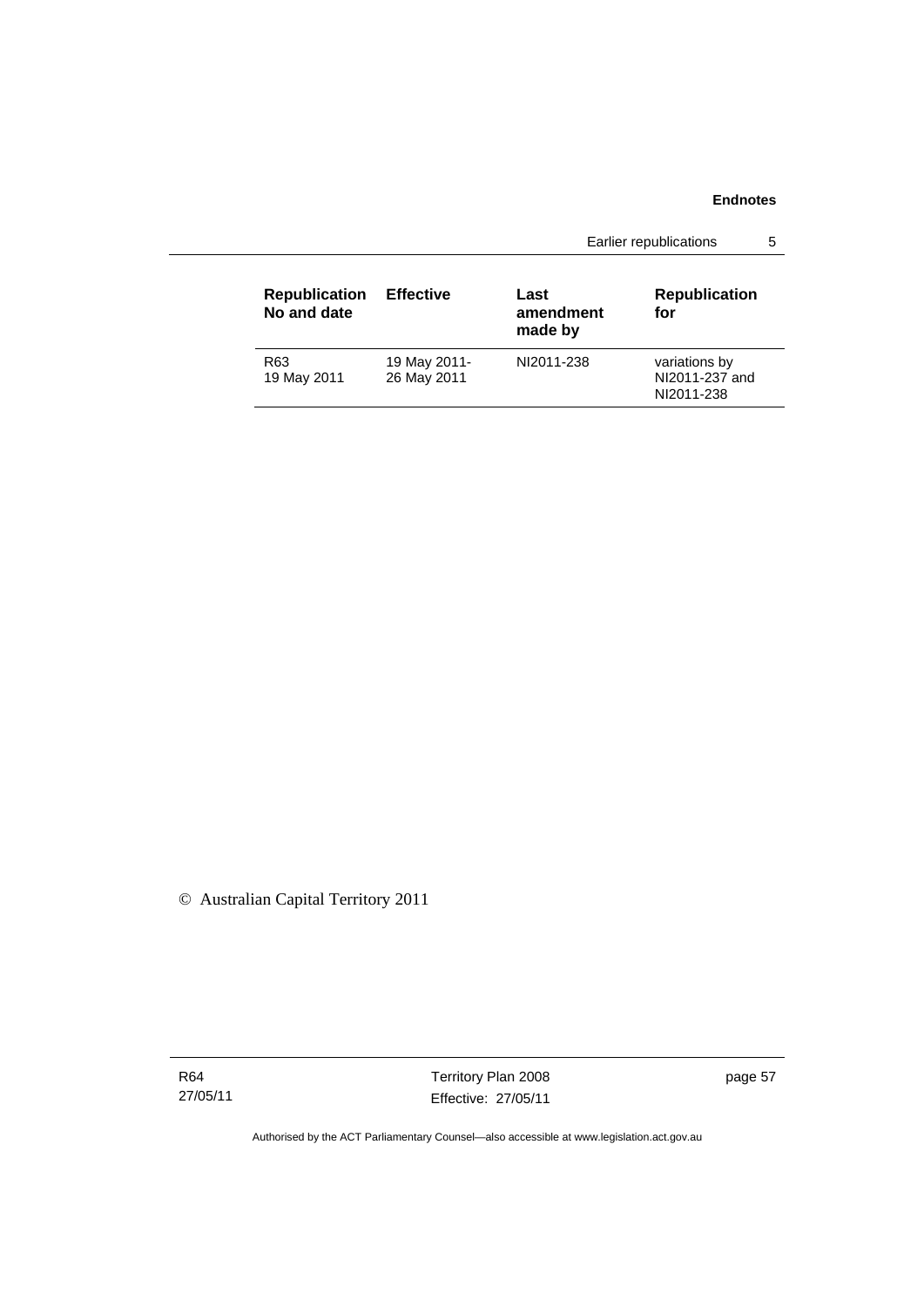| Republication No and date | Effective | Last amendment made by | Republication for |
|---|---|---|---|
| R63 19 May 2011 | 19 May 2011- 26 May 2011 | NI2011-238 | variations by NI2011-237 and NI2011-238 |

© Australian Capital Territory 2011